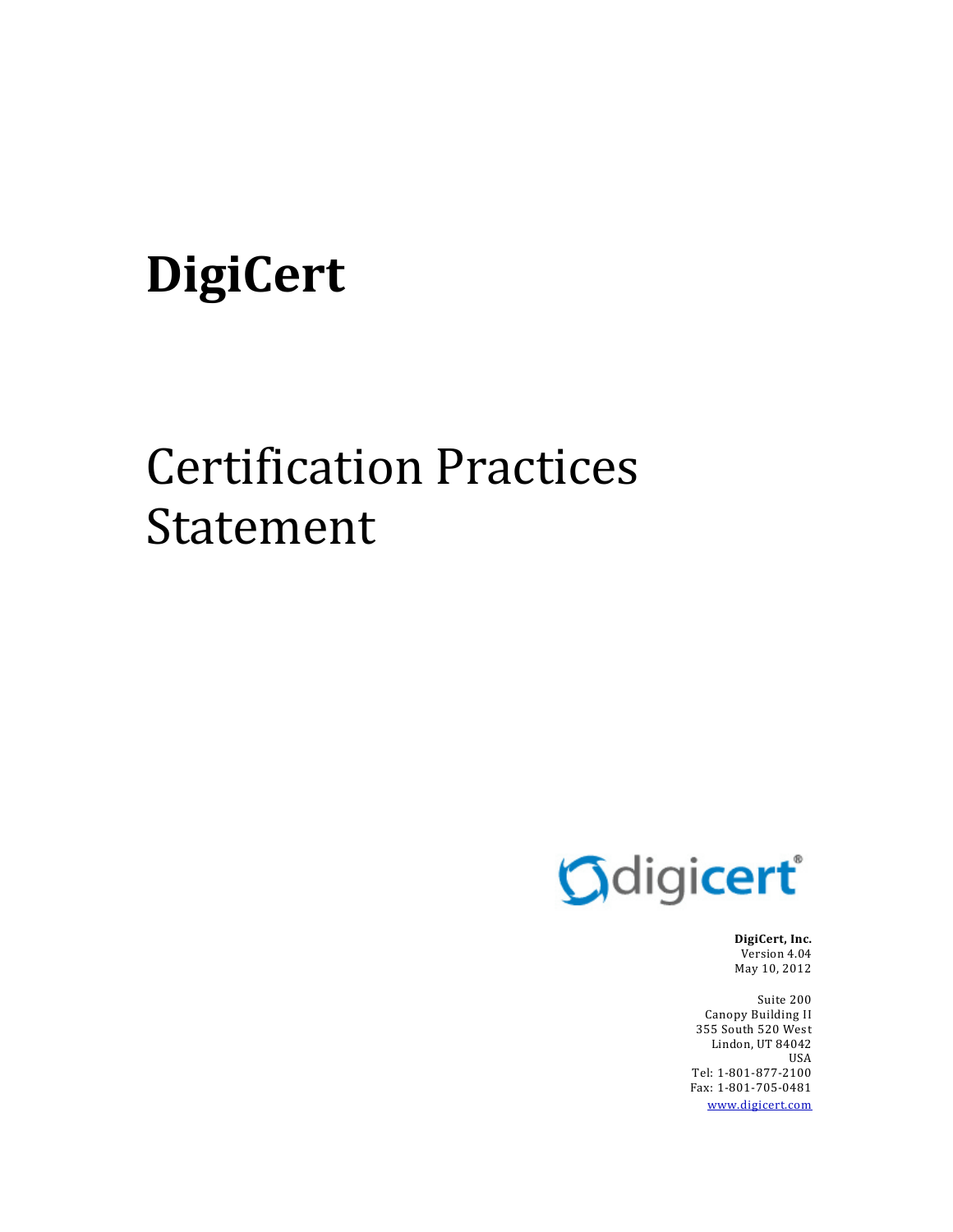# DigiCert

# Certification Practices Statement

**DigiCert, Inc.**
Version 4.04
May 10, 2012

Suite 200
Canopy Building II
355 South 520 West
Lindon, UT 84042
USA
Tel: 1-801-877-2100
Fax: 1-801-705-0481
www.digicert.com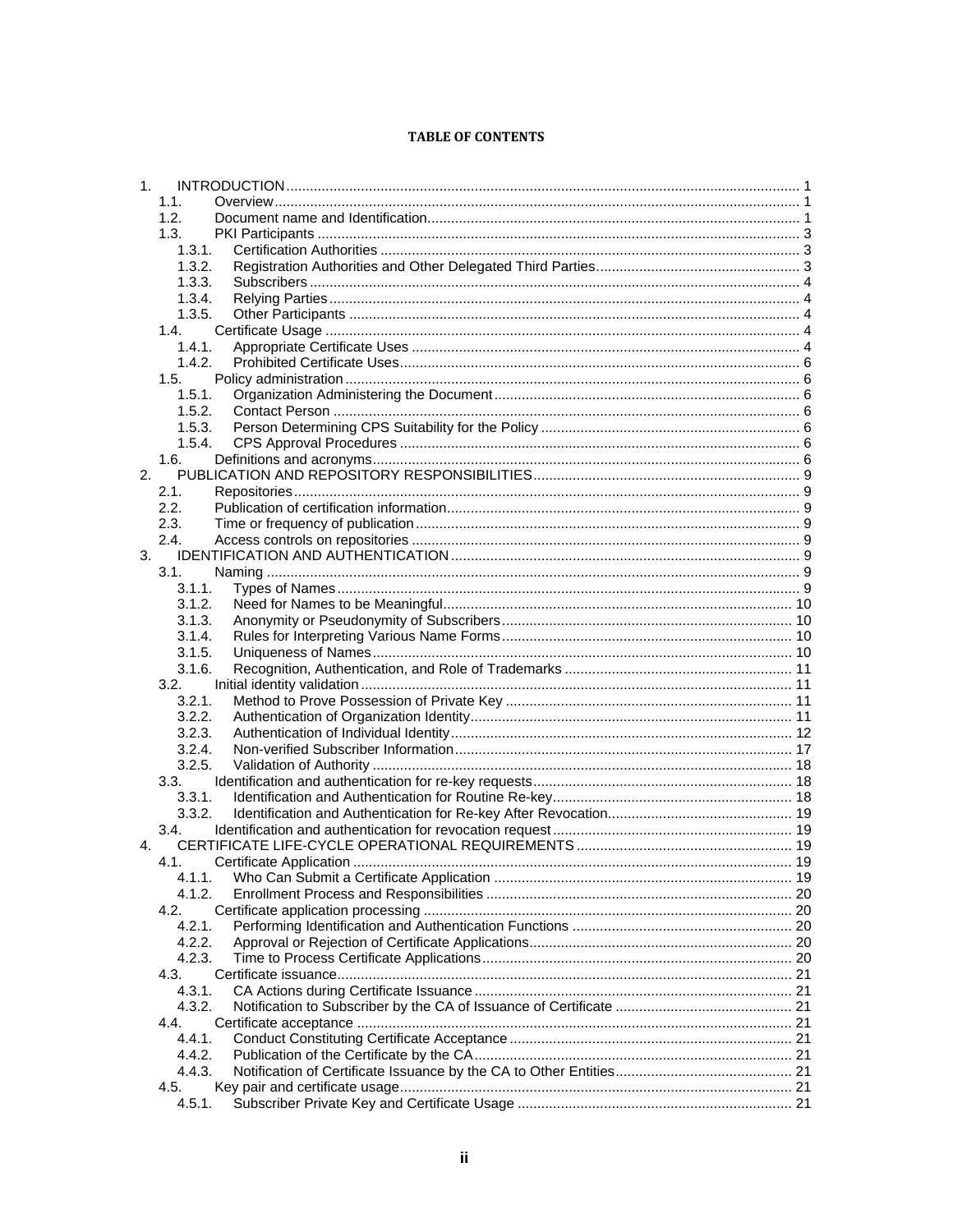**TABLE OF CONTENTS**

1. INTRODUCTION ..... 1
   - 1.1. Overview ..... 1
   - 1.2. Document name and Identification ..... 1
   - 1.3. PKI Participants ..... 3
     - 1.3.1. Certification Authorities ..... 3
     - 1.3.2. Registration Authorities and Other Delegated Third Parties ..... 3
     - 1.3.3. Subscribers ..... 4
     - 1.3.4. Relying Parties ..... 4
     - 1.3.5. Other Participants ..... 4
   - 1.4. Certificate Usage ..... 4
     - 1.4.1. Appropriate Certificate Uses ..... 4
     - 1.4.2. Prohibited Certificate Uses ..... 6
   - 1.5. Policy administration ..... 6
     - 1.5.1. Organization Administering the Document ..... 6
     - 1.5.2. Contact Person ..... 6
     - 1.5.3. Person Determining CPS Suitability for the Policy ..... 6
     - 1.5.4. CPS Approval Procedures ..... 6
   - 1.6. Definitions and acronyms ..... 6
2. PUBLICATION AND REPOSITORY RESPONSIBILITIES ..... 9
   - 2.1. Repositories ..... 9
   - 2.2. Publication of certification information ..... 9
   - 2.3. Time or frequency of publication ..... 9
   - 2.4. Access controls on repositories ..... 9
3. IDENTIFICATION AND AUTHENTICATION ..... 9
   - 3.1. Naming ..... 9
     - 3.1.1. Types of Names ..... 9
     - 3.1.2. Need for Names to be Meaningful ..... 10
     - 3.1.3. Anonymity or Pseudonymity of Subscribers ..... 10
     - 3.1.4. Rules for Interpreting Various Name Forms ..... 10
     - 3.1.5. Uniqueness of Names ..... 10
     - 3.1.6. Recognition, Authentication, and Role of Trademarks ..... 11
   - 3.2. Initial identity validation ..... 11
     - 3.2.1. Method to Prove Possession of Private Key ..... 11
     - 3.2.2. Authentication of Organization Identity ..... 11
     - 3.2.3. Authentication of Individual Identity ..... 12
     - 3.2.4. Non-verified Subscriber Information ..... 17
     - 3.2.5. Validation of Authority ..... 18
   - 3.3. Identification and authentication for re-key requests ..... 18
     - 3.3.1. Identification and Authentication for Routine Re-key ..... 18
     - 3.3.2. Identification and Authentication for Re-key After Revocation ..... 19
   - 3.4. Identification and authentication for revocation request ..... 19
4. CERTIFICATE LIFE-CYCLE OPERATIONAL REQUIREMENTS ..... 19
   - 4.1. Certificate Application ..... 19
     - 4.1.1. Who Can Submit a Certificate Application ..... 19
     - 4.1.2. Enrollment Process and Responsibilities ..... 20
   - 4.2. Certificate application processing ..... 20
     - 4.2.1. Performing Identification and Authentication Functions ..... 20
     - 4.2.2. Approval or Rejection of Certificate Applications ..... 20
     - 4.2.3. Time to Process Certificate Applications ..... 20
   - 4.3. Certificate issuance ..... 21
     - 4.3.1. CA Actions during Certificate Issuance ..... 21
     - 4.3.2. Notification to Subscriber by the CA of Issuance of Certificate ..... 21
   - 4.4. Certificate acceptance ..... 21
     - 4.4.1. Conduct Constituting Certificate Acceptance ..... 21
     - 4.4.2. Publication of the Certificate by the CA ..... 21
     - 4.4.3. Notification of Certificate Issuance by the CA to Other Entities ..... 21
   - 4.5. Key pair and certificate usage ..... 21
     - 4.5.1. Subscriber Private Key and Certificate Usage ..... 21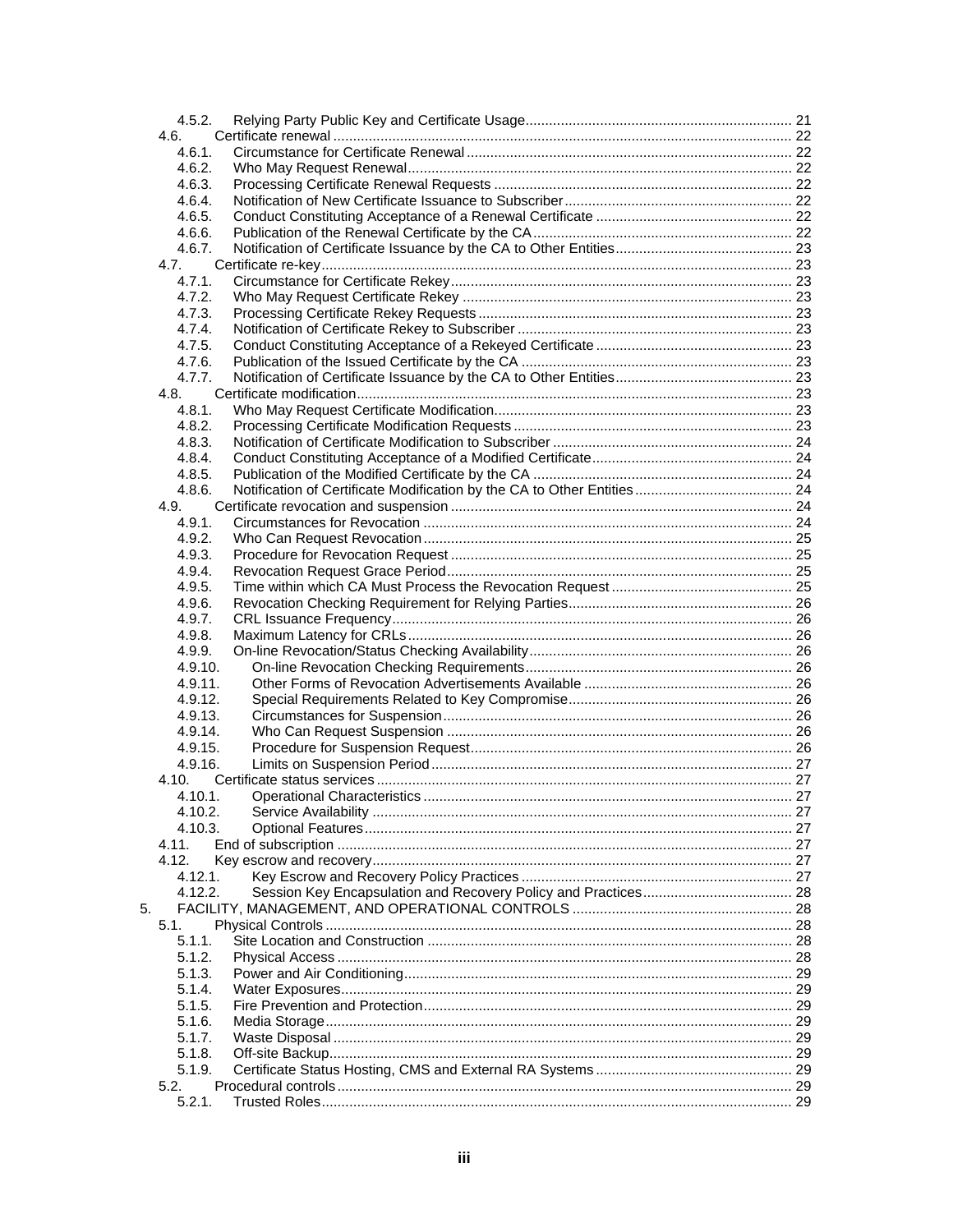4.5.2. Relying Party Public Key and Certificate Usage ... 21
4.6. Certificate renewal ... 22
4.6.1. Circumstance for Certificate Renewal ... 22
4.6.2. Who May Request Renewal ... 22
4.6.3. Processing Certificate Renewal Requests ... 22
4.6.4. Notification of New Certificate Issuance to Subscriber ... 22
4.6.5. Conduct Constituting Acceptance of a Renewal Certificate ... 22
4.6.6. Publication of the Renewal Certificate by the CA ... 22
4.6.7. Notification of Certificate Issuance by the CA to Other Entities ... 23
4.7. Certificate re-key ... 23
4.7.1. Circumstance for Certificate Rekey ... 23
4.7.2. Who May Request Certificate Rekey ... 23
4.7.3. Processing Certificate Rekey Requests ... 23
4.7.4. Notification of Certificate Rekey to Subscriber ... 23
4.7.5. Conduct Constituting Acceptance of a Rekeyed Certificate ... 23
4.7.6. Publication of the Issued Certificate by the CA ... 23
4.7.7. Notification of Certificate Issuance by the CA to Other Entities ... 23
4.8. Certificate modification ... 23
4.8.1. Who May Request Certificate Modification ... 23
4.8.2. Processing Certificate Modification Requests ... 23
4.8.3. Notification of Certificate Modification to Subscriber ... 24
4.8.4. Conduct Constituting Acceptance of a Modified Certificate ... 24
4.8.5. Publication of the Modified Certificate by the CA ... 24
4.8.6. Notification of Certificate Modification by the CA to Other Entities ... 24
4.9. Certificate revocation and suspension ... 24
4.9.1. Circumstances for Revocation ... 24
4.9.2. Who Can Request Revocation ... 25
4.9.3. Procedure for Revocation Request ... 25
4.9.4. Revocation Request Grace Period ... 25
4.9.5. Time within which CA Must Process the Revocation Request ... 25
4.9.6. Revocation Checking Requirement for Relying Parties ... 26
4.9.7. CRL Issuance Frequency ... 26
4.9.8. Maximum Latency for CRLs ... 26
4.9.9. On-line Revocation/Status Checking Availability ... 26
4.9.10. On-line Revocation Checking Requirements ... 26
4.9.11. Other Forms of Revocation Advertisements Available ... 26
4.9.12. Special Requirements Related to Key Compromise ... 26
4.9.13. Circumstances for Suspension ... 26
4.9.14. Who Can Request Suspension ... 26
4.9.15. Procedure for Suspension Request ... 26
4.9.16. Limits on Suspension Period ... 27
4.10. Certificate status services ... 27
4.10.1. Operational Characteristics ... 27
4.10.2. Service Availability ... 27
4.10.3. Optional Features ... 27
4.11. End of subscription ... 27
4.12. Key escrow and recovery ... 27
4.12.1. Key Escrow and Recovery Policy Practices ... 27
4.12.2. Session Key Encapsulation and Recovery Policy and Practices ... 28
5. FACILITY, MANAGEMENT, AND OPERATIONAL CONTROLS ... 28
5.1. Physical Controls ... 28
5.1.1. Site Location and Construction ... 28
5.1.2. Physical Access ... 28
5.1.3. Power and Air Conditioning ... 29
5.1.4. Water Exposures ... 29
5.1.5. Fire Prevention and Protection ... 29
5.1.6. Media Storage ... 29
5.1.7. Waste Disposal ... 29
5.1.8. Off-site Backup ... 29
5.1.9. Certificate Status Hosting, CMS and External RA Systems ... 29
5.2. Procedural controls ... 29
5.2.1. Trusted Roles ... 29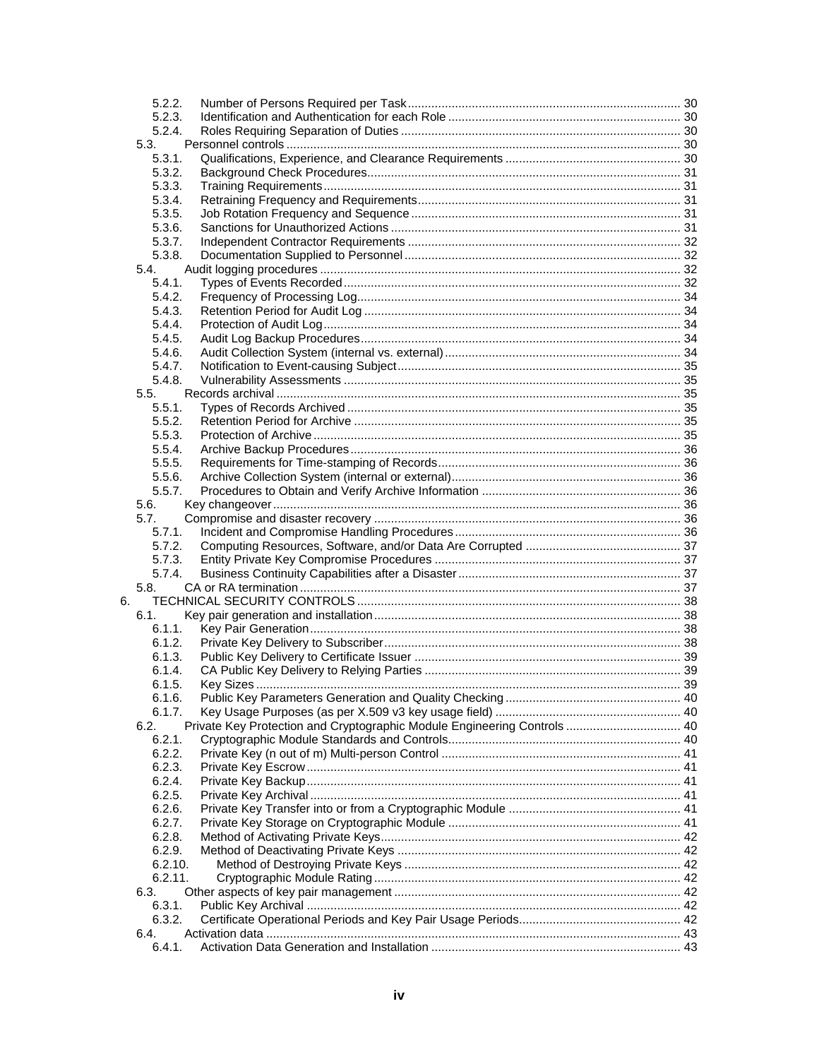- 5.2.2. Number of Persons Required per Task ... 30
- 5.2.3. Identification and Authentication for each Role ... 30
- 5.2.4. Roles Requiring Separation of Duties ... 30
- 5.3. Personnel controls ... 30
  - 5.3.1. Qualifications, Experience, and Clearance Requirements ... 30
  - 5.3.2. Background Check Procedures ... 31
  - 5.3.3. Training Requirements ... 31
  - 5.3.4. Retraining Frequency and Requirements ... 31
  - 5.3.5. Job Rotation Frequency and Sequence ... 31
  - 5.3.6. Sanctions for Unauthorized Actions ... 31
  - 5.3.7. Independent Contractor Requirements ... 32
  - 5.3.8. Documentation Supplied to Personnel ... 32
- 5.4. Audit logging procedures ... 32
  - 5.4.1. Types of Events Recorded ... 32
  - 5.4.2. Frequency of Processing Log ... 34
  - 5.4.3. Retention Period for Audit Log ... 34
  - 5.4.4. Protection of Audit Log ... 34
  - 5.4.5. Audit Log Backup Procedures ... 34
  - 5.4.6. Audit Collection System (internal vs. external) ... 34
  - 5.4.7. Notification to Event-causing Subject ... 35
  - 5.4.8. Vulnerability Assessments ... 35
- 5.5. Records archival ... 35
  - 5.5.1. Types of Records Archived ... 35
  - 5.5.2. Retention Period for Archive ... 35
  - 5.5.3. Protection of Archive ... 35
  - 5.5.4. Archive Backup Procedures ... 36
  - 5.5.5. Requirements for Time-stamping of Records ... 36
  - 5.5.6. Archive Collection System (internal or external) ... 36
  - 5.5.7. Procedures to Obtain and Verify Archive Information ... 36
- 5.6. Key changeover ... 36
- 5.7. Compromise and disaster recovery ... 36
  - 5.7.1. Incident and Compromise Handling Procedures ... 36
  - 5.7.2. Computing Resources, Software, and/or Data Are Corrupted ... 37
  - 5.7.3. Entity Private Key Compromise Procedures ... 37
  - 5.7.4. Business Continuity Capabilities after a Disaster ... 37
- 5.8. CA or RA termination ... 37

6. TECHNICAL SECURITY CONTROLS ... 38
- 6.1. Key pair generation and installation ... 38
  - 6.1.1. Key Pair Generation ... 38
  - 6.1.2. Private Key Delivery to Subscriber ... 38
  - 6.1.3. Public Key Delivery to Certificate Issuer ... 39
  - 6.1.4. CA Public Key Delivery to Relying Parties ... 39
  - 6.1.5. Key Sizes ... 39
  - 6.1.6. Public Key Parameters Generation and Quality Checking ... 40
  - 6.1.7. Key Usage Purposes (as per X.509 v3 key usage field) ... 40
- 6.2. Private Key Protection and Cryptographic Module Engineering Controls ... 40
  - 6.2.1. Cryptographic Module Standards and Controls ... 40
  - 6.2.2. Private Key (n out of m) Multi-person Control ... 41
  - 6.2.3. Private Key Escrow ... 41
  - 6.2.4. Private Key Backup ... 41
  - 6.2.5. Private Key Archival ... 41
  - 6.2.6. Private Key Transfer into or from a Cryptographic Module ... 41
  - 6.2.7. Private Key Storage on Cryptographic Module ... 41
  - 6.2.8. Method of Activating Private Keys ... 42
  - 6.2.9. Method of Deactivating Private Keys ... 42
  - 6.2.10. Method of Destroying Private Keys ... 42
  - 6.2.11. Cryptographic Module Rating ... 42
- 6.3. Other aspects of key pair management ... 42
  - 6.3.1. Public Key Archival ... 42
  - 6.3.2. Certificate Operational Periods and Key Pair Usage Periods ... 42
- 6.4. Activation data ... 43
  - 6.4.1. Activation Data Generation and Installation ... 43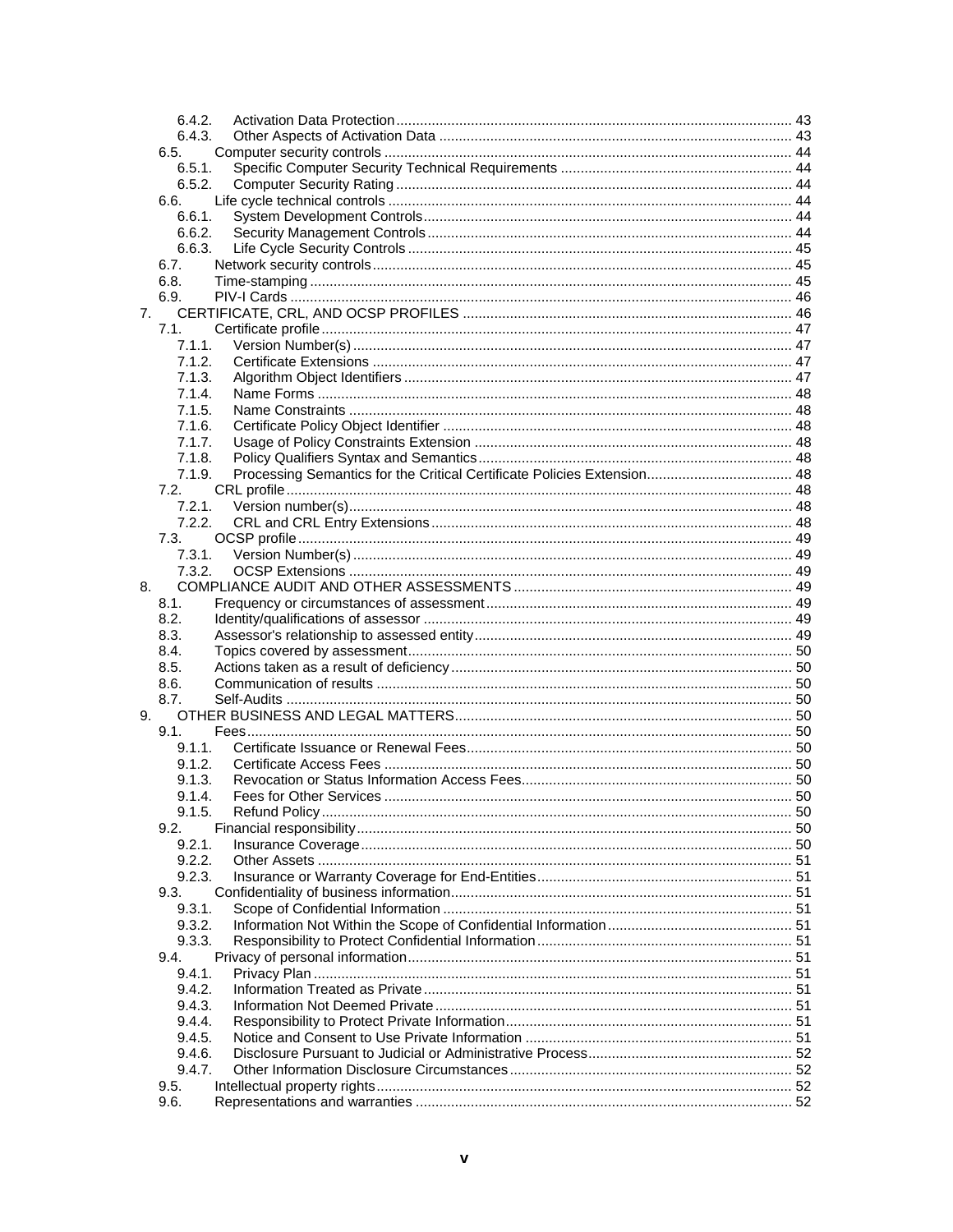6.4.2. Activation Data Protection ........................................................ 43
6.4.3. Other Aspects of Activation Data ........................................................ 43
6.5. Computer security controls ........................................................ 44
6.5.1. Specific Computer Security Technical Requirements ........................................................ 44
6.5.2. Computer Security Rating ........................................................ 44
6.6. Life cycle technical controls ........................................................ 44
6.6.1. System Development Controls ........................................................ 44
6.6.2. Security Management Controls ........................................................ 44
6.6.3. Life Cycle Security Controls ........................................................ 45
6.7. Network security controls ........................................................ 45
6.8. Time-stamping ........................................................ 45
6.9. PIV-I Cards ........................................................ 46
7. CERTIFICATE, CRL, AND OCSP PROFILES ........................................................ 46
7.1. Certificate profile ........................................................ 47
7.1.1. Version Number(s) ........................................................ 47
7.1.2. Certificate Extensions ........................................................ 47
7.1.3. Algorithm Object Identifiers ........................................................ 47
7.1.4. Name Forms ........................................................ 48
7.1.5. Name Constraints ........................................................ 48
7.1.6. Certificate Policy Object Identifier ........................................................ 48
7.1.7. Usage of Policy Constraints Extension ........................................................ 48
7.1.8. Policy Qualifiers Syntax and Semantics ........................................................ 48
7.1.9. Processing Semantics for the Critical Certificate Policies Extension ........................................................ 48
7.2. CRL profile ........................................................ 48
7.2.1. Version number(s) ........................................................ 48
7.2.2. CRL and CRL Entry Extensions ........................................................ 48
7.3. OCSP profile ........................................................ 49
7.3.1. Version Number(s) ........................................................ 49
7.3.2. OCSP Extensions ........................................................ 49
8. COMPLIANCE AUDIT AND OTHER ASSESSMENTS ........................................................ 49
8.1. Frequency or circumstances of assessment ........................................................ 49
8.2. Identity/qualifications of assessor ........................................................ 49
8.3. Assessor's relationship to assessed entity ........................................................ 49
8.4. Topics covered by assessment ........................................................ 50
8.5. Actions taken as a result of deficiency ........................................................ 50
8.6. Communication of results ........................................................ 50
8.7. Self-Audits ........................................................ 50
9. OTHER BUSINESS AND LEGAL MATTERS ........................................................ 50
9.1. Fees ........................................................ 50
9.1.1. Certificate Issuance or Renewal Fees ........................................................ 50
9.1.2. Certificate Access Fees ........................................................ 50
9.1.3. Revocation or Status Information Access Fees ........................................................ 50
9.1.4. Fees for Other Services ........................................................ 50
9.1.5. Refund Policy ........................................................ 50
9.2. Financial responsibility ........................................................ 50
9.2.1. Insurance Coverage ........................................................ 50
9.2.2. Other Assets ........................................................ 51
9.2.3. Insurance or Warranty Coverage for End-Entities ........................................................ 51
9.3. Confidentiality of business information ........................................................ 51
9.3.1. Scope of Confidential Information ........................................................ 51
9.3.2. Information Not Within the Scope of Confidential Information ........................................................ 51
9.3.3. Responsibility to Protect Confidential Information ........................................................ 51
9.4. Privacy of personal information ........................................................ 51
9.4.1. Privacy Plan ........................................................ 51
9.4.2. Information Treated as Private ........................................................ 51
9.4.3. Information Not Deemed Private ........................................................ 51
9.4.4. Responsibility to Protect Private Information ........................................................ 51
9.4.5. Notice and Consent to Use Private Information ........................................................ 51
9.4.6. Disclosure Pursuant to Judicial or Administrative Process ........................................................ 52
9.4.7. Other Information Disclosure Circumstances ........................................................ 52
9.5. Intellectual property rights ........................................................ 52
9.6. Representations and warranties ........................................................ 52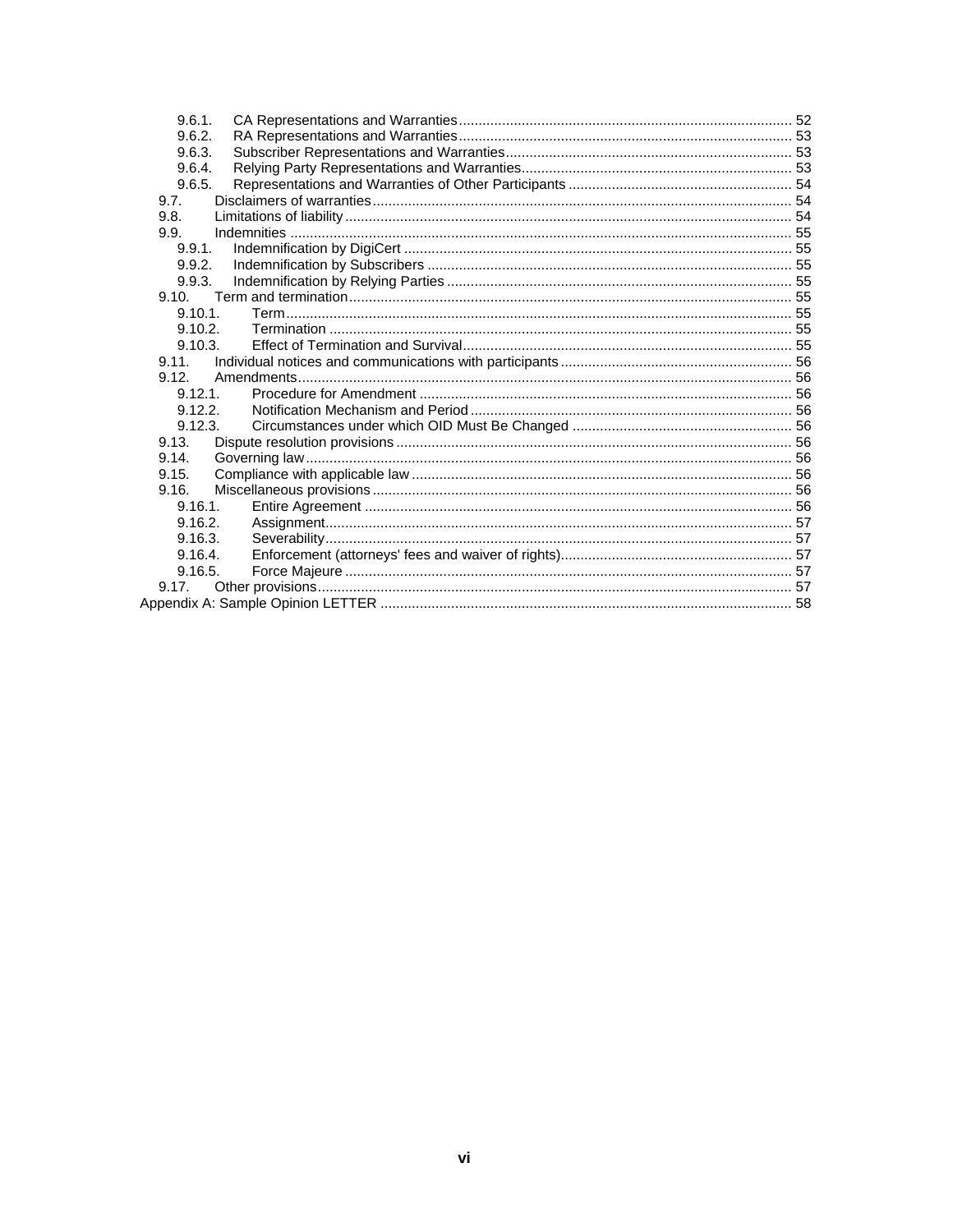- 9.6.1. CA Representations and Warranties ........ 52
- 9.6.2. RA Representations and Warranties ........ 53
- 9.6.3. Subscriber Representations and Warranties ........ 53
- 9.6.4. Relying Party Representations and Warranties ........ 53
- 9.6.5. Representations and Warranties of Other Participants ........ 54
- 9.7. Disclaimers of warranties ........ 54
- 9.8. Limitations of liability ........ 54
- 9.9. Indemnities ........ 55
  - 9.9.1. Indemnification by DigiCert ........ 55
  - 9.9.2. Indemnification by Subscribers ........ 55
  - 9.9.3. Indemnification by Relying Parties ........ 55
- 9.10. Term and termination ........ 55
  - 9.10.1. Term ........ 55
  - 9.10.2. Termination ........ 55
  - 9.10.3. Effect of Termination and Survival ........ 55
- 9.11. Individual notices and communications with participants ........ 56
- 9.12. Amendments ........ 56
  - 9.12.1. Procedure for Amendment ........ 56
  - 9.12.2. Notification Mechanism and Period ........ 56
  - 9.12.3. Circumstances under which OID Must Be Changed ........ 56
- 9.13. Dispute resolution provisions ........ 56
- 9.14. Governing law ........ 56
- 9.15. Compliance with applicable law ........ 56
- 9.16. Miscellaneous provisions ........ 56
  - 9.16.1. Entire Agreement ........ 56
  - 9.16.2. Assignment ........ 57
  - 9.16.3. Severability ........ 57
  - 9.16.4. Enforcement (attorneys' fees and waiver of rights) ........ 57
  - 9.16.5. Force Majeure ........ 57
- 9.17. Other provisions ........ 57

Appendix A: Sample Opinion LETTER ........ 58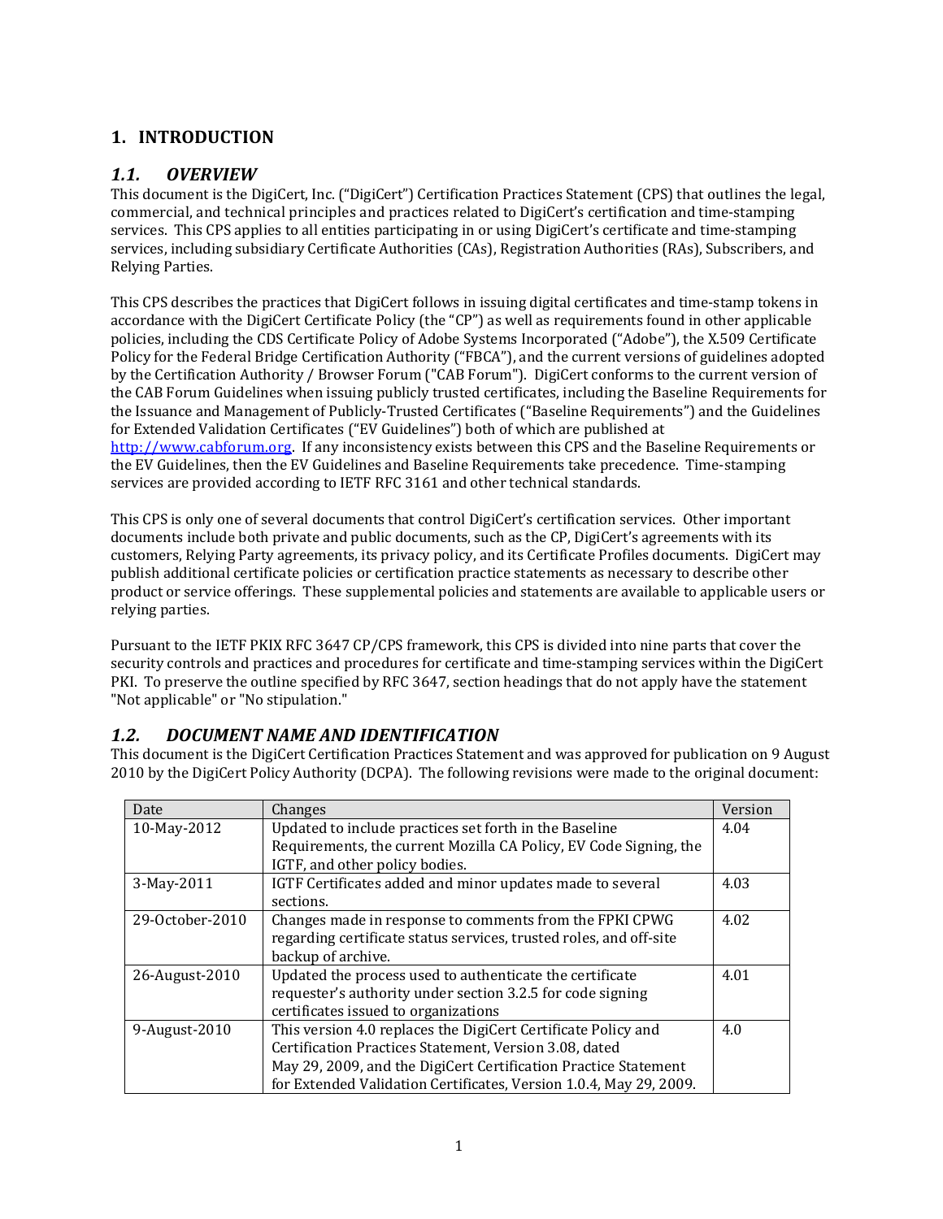## 1. INTRODUCTION

### *1.1. OVERVIEW*

This document is the DigiCert, Inc. ("DigiCert") Certification Practices Statement (CPS) that outlines the legal, commercial, and technical principles and practices related to DigiCert's certification and time-stamping services. This CPS applies to all entities participating in or using DigiCert's certificate and time-stamping services, including subsidiary Certificate Authorities (CAs), Registration Authorities (RAs), Subscribers, and Relying Parties.

This CPS describes the practices that DigiCert follows in issuing digital certificates and time-stamp tokens in accordance with the DigiCert Certificate Policy (the "CP") as well as requirements found in other applicable policies, including the CDS Certificate Policy of Adobe Systems Incorporated ("Adobe"), the X.509 Certificate Policy for the Federal Bridge Certification Authority ("FBCA"), and the current versions of guidelines adopted by the Certification Authority / Browser Forum ("CAB Forum"). DigiCert conforms to the current version of the CAB Forum Guidelines when issuing publicly trusted certificates, including the Baseline Requirements for the Issuance and Management of Publicly-Trusted Certificates ("Baseline Requirements") and the Guidelines for Extended Validation Certificates ("EV Guidelines") both of which are published at http://www.cabforum.org. If any inconsistency exists between this CPS and the Baseline Requirements or the EV Guidelines, then the EV Guidelines and Baseline Requirements take precedence. Time-stamping services are provided according to IETF RFC 3161 and other technical standards.

This CPS is only one of several documents that control DigiCert's certification services. Other important documents include both private and public documents, such as the CP, DigiCert's agreements with its customers, Relying Party agreements, its privacy policy, and its Certificate Profiles documents. DigiCert may publish additional certificate policies or certification practice statements as necessary to describe other product or service offerings. These supplemental policies and statements are available to applicable users or relying parties.

Pursuant to the IETF PKIX RFC 3647 CP/CPS framework, this CPS is divided into nine parts that cover the security controls and practices and procedures for certificate and time-stamping services within the DigiCert PKI. To preserve the outline specified by RFC 3647, section headings that do not apply have the statement "Not applicable" or "No stipulation."

### *1.2. DOCUMENT NAME AND IDENTIFICATION*

This document is the DigiCert Certification Practices Statement and was approved for publication on 9 August 2010 by the DigiCert Policy Authority (DCPA). The following revisions were made to the original document:

| Date | Changes | Version |
|---|---|---|
| 10-May-2012 | Updated to include practices set forth in the Baseline Requirements, the current Mozilla CA Policy, EV Code Signing, the IGTF, and other policy bodies. | 4.04 |
| 3-May-2011 | IGTF Certificates added and minor updates made to several sections. | 4.03 |
| 29-October-2010 | Changes made in response to comments from the FPKI CPWG regarding certificate status services, trusted roles, and off-site backup of archive. | 4.02 |
| 26-August-2010 | Updated the process used to authenticate the certificate requester's authority under section 3.2.5 for code signing certificates issued to organizations | 4.01 |
| 9-August-2010 | This version 4.0 replaces the DigiCert Certificate Policy and Certification Practices Statement, Version 3.08, dated May 29, 2009, and the DigiCert Certification Practice Statement for Extended Validation Certificates, Version 1.0.4, May 29, 2009. | 4.0 |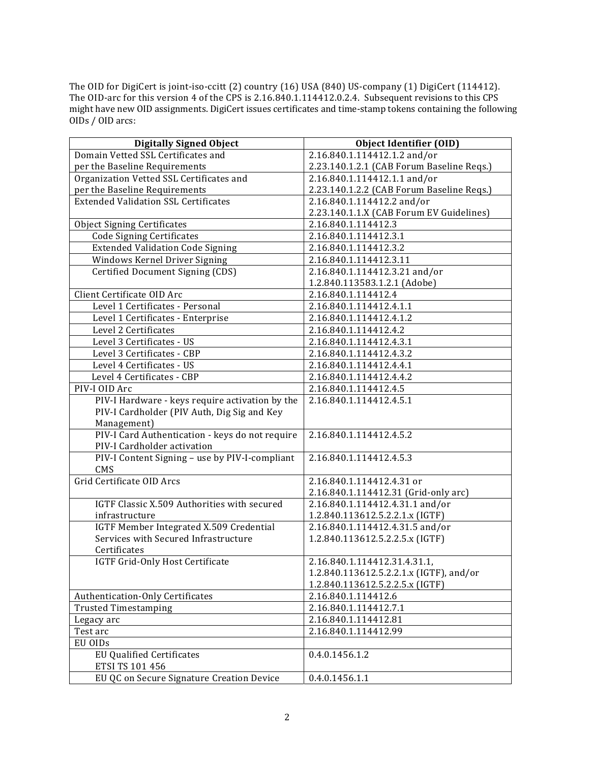The OID for DigiCert is joint-iso-ccitt (2) country (16) USA (840) US-company (1) DigiCert (114412). The OID-arc for this version 4 of the CPS is 2.16.840.1.114412.0.2.4. Subsequent revisions to this CPS might have new OID assignments. DigiCert issues certificates and time-stamp tokens containing the following OIDs / OID arcs:

| Digitally Signed Object | Object Identifier (OID) |
|---|---|
| Domain Vetted SSL Certificates and per the Baseline Requirements | 2.16.840.1.114412.1.2 and/or 2.23.140.1.2.1 (CAB Forum Baseline Reqs.) |
| Organization Vetted SSL Certificates and per the Baseline Requirements | 2.16.840.1.114412.1.1 and/or 2.23.140.1.2.2 (CAB Forum Baseline Reqs.) |
| Extended Validation SSL Certificates | 2.16.840.1.114412.2 and/or 2.23.140.1.1.X (CAB Forum EV Guidelines) |
| Object Signing Certificates | 2.16.840.1.114412.3 |
| Code Signing Certificates | 2.16.840.1.114412.3.1 |
| Extended Validation Code Signing | 2.16.840.1.114412.3.2 |
| Windows Kernel Driver Signing | 2.16.840.1.114412.3.11 |
| Certified Document Signing (CDS) | 2.16.840.1.114412.3.21 and/or 1.2.840.113583.1.2.1 (Adobe) |
| Client Certificate OID Arc | 2.16.840.1.114412.4 |
| Level 1 Certificates - Personal | 2.16.840.1.114412.4.1.1 |
| Level 1 Certificates - Enterprise | 2.16.840.1.114412.4.1.2 |
| Level 2 Certificates | 2.16.840.1.114412.4.2 |
| Level 3 Certificates - US | 2.16.840.1.114412.4.3.1 |
| Level 3 Certificates - CBP | 2.16.840.1.114412.4.3.2 |
| Level 4 Certificates - US | 2.16.840.1.114412.4.4.1 |
| Level 4 Certificates - CBP | 2.16.840.1.114412.4.4.2 |
| PIV-I OID Arc | 2.16.840.1.114412.4.5 |
| PIV-I Hardware - keys require activation by the PIV-I Cardholder (PIV Auth, Dig Sig and Key Management) | 2.16.840.1.114412.4.5.1 |
| PIV-I Card Authentication - keys do not require PIV-I Cardholder activation | 2.16.840.1.114412.4.5.2 |
| PIV-I Content Signing – use by PIV-I-compliant CMS | 2.16.840.1.114412.4.5.3 |
| Grid Certificate OID Arcs | 2.16.840.1.114412.4.31 or 2.16.840.1.114412.31 (Grid-only arc) |
| IGTF Classic X.509 Authorities with secured infrastructure | 2.16.840.1.114412.4.31.1 and/or 1.2.840.113612.5.2.2.1.x (IGTF) |
| IGTF Member Integrated X.509 Credential Services with Secured Infrastructure Certificates | 2.16.840.1.114412.4.31.5 and/or 1.2.840.113612.5.2.2.5.x (IGTF) |
| IGTF Grid-Only Host Certificate | 2.16.840.1.114412.31.4.31.1, 1.2.840.113612.5.2.2.1.x (IGTF), and/or 1.2.840.113612.5.2.2.5.x (IGTF) |
| Authentication-Only Certificates | 2.16.840.1.114412.6 |
| Trusted Timestamping | 2.16.840.1.114412.7.1 |
| Legacy arc | 2.16.840.1.114412.81 |
| Test arc | 2.16.840.1.114412.99 |
| EU OIDs | |
| EU Qualified Certificates ETSI TS 101 456 | 0.4.0.1456.1.2 |
| EU QC on Secure Signature Creation Device | 0.4.0.1456.1.1 |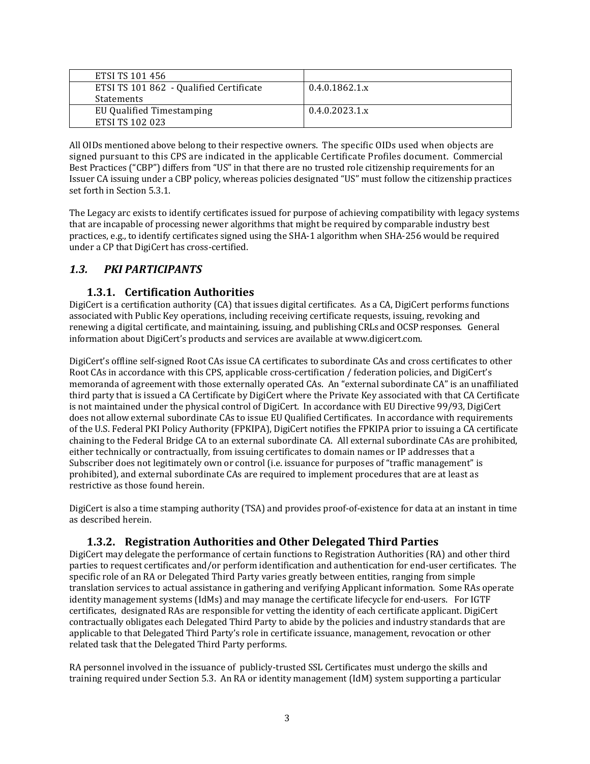| ETSI TS 101 456 | |
|---|---|
| ETSI TS 101 862 - Qualified Certificate Statements | 0.4.0.1862.1.x |
| EU Qualified Timestamping ETSI TS 102 023 | 0.4.0.2023.1.x |

All OIDs mentioned above belong to their respective owners. The specific OIDs used when objects are signed pursuant to this CPS are indicated in the applicable Certificate Profiles document. Commercial Best Practices ("CBP") differs from "US" in that there are no trusted role citizenship requirements for an Issuer CA issuing under a CBP policy, whereas policies designated "US" must follow the citizenship practices set forth in Section 5.3.1.

The Legacy arc exists to identify certificates issued for purpose of achieving compatibility with legacy systems that are incapable of processing newer algorithms that might be required by comparable industry best practices, e.g., to identify certificates signed using the SHA-1 algorithm when SHA-256 would be required under a CP that DigiCert has cross-certified.

## *1.3. PKI PARTICIPANTS*

### 1.3.1. Certification Authorities

DigiCert is a certification authority (CA) that issues digital certificates. As a CA, DigiCert performs functions associated with Public Key operations, including receiving certificate requests, issuing, revoking and renewing a digital certificate, and maintaining, issuing, and publishing CRLs and OCSP responses. General information about DigiCert's products and services are available at www.digicert.com.

DigiCert's offline self-signed Root CAs issue CA certificates to subordinate CAs and cross certificates to other Root CAs in accordance with this CPS, applicable cross-certification / federation policies, and DigiCert's memoranda of agreement with those externally operated CAs. An "external subordinate CA" is an unaffiliated third party that is issued a CA Certificate by DigiCert where the Private Key associated with that CA Certificate is not maintained under the physical control of DigiCert. In accordance with EU Directive 99/93, DigiCert does not allow external subordinate CAs to issue EU Qualified Certificates. In accordance with requirements of the U.S. Federal PKI Policy Authority (FPKIPA), DigiCert notifies the FPKIPA prior to issuing a CA certificate chaining to the Federal Bridge CA to an external subordinate CA. All external subordinate CAs are prohibited, either technically or contractually, from issuing certificates to domain names or IP addresses that a Subscriber does not legitimately own or control (i.e. issuance for purposes of "traffic management" is prohibited), and external subordinate CAs are required to implement procedures that are at least as restrictive as those found herein.

DigiCert is also a time stamping authority (TSA) and provides proof-of-existence for data at an instant in time as described herein.

### 1.3.2. Registration Authorities and Other Delegated Third Parties

DigiCert may delegate the performance of certain functions to Registration Authorities (RA) and other third parties to request certificates and/or perform identification and authentication for end-user certificates. The specific role of an RA or Delegated Third Party varies greatly between entities, ranging from simple translation services to actual assistance in gathering and verifying Applicant information. Some RAs operate identity management systems (IdMs) and may manage the certificate lifecycle for end-users. For IGTF certificates, designated RAs are responsible for vetting the identity of each certificate applicant. DigiCert contractually obligates each Delegated Third Party to abide by the policies and industry standards that are applicable to that Delegated Third Party's role in certificate issuance, management, revocation or other related task that the Delegated Third Party performs.

RA personnel involved in the issuance of publicly-trusted SSL Certificates must undergo the skills and training required under Section 5.3. An RA or identity management (IdM) system supporting a particular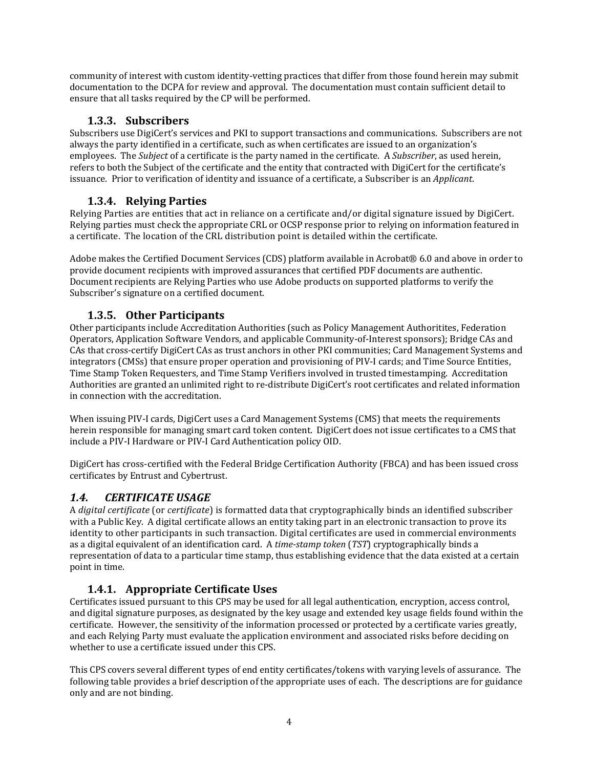community of interest with custom identity-vetting practices that differ from those found herein may submit documentation to the DCPA for review and approval. The documentation must contain sufficient detail to ensure that all tasks required by the CP will be performed.

### 1.3.3. Subscribers

Subscribers use DigiCert's services and PKI to support transactions and communications. Subscribers are not always the party identified in a certificate, such as when certificates are issued to an organization's employees. The *Subject* of a certificate is the party named in the certificate. A *Subscriber*, as used herein, refers to both the Subject of the certificate and the entity that contracted with DigiCert for the certificate's issuance. Prior to verification of identity and issuance of a certificate, a Subscriber is an *Applicant*.

### 1.3.4. Relying Parties

Relying Parties are entities that act in reliance on a certificate and/or digital signature issued by DigiCert. Relying parties must check the appropriate CRL or OCSP response prior to relying on information featured in a certificate. The location of the CRL distribution point is detailed within the certificate.

Adobe makes the Certified Document Services (CDS) platform available in Acrobat® 6.0 and above in order to provide document recipients with improved assurances that certified PDF documents are authentic. Document recipients are Relying Parties who use Adobe products on supported platforms to verify the Subscriber's signature on a certified document.

### 1.3.5. Other Participants

Other participants include Accreditation Authorities (such as Policy Management Authoritites, Federation Operators, Application Software Vendors, and applicable Community-of-Interest sponsors); Bridge CAs and CAs that cross-certify DigiCert CAs as trust anchors in other PKI communities; Card Management Systems and integrators (CMSs) that ensure proper operation and provisioning of PIV-I cards; and Time Source Entities, Time Stamp Token Requesters, and Time Stamp Verifiers involved in trusted timestamping. Accreditation Authorities are granted an unlimited right to re-distribute DigiCert's root certificates and related information in connection with the accreditation.

When issuing PIV-I cards, DigiCert uses a Card Management Systems (CMS) that meets the requirements herein responsible for managing smart card token content. DigiCert does not issue certificates to a CMS that include a PIV-I Hardware or PIV-I Card Authentication policy OID.

DigiCert has cross-certified with the Federal Bridge Certification Authority (FBCA) and has been issued cross certificates by Entrust and Cybertrust.

## *1.4. CERTIFICATE USAGE*

A *digital certificate* (or *certificate*) is formatted data that cryptographically binds an identified subscriber with a Public Key. A digital certificate allows an entity taking part in an electronic transaction to prove its identity to other participants in such transaction. Digital certificates are used in commercial environments as a digital equivalent of an identification card. A *time-stamp token* (*TST*) cryptographically binds a representation of data to a particular time stamp, thus establishing evidence that the data existed at a certain point in time.

### 1.4.1. Appropriate Certificate Uses

Certificates issued pursuant to this CPS may be used for all legal authentication, encryption, access control, and digital signature purposes, as designated by the key usage and extended key usage fields found within the certificate. However, the sensitivity of the information processed or protected by a certificate varies greatly, and each Relying Party must evaluate the application environment and associated risks before deciding on whether to use a certificate issued under this CPS.

This CPS covers several different types of end entity certificates/tokens with varying levels of assurance. The following table provides a brief description of the appropriate uses of each. The descriptions are for guidance only and are not binding.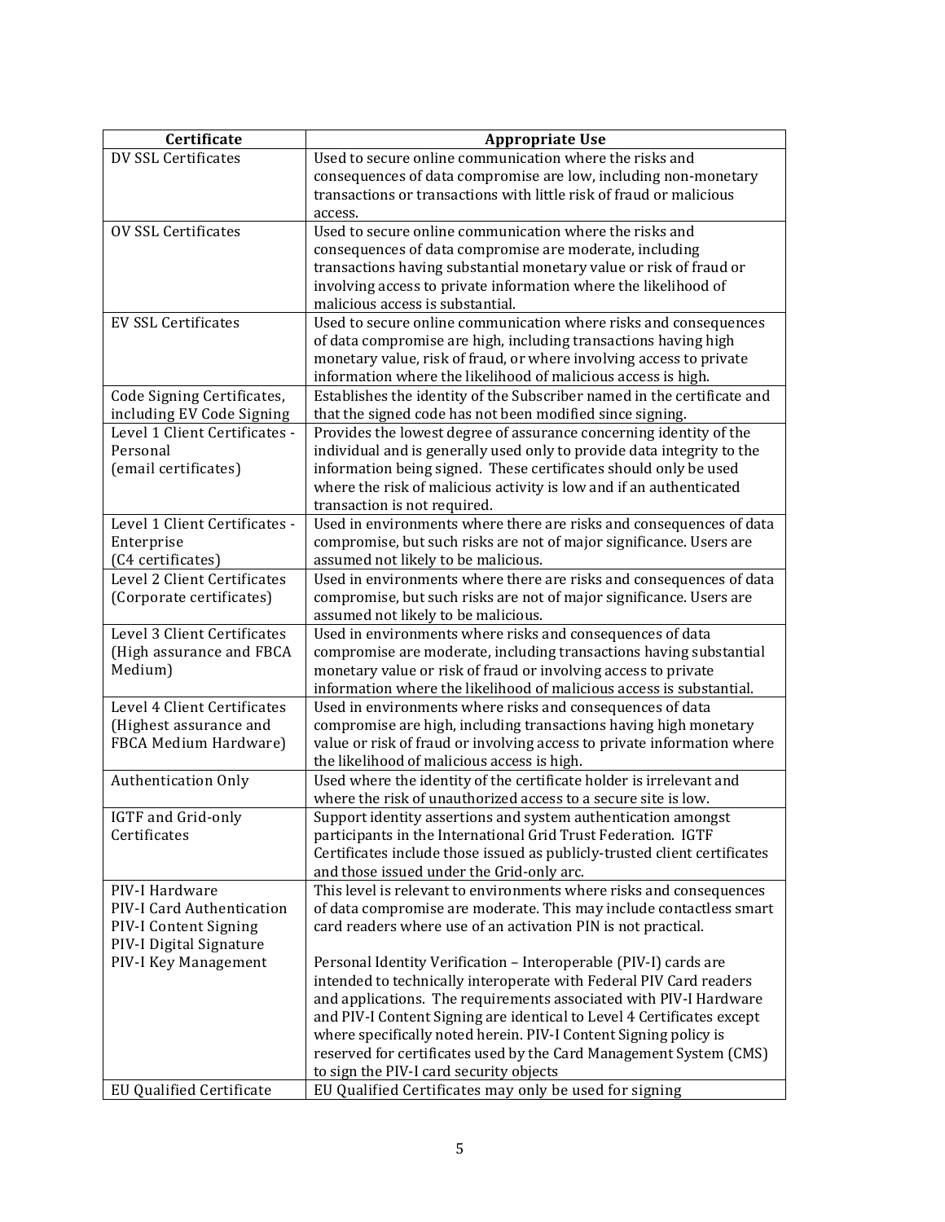| Certificate | Appropriate Use |
|---|---|
| DV SSL Certificates | Used to secure online communication where the risks and consequences of data compromise are low, including non-monetary transactions or transactions with little risk of fraud or malicious access. |
| OV SSL Certificates | Used to secure online communication where the risks and consequences of data compromise are moderate, including transactions having substantial monetary value or risk of fraud or involving access to private information where the likelihood of malicious access is substantial. |
| EV SSL Certificates | Used to secure online communication where risks and consequences of data compromise are high, including transactions having high monetary value, risk of fraud, or where involving access to private information where the likelihood of malicious access is high. |
| Code Signing Certificates, including EV Code Signing | Establishes the identity of the Subscriber named in the certificate and that the signed code has not been modified since signing. |
| Level 1 Client Certificates - Personal (email certificates) | Provides the lowest degree of assurance concerning identity of the individual and is generally used only to provide data integrity to the information being signed. These certificates should only be used where the risk of malicious activity is low and if an authenticated transaction is not required. |
| Level 1 Client Certificates - Enterprise (C4 certificates) | Used in environments where there are risks and consequences of data compromise, but such risks are not of major significance. Users are assumed not likely to be malicious. |
| Level 2 Client Certificates (Corporate certificates) | Used in environments where there are risks and consequences of data compromise, but such risks are not of major significance. Users are assumed not likely to be malicious. |
| Level 3 Client Certificates (High assurance and FBCA Medium) | Used in environments where risks and consequences of data compromise are moderate, including transactions having substantial monetary value or risk of fraud or involving access to private information where the likelihood of malicious access is substantial. |
| Level 4 Client Certificates (Highest assurance and FBCA Medium Hardware) | Used in environments where risks and consequences of data compromise are high, including transactions having high monetary value or risk of fraud or involving access to private information where the likelihood of malicious access is high. |
| Authentication Only | Used where the identity of the certificate holder is irrelevant and where the risk of unauthorized access to a secure site is low. |
| IGTF and Grid-only Certificates | Support identity assertions and system authentication amongst participants in the International Grid Trust Federation. IGTF Certificates include those issued as publicly-trusted client certificates and those issued under the Grid-only arc. |
| PIV-I Hardware<br>PIV-I Card Authentication<br>PIV-I Content Signing<br>PIV-I Digital Signature<br>PIV-I Key Management | This level is relevant to environments where risks and consequences of data compromise are moderate. This may include contactless smart card readers where use of an activation PIN is not practical.<br><br>Personal Identity Verification – Interoperable (PIV-I) cards are intended to technically interoperate with Federal PIV Card readers and applications. The requirements associated with PIV-I Hardware and PIV-I Content Signing are identical to Level 4 Certificates except where specifically noted herein. PIV-I Content Signing policy is reserved for certificates used by the Card Management System (CMS) to sign the PIV-I card security objects |
| EU Qualified Certificate | EU Qualified Certificates may only be used for signing |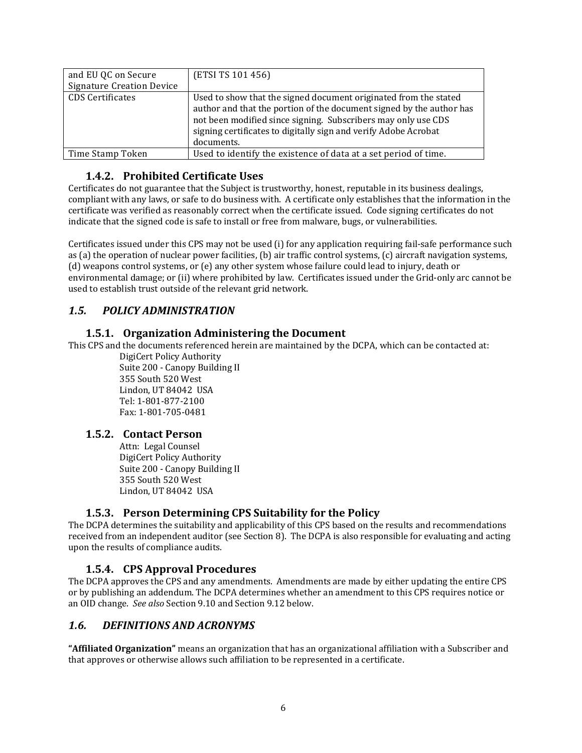| and EU QC on Secure Signature Creation Device | (ETSI TS 101 456) |
| --- | --- |
| CDS Certificates | Used to show that the signed document originated from the stated author and that the portion of the document signed by the author has not been modified since signing. Subscribers may only use CDS signing certificates to digitally sign and verify Adobe Acrobat documents. |
| Time Stamp Token | Used to identify the existence of data at a set period of time. |

### 1.4.2. Prohibited Certificate Uses

Certificates do not guarantee that the Subject is trustworthy, honest, reputable in its business dealings, compliant with any laws, or safe to do business with. A certificate only establishes that the information in the certificate was verified as reasonably correct when the certificate issued. Code signing certificates do not indicate that the signed code is safe to install or free from malware, bugs, or vulnerabilities.

Certificates issued under this CPS may not be used (i) for any application requiring fail-safe performance such as (a) the operation of nuclear power facilities, (b) air traffic control systems, (c) aircraft navigation systems, (d) weapons control systems, or (e) any other system whose failure could lead to injury, death or environmental damage; or (ii) where prohibited by law. Certificates issued under the Grid-only arc cannot be used to establish trust outside of the relevant grid network.

## *1.5. POLICY ADMINISTRATION*

### 1.5.1. Organization Administering the Document

This CPS and the documents referenced herein are maintained by the DCPA, which can be contacted at:

DigiCert Policy Authority
Suite 200 - Canopy Building II
355 South 520 West
Lindon, UT 84042 USA
Tel: 1-801-877-2100
Fax: 1-801-705-0481

### 1.5.2. Contact Person

Attn: Legal Counsel
DigiCert Policy Authority
Suite 200 - Canopy Building II
355 South 520 West
Lindon, UT 84042 USA

### 1.5.3. Person Determining CPS Suitability for the Policy

The DCPA determines the suitability and applicability of this CPS based on the results and recommendations received from an independent auditor (see Section 8). The DCPA is also responsible for evaluating and acting upon the results of compliance audits.

### 1.5.4. CPS Approval Procedures

The DCPA approves the CPS and any amendments. Amendments are made by either updating the entire CPS or by publishing an addendum. The DCPA determines whether an amendment to this CPS requires notice or an OID change. *See also* Section 9.10 and Section 9.12 below.

## *1.6. DEFINITIONS AND ACRONYMS*

**"Affiliated Organization"** means an organization that has an organizational affiliation with a Subscriber and that approves or otherwise allows such affiliation to be represented in a certificate.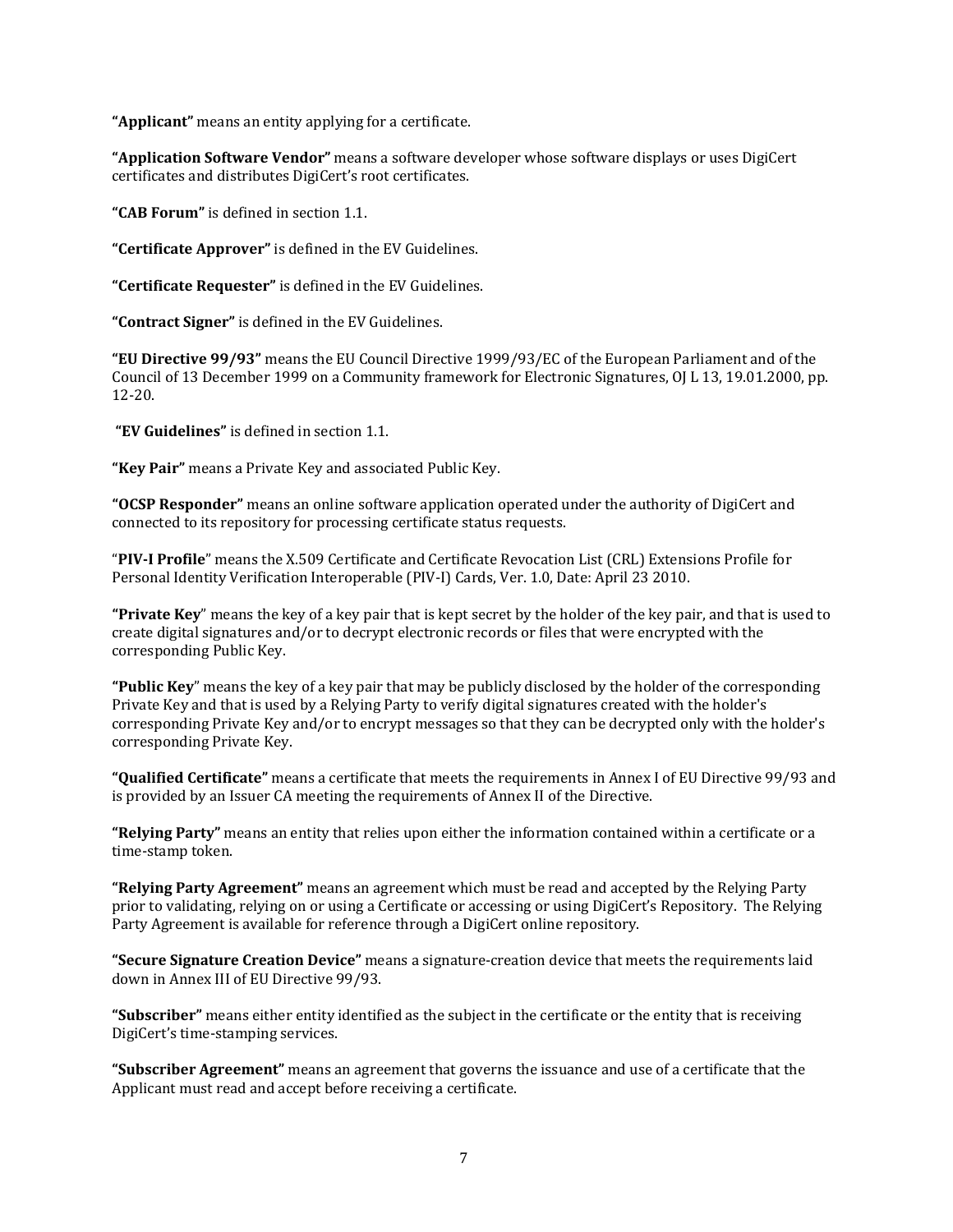**"Applicant"** means an entity applying for a certificate.

**"Application Software Vendor"** means a software developer whose software displays or uses DigiCert certificates and distributes DigiCert's root certificates.

**"CAB Forum"** is defined in section 1.1.

**"Certificate Approver"** is defined in the EV Guidelines.

**"Certificate Requester"** is defined in the EV Guidelines.

**"Contract Signer"** is defined in the EV Guidelines.

**"EU Directive 99/93"** means the EU Council Directive 1999/93/EC of the European Parliament and of the Council of 13 December 1999 on a Community framework for Electronic Signatures, OJ L 13, 19.01.2000, pp. 12-20.

**"EV Guidelines"** is defined in section 1.1.

**"Key Pair"** means a Private Key and associated Public Key.

**"OCSP Responder"** means an online software application operated under the authority of DigiCert and connected to its repository for processing certificate status requests.

"**PIV-I Profile**" means the X.509 Certificate and Certificate Revocation List (CRL) Extensions Profile for Personal Identity Verification Interoperable (PIV-I) Cards, Ver. 1.0, Date: April 23 2010.

**"Private Key"** means the key of a key pair that is kept secret by the holder of the key pair, and that is used to create digital signatures and/or to decrypt electronic records or files that were encrypted with the corresponding Public Key.

**"Public Key"** means the key of a key pair that may be publicly disclosed by the holder of the corresponding Private Key and that is used by a Relying Party to verify digital signatures created with the holder's corresponding Private Key and/or to encrypt messages so that they can be decrypted only with the holder's corresponding Private Key.

**"Qualified Certificate"** means a certificate that meets the requirements in Annex I of EU Directive 99/93 and is provided by an Issuer CA meeting the requirements of Annex II of the Directive.

**"Relying Party"** means an entity that relies upon either the information contained within a certificate or a time-stamp token.

**"Relying Party Agreement"** means an agreement which must be read and accepted by the Relying Party prior to validating, relying on or using a Certificate or accessing or using DigiCert's Repository. The Relying Party Agreement is available for reference through a DigiCert online repository.

**"Secure Signature Creation Device"** means a signature-creation device that meets the requirements laid down in Annex III of EU Directive 99/93.

**"Subscriber"** means either entity identified as the subject in the certificate or the entity that is receiving DigiCert's time-stamping services.

**"Subscriber Agreement"** means an agreement that governs the issuance and use of a certificate that the Applicant must read and accept before receiving a certificate.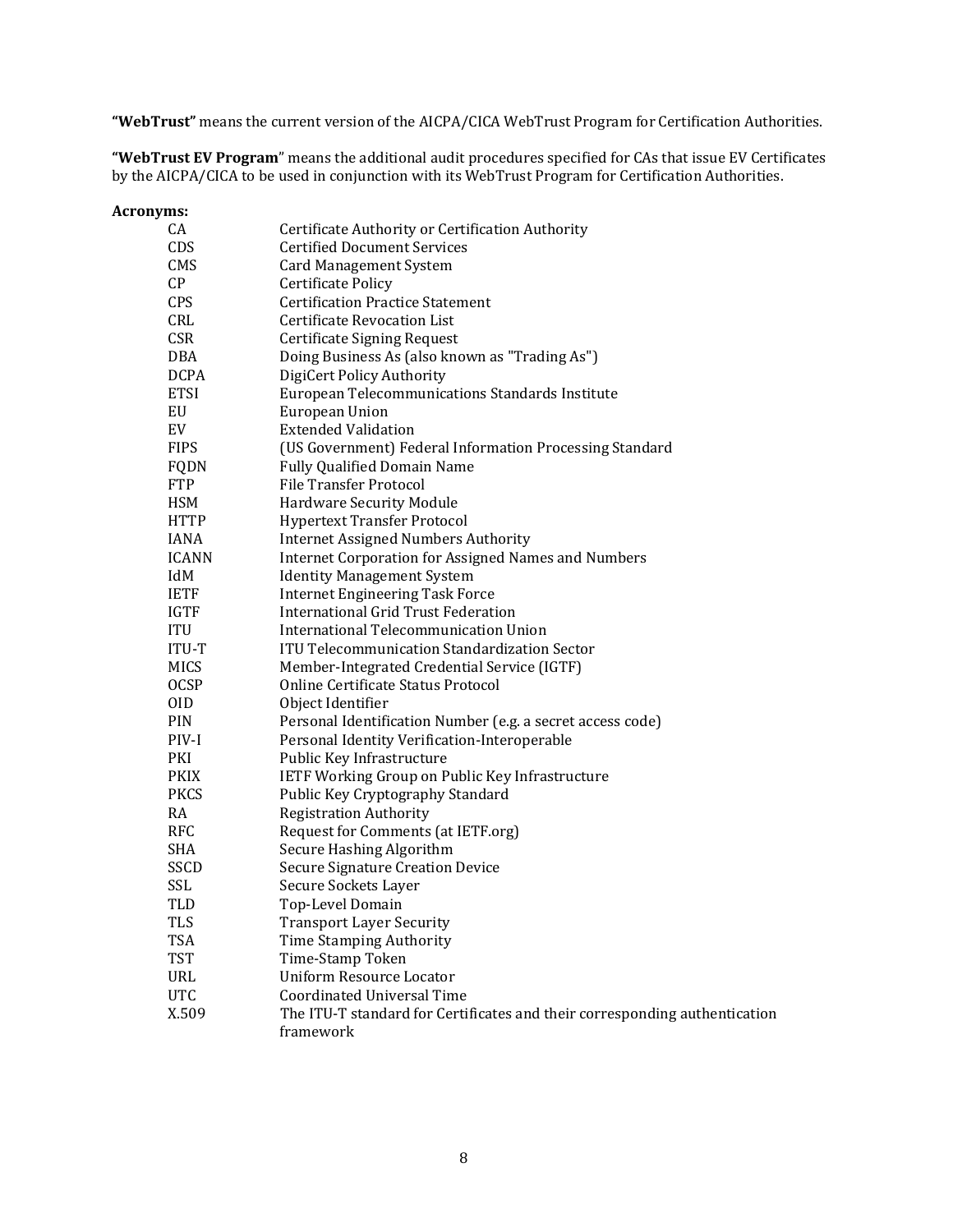**"WebTrust"** means the current version of the AICPA/CICA WebTrust Program for Certification Authorities.

**"WebTrust EV Program"** means the additional audit procedures specified for CAs that issue EV Certificates by the AICPA/CICA to be used in conjunction with its WebTrust Program for Certification Authorities.

**Acronyms:**

| | |
|---|---|
| CA | Certificate Authority or Certification Authority |
| CDS | Certified Document Services |
| CMS | Card Management System |
| CP | Certificate Policy |
| CPS | Certification Practice Statement |
| CRL | Certificate Revocation List |
| CSR | Certificate Signing Request |
| DBA | Doing Business As (also known as "Trading As") |
| DCPA | DigiCert Policy Authority |
| ETSI | European Telecommunications Standards Institute |
| EU | European Union |
| EV | Extended Validation |
| FIPS | (US Government) Federal Information Processing Standard |
| FQDN | Fully Qualified Domain Name |
| FTP | File Transfer Protocol |
| HSM | Hardware Security Module |
| HTTP | Hypertext Transfer Protocol |
| IANA | Internet Assigned Numbers Authority |
| ICANN | Internet Corporation for Assigned Names and Numbers |
| IdM | Identity Management System |
| IETF | Internet Engineering Task Force |
| IGTF | International Grid Trust Federation |
| ITU | International Telecommunication Union |
| ITU-T | ITU Telecommunication Standardization Sector |
| MICS | Member-Integrated Credential Service (IGTF) |
| OCSP | Online Certificate Status Protocol |
| OID | Object Identifier |
| PIN | Personal Identification Number (e.g. a secret access code) |
| PIV-I | Personal Identity Verification-Interoperable |
| PKI | Public Key Infrastructure |
| PKIX | IETF Working Group on Public Key Infrastructure |
| PKCS | Public Key Cryptography Standard |
| RA | Registration Authority |
| RFC | Request for Comments (at IETF.org) |
| SHA | Secure Hashing Algorithm |
| SSCD | Secure Signature Creation Device |
| SSL | Secure Sockets Layer |
| TLD | Top-Level Domain |
| TLS | Transport Layer Security |
| TSA | Time Stamping Authority |
| TST | Time-Stamp Token |
| URL | Uniform Resource Locator |
| UTC | Coordinated Universal Time |
| X.509 | The ITU-T standard for Certificates and their corresponding authentication framework |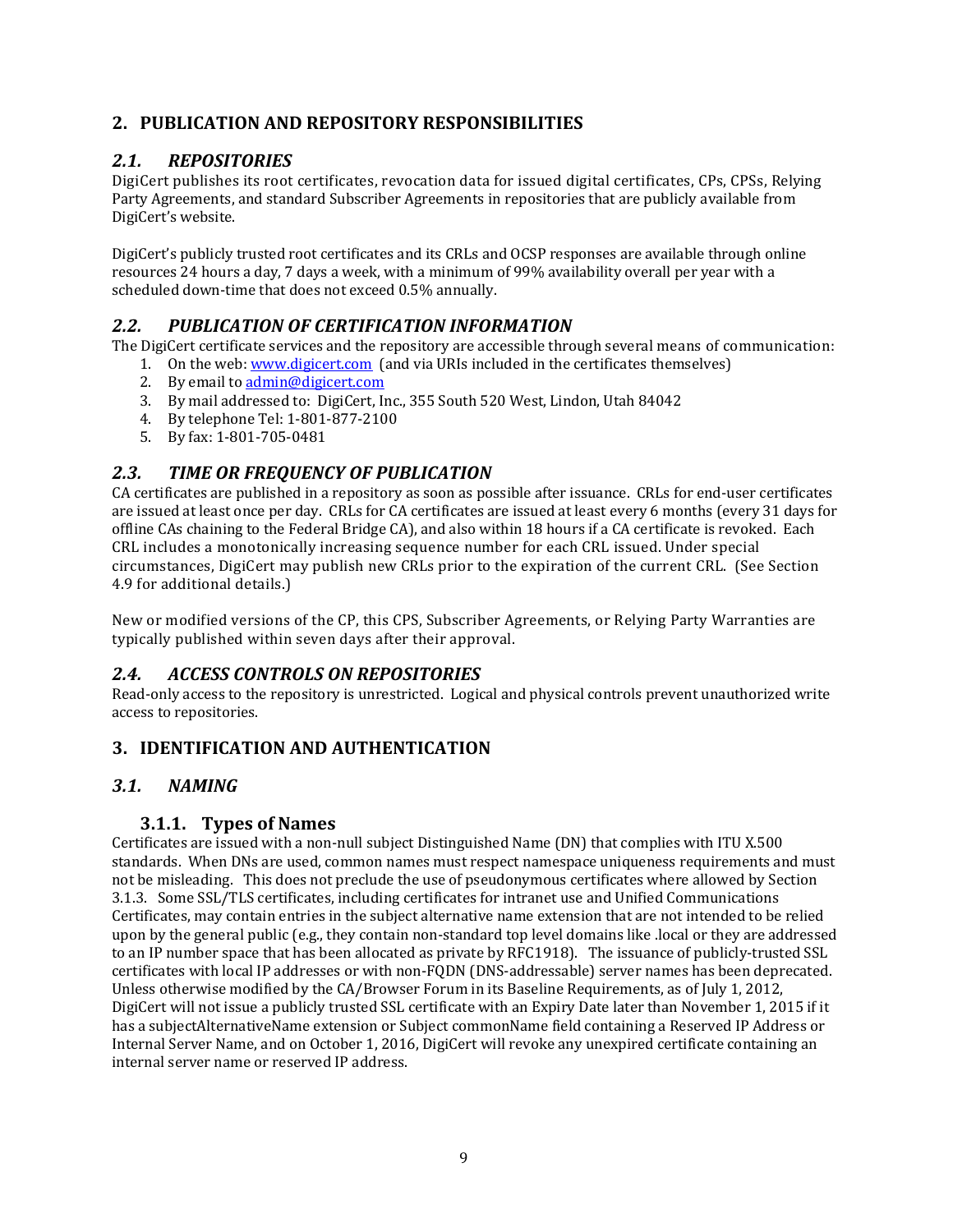## 2. PUBLICATION AND REPOSITORY RESPONSIBILITIES

### *2.1. REPOSITORIES*

DigiCert publishes its root certificates, revocation data for issued digital certificates, CPs, CPSs, Relying Party Agreements, and standard Subscriber Agreements in repositories that are publicly available from DigiCert's website.

DigiCert's publicly trusted root certificates and its CRLs and OCSP responses are available through online resources 24 hours a day, 7 days a week, with a minimum of 99% availability overall per year with a scheduled down-time that does not exceed 0.5% annually.

### *2.2. PUBLICATION OF CERTIFICATION INFORMATION*

The DigiCert certificate services and the repository are accessible through several means of communication:

1. On the web: [www.digicert.com](http://www.digicert.com) (and via URIs included in the certificates themselves)
2. By email to [admin@digicert.com](mailto:admin@digicert.com)
3. By mail addressed to: DigiCert, Inc., 355 South 520 West, Lindon, Utah 84042
4. By telephone Tel: 1-801-877-2100
5. By fax: 1-801-705-0481

### *2.3. TIME OR FREQUENCY OF PUBLICATION*

CA certificates are published in a repository as soon as possible after issuance. CRLs for end-user certificates are issued at least once per day. CRLs for CA certificates are issued at least every 6 months (every 31 days for offline CAs chaining to the Federal Bridge CA), and also within 18 hours if a CA certificate is revoked. Each CRL includes a monotonically increasing sequence number for each CRL issued. Under special circumstances, DigiCert may publish new CRLs prior to the expiration of the current CRL. (See Section 4.9 for additional details.)

New or modified versions of the CP, this CPS, Subscriber Agreements, or Relying Party Warranties are typically published within seven days after their approval.

### *2.4. ACCESS CONTROLS ON REPOSITORIES*

Read-only access to the repository is unrestricted. Logical and physical controls prevent unauthorized write access to repositories.

## 3. IDENTIFICATION AND AUTHENTICATION

### *3.1. NAMING*

#### 3.1.1. Types of Names

Certificates are issued with a non-null subject Distinguished Name (DN) that complies with ITU X.500 standards. When DNs are used, common names must respect namespace uniqueness requirements and must not be misleading. This does not preclude the use of pseudonymous certificates where allowed by Section 3.1.3. Some SSL/TLS certificates, including certificates for intranet use and Unified Communications Certificates, may contain entries in the subject alternative name extension that are not intended to be relied upon by the general public (e.g., they contain non-standard top level domains like .local or they are addressed to an IP number space that has been allocated as private by RFC1918). The issuance of publicly-trusted SSL certificates with local IP addresses or with non-FQDN (DNS-addressable) server names has been deprecated. Unless otherwise modified by the CA/Browser Forum in its Baseline Requirements, as of July 1, 2012, DigiCert will not issue a publicly trusted SSL certificate with an Expiry Date later than November 1, 2015 if it has a subjectAlternativeName extension or Subject commonName field containing a Reserved IP Address or Internal Server Name, and on October 1, 2016, DigiCert will revoke any unexpired certificate containing an internal server name or reserved IP address.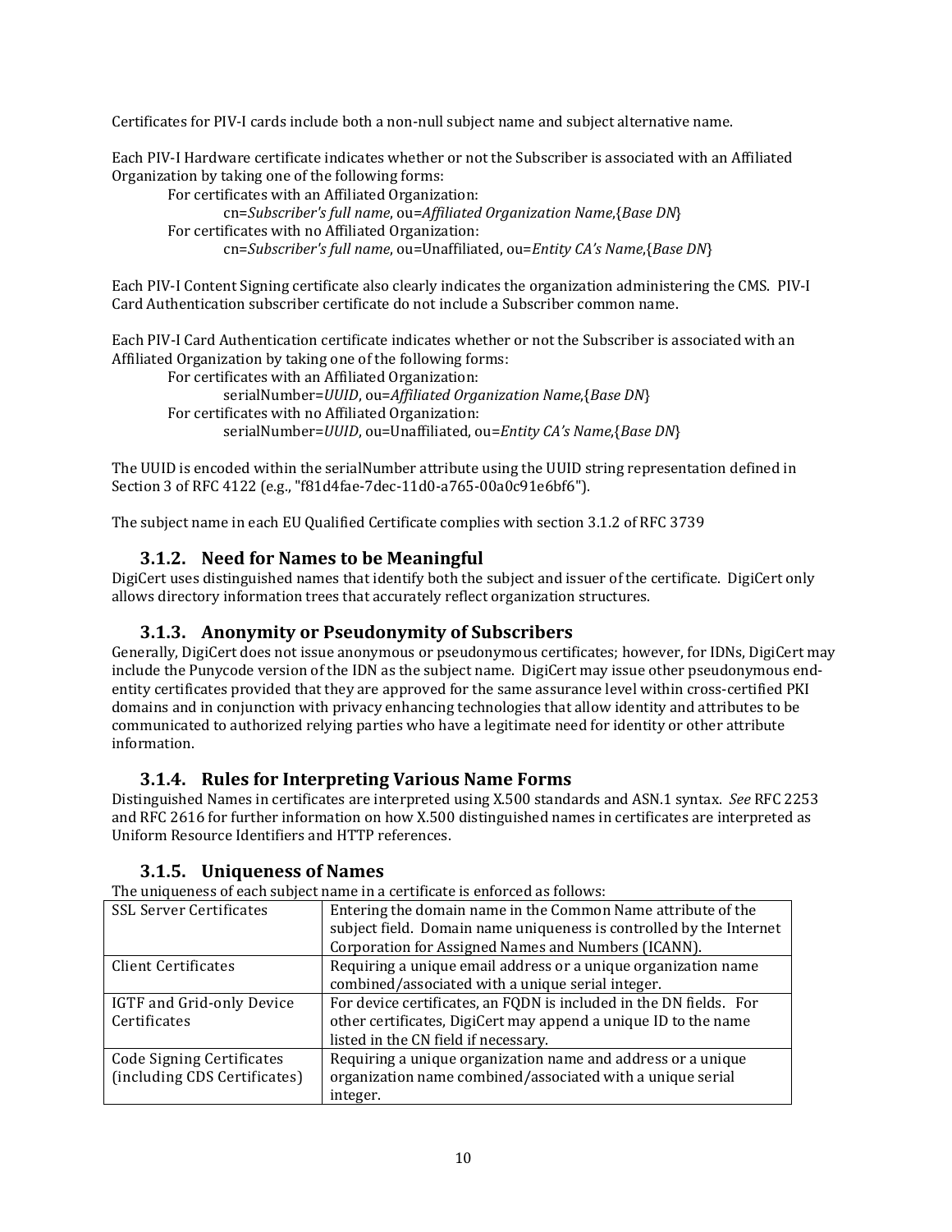Certificates for PIV-I cards include both a non-null subject name and subject alternative name.

Each PIV-I Hardware certificate indicates whether or not the Subscriber is associated with an Affiliated Organization by taking one of the following forms:

For certificates with an Affiliated Organization:

cn=*Subscriber's full name*, ou=*Affiliated Organization Name*,{*Base DN*}

For certificates with no Affiliated Organization:

cn=*Subscriber's full name*, ou=Unaffiliated, ou=*Entity CA's Name*,{*Base DN*}

Each PIV-I Content Signing certificate also clearly indicates the organization administering the CMS. PIV-I Card Authentication subscriber certificate do not include a Subscriber common name.

Each PIV-I Card Authentication certificate indicates whether or not the Subscriber is associated with an Affiliated Organization by taking one of the following forms:

For certificates with an Affiliated Organization:

serialNumber=*UUID*, ou=*Affiliated Organization Name*,{*Base DN*}

For certificates with no Affiliated Organization:

serialNumber=*UUID*, ou=Unaffiliated, ou=*Entity CA's Name*,{*Base DN*}

The UUID is encoded within the serialNumber attribute using the UUID string representation defined in Section 3 of RFC 4122 (e.g., "f81d4fae-7dec-11d0-a765-00a0c91e6bf6").

The subject name in each EU Qualified Certificate complies with section 3.1.2 of RFC 3739

### 3.1.2. Need for Names to be Meaningful

DigiCert uses distinguished names that identify both the subject and issuer of the certificate. DigiCert only allows directory information trees that accurately reflect organization structures.

### 3.1.3. Anonymity or Pseudonymity of Subscribers

Generally, DigiCert does not issue anonymous or pseudonymous certificates; however, for IDNs, DigiCert may include the Punycode version of the IDN as the subject name. DigiCert may issue other pseudonymous end-entity certificates provided that they are approved for the same assurance level within cross-certified PKI domains and in conjunction with privacy enhancing technologies that allow identity and attributes to be communicated to authorized relying parties who have a legitimate need for identity or other attribute information.

### 3.1.4. Rules for Interpreting Various Name Forms

Distinguished Names in certificates are interpreted using X.500 standards and ASN.1 syntax. *See* RFC 2253 and RFC 2616 for further information on how X.500 distinguished names in certificates are interpreted as Uniform Resource Identifiers and HTTP references.

### 3.1.5. Uniqueness of Names

The uniqueness of each subject name in a certificate is enforced as follows:

| | |
|---|---|
| SSL Server Certificates | Entering the domain name in the Common Name attribute of the subject field. Domain name uniqueness is controlled by the Internet Corporation for Assigned Names and Numbers (ICANN). |
| Client Certificates | Requiring a unique email address or a unique organization name combined/associated with a unique serial integer. |
| IGTF and Grid-only Device Certificates | For device certificates, an FQDN is included in the DN fields. For other certificates, DigiCert may append a unique ID to the name listed in the CN field if necessary. |
| Code Signing Certificates (including CDS Certificates) | Requiring a unique organization name and address or a unique organization name combined/associated with a unique serial integer. |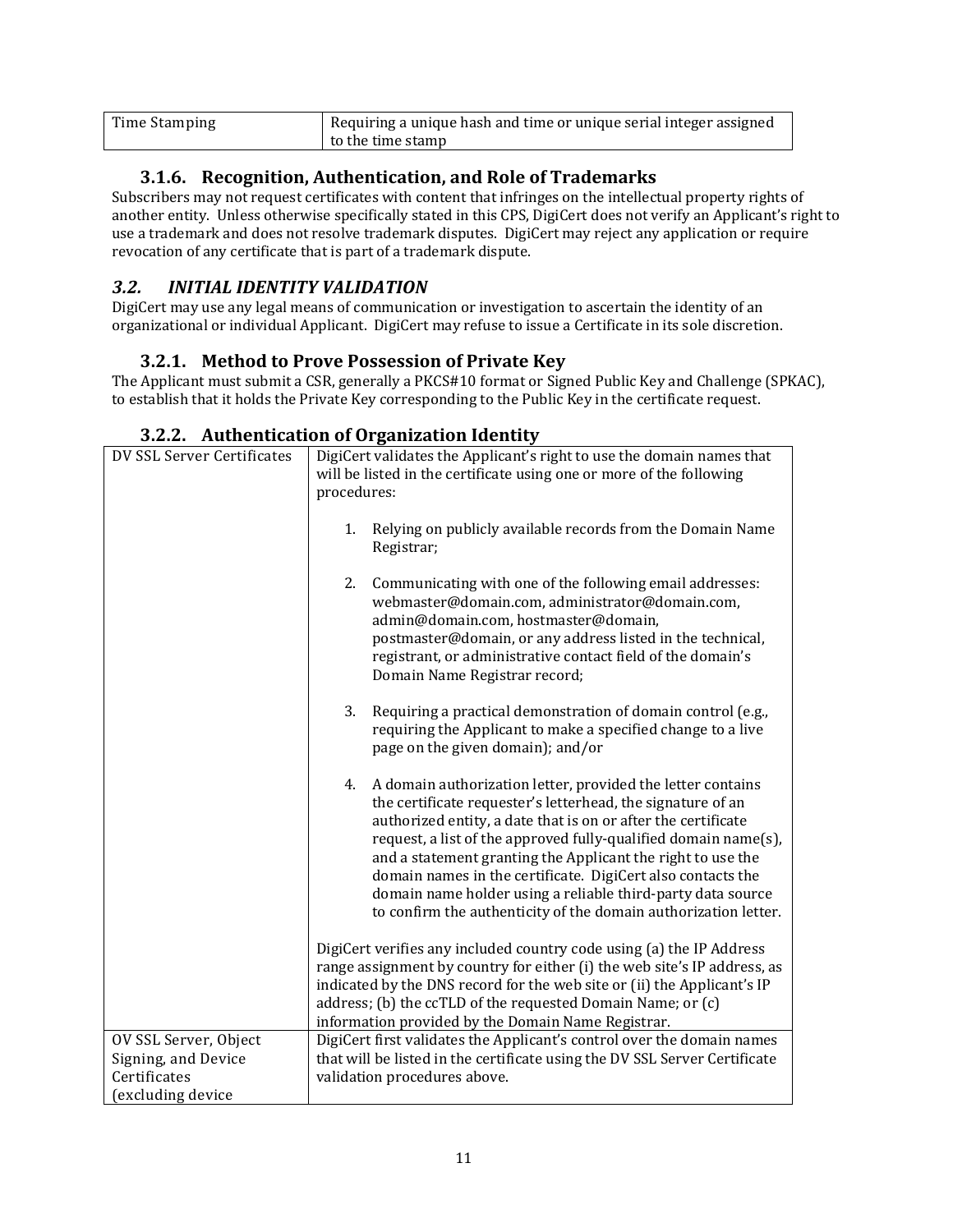| Time Stamping | Requiring a unique hash and time or unique serial integer assigned to the time stamp |
|---|---|

### 3.1.6. Recognition, Authentication, and Role of Trademarks

Subscribers may not request certificates with content that infringes on the intellectual property rights of another entity. Unless otherwise specifically stated in this CPS, DigiCert does not verify an Applicant's right to use a trademark and does not resolve trademark disputes. DigiCert may reject any application or require revocation of any certificate that is part of a trademark dispute.

## *3.2. INITIAL IDENTITY VALIDATION*

DigiCert may use any legal means of communication or investigation to ascertain the identity of an organizational or individual Applicant. DigiCert may refuse to issue a Certificate in its sole discretion.

### 3.2.1. Method to Prove Possession of Private Key

The Applicant must submit a CSR, generally a PKCS#10 format or Signed Public Key and Challenge (SPKAC), to establish that it holds the Private Key corresponding to the Public Key in the certificate request.

### 3.2.2. Authentication of Organization Identity

| | |
|---|---|
| DV SSL Server Certificates | DigiCert validates the Applicant's right to use the domain names that will be listed in the certificate using one or more of the following procedures:<br><br>1. Relying on publicly available records from the Domain Name Registrar;<br><br>2. Communicating with one of the following email addresses: webmaster@domain.com, administrator@domain.com, admin@domain.com, hostmaster@domain, postmaster@domain, or any address listed in the technical, registrant, or administrative contact field of the domain's Domain Name Registrar record;<br><br>3. Requiring a practical demonstration of domain control (e.g., requiring the Applicant to make a specified change to a live page on the given domain); and/or<br><br>4. A domain authorization letter, provided the letter contains the certificate requester's letterhead, the signature of an authorized entity, a date that is on or after the certificate request, a list of the approved fully-qualified domain name(s), and a statement granting the Applicant the right to use the domain names in the certificate. DigiCert also contacts the domain name holder using a reliable third-party data source to confirm the authenticity of the domain authorization letter.<br><br>DigiCert verifies any included country code using (a) the IP Address range assignment by country for either (i) the web site's IP address, as indicated by the DNS record for the web site or (ii) the Applicant's IP address; (b) the ccTLD of the requested Domain Name; or (c) information provided by the Domain Name Registrar. |
| OV SSL Server, Object Signing, and Device Certificates (excluding device | DigiCert first validates the Applicant's control over the domain names that will be listed in the certificate using the DV SSL Server Certificate validation procedures above. |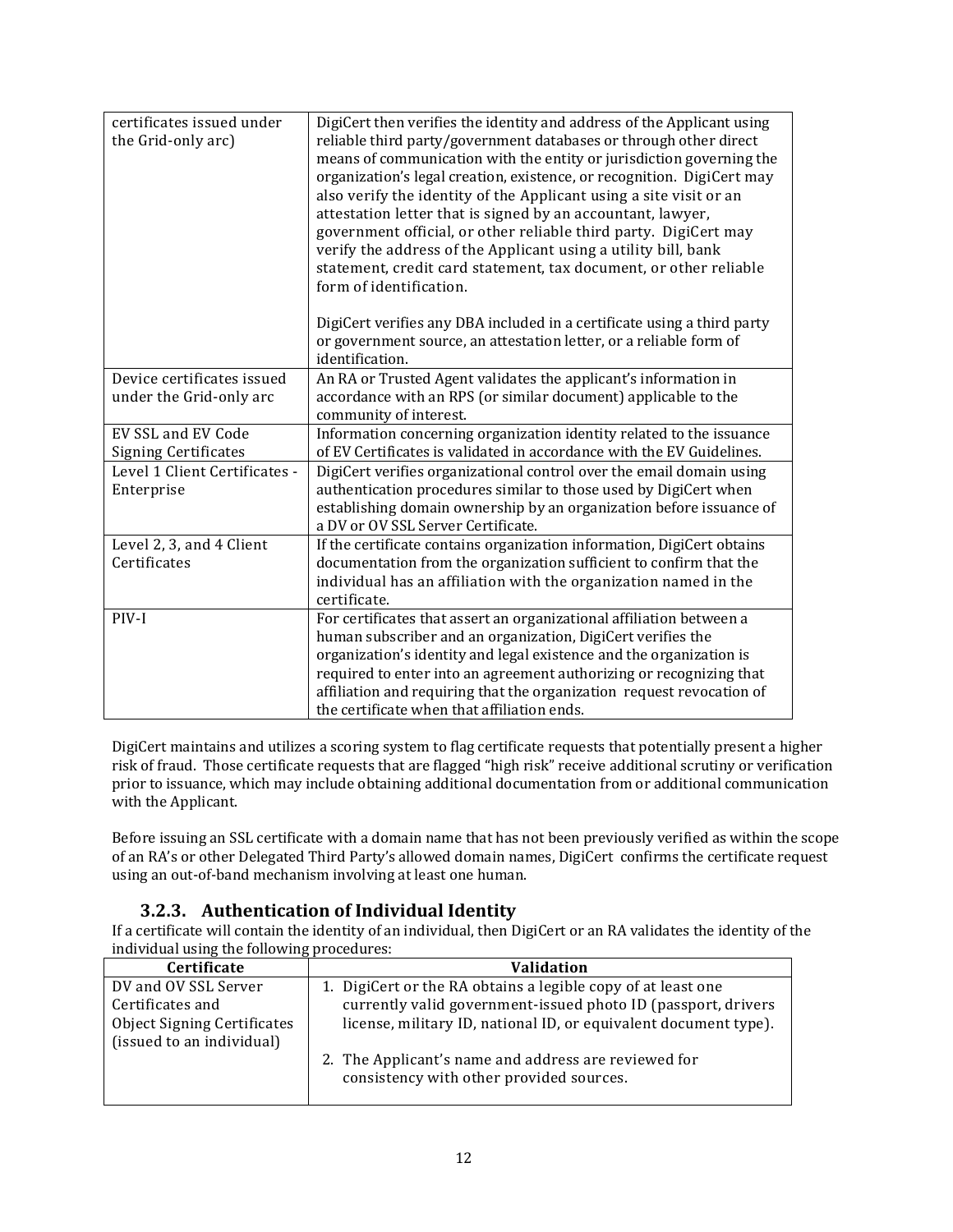| | |
|---|---|
| certificates issued under the Grid-only arc) | DigiCert then verifies the identity and address of the Applicant using reliable third party/government databases or through other direct means of communication with the entity or jurisdiction governing the organization's legal creation, existence, or recognition. DigiCert may also verify the identity of the Applicant using a site visit or an attestation letter that is signed by an accountant, lawyer, government official, or other reliable third party. DigiCert may verify the address of the Applicant using a utility bill, bank statement, credit card statement, tax document, or other reliable form of identification.<br><br>DigiCert verifies any DBA included in a certificate using a third party or government source, an attestation letter, or a reliable form of identification. |
| Device certificates issued under the Grid-only arc | An RA or Trusted Agent validates the applicant's information in accordance with an RPS (or similar document) applicable to the community of interest. |
| EV SSL and EV Code Signing Certificates | Information concerning organization identity related to the issuance of EV Certificates is validated in accordance with the EV Guidelines. |
| Level 1 Client Certificates - Enterprise | DigiCert verifies organizational control over the email domain using authentication procedures similar to those used by DigiCert when establishing domain ownership by an organization before issuance of a DV or OV SSL Server Certificate. |
| Level 2, 3, and 4 Client Certificates | If the certificate contains organization information, DigiCert obtains documentation from the organization sufficient to confirm that the individual has an affiliation with the organization named in the certificate. |
| PIV-I | For certificates that assert an organizational affiliation between a human subscriber and an organization, DigiCert verifies the organization's identity and legal existence and the organization is required to enter into an agreement authorizing or recognizing that affiliation and requiring that the organization request revocation of the certificate when that affiliation ends. |

DigiCert maintains and utilizes a scoring system to flag certificate requests that potentially present a higher risk of fraud. Those certificate requests that are flagged "high risk" receive additional scrutiny or verification prior to issuance, which may include obtaining additional documentation from or additional communication with the Applicant.

Before issuing an SSL certificate with a domain name that has not been previously verified as within the scope of an RA's or other Delegated Third Party's allowed domain names, DigiCert confirms the certificate request using an out-of-band mechanism involving at least one human.

### 3.2.3. Authentication of Individual Identity

If a certificate will contain the identity of an individual, then DigiCert or an RA validates the identity of the individual using the following procedures:

| Certificate | Validation |
|---|---|
| DV and OV SSL Server Certificates and Object Signing Certificates (issued to an individual) | 1. DigiCert or the RA obtains a legible copy of at least one currently valid government-issued photo ID (passport, drivers license, military ID, national ID, or equivalent document type).<br><br>2. The Applicant's name and address are reviewed for consistency with other provided sources. |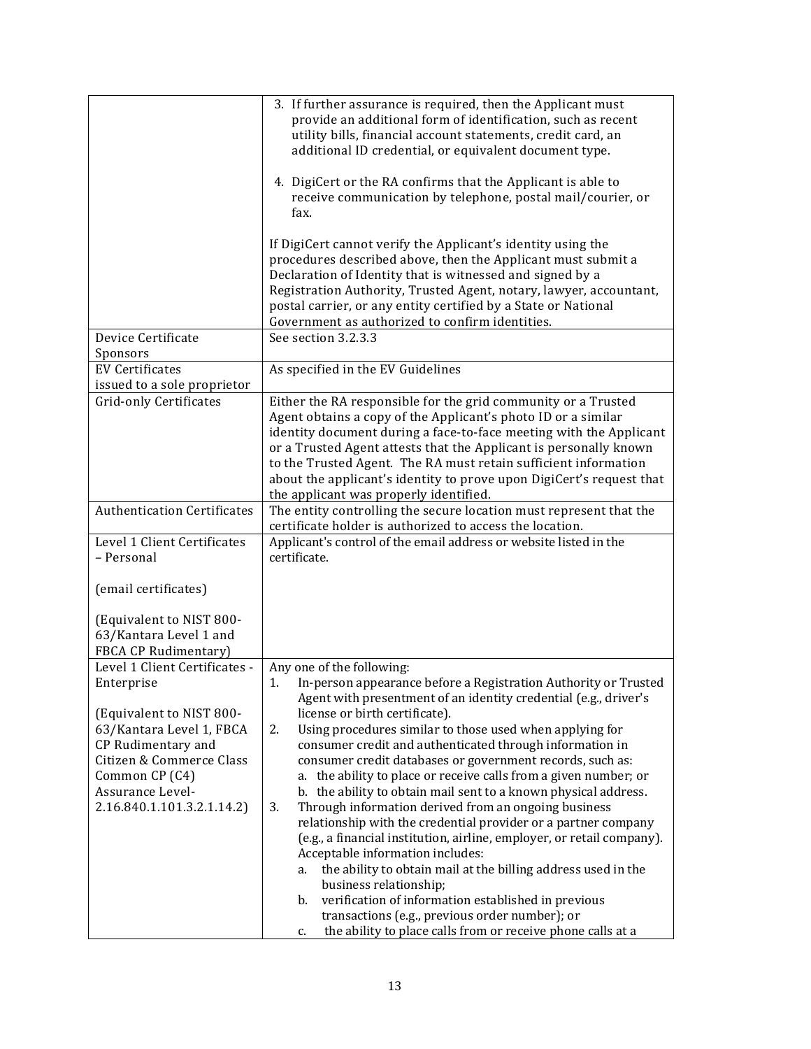| | |
|---|---|
| | 3. If further assurance is required, then the Applicant must provide an additional form of identification, such as recent utility bills, financial account statements, credit card, an additional ID credential, or equivalent document type.<br><br>4. DigiCert or the RA confirms that the Applicant is able to receive communication by telephone, postal mail/courier, or fax.<br><br>If DigiCert cannot verify the Applicant's identity using the procedures described above, then the Applicant must submit a Declaration of Identity that is witnessed and signed by a Registration Authority, Trusted Agent, notary, lawyer, accountant, postal carrier, or any entity certified by a State or National Government as authorized to confirm identities. |
| Device Certificate Sponsors | See section 3.2.3.3 |
| EV Certificates issued to a sole proprietor | As specified in the EV Guidelines |
| Grid-only Certificates | Either the RA responsible for the grid community or a Trusted Agent obtains a copy of the Applicant's photo ID or a similar identity document during a face-to-face meeting with the Applicant or a Trusted Agent attests that the Applicant is personally known to the Trusted Agent. The RA must retain sufficient information about the applicant's identity to prove upon DigiCert's request that the applicant was properly identified. |
| Authentication Certificates | The entity controlling the secure location must represent that the certificate holder is authorized to access the location. |
| Level 1 Client Certificates – Personal<br><br>(email certificates)<br><br>(Equivalent to NIST 800-63/Kantara Level 1 and FBCA CP Rudimentary) | Applicant's control of the email address or website listed in the certificate. |
| Level 1 Client Certificates - Enterprise<br><br>(Equivalent to NIST 800-63/Kantara Level 1, FBCA CP Rudimentary and Citizen & Commerce Class Common CP (C4) Assurance Level-2.16.840.1.101.3.2.1.14.2) | Any one of the following:<br>1. In-person appearance before a Registration Authority or Trusted Agent with presentment of an identity credential (e.g., driver's license or birth certificate).<br>2. Using procedures similar to those used when applying for consumer credit and authenticated through information in consumer credit databases or government records, such as:<br>a. the ability to place or receive calls from a given number; or<br>b. the ability to obtain mail sent to a known physical address.<br>3. Through information derived from an ongoing business relationship with the credential provider or a partner company (e.g., a financial institution, airline, employer, or retail company). Acceptable information includes:<br>a. the ability to obtain mail at the billing address used in the business relationship;<br>b. verification of information established in previous transactions (e.g., previous order number); or<br>c. the ability to place calls from or receive phone calls at a |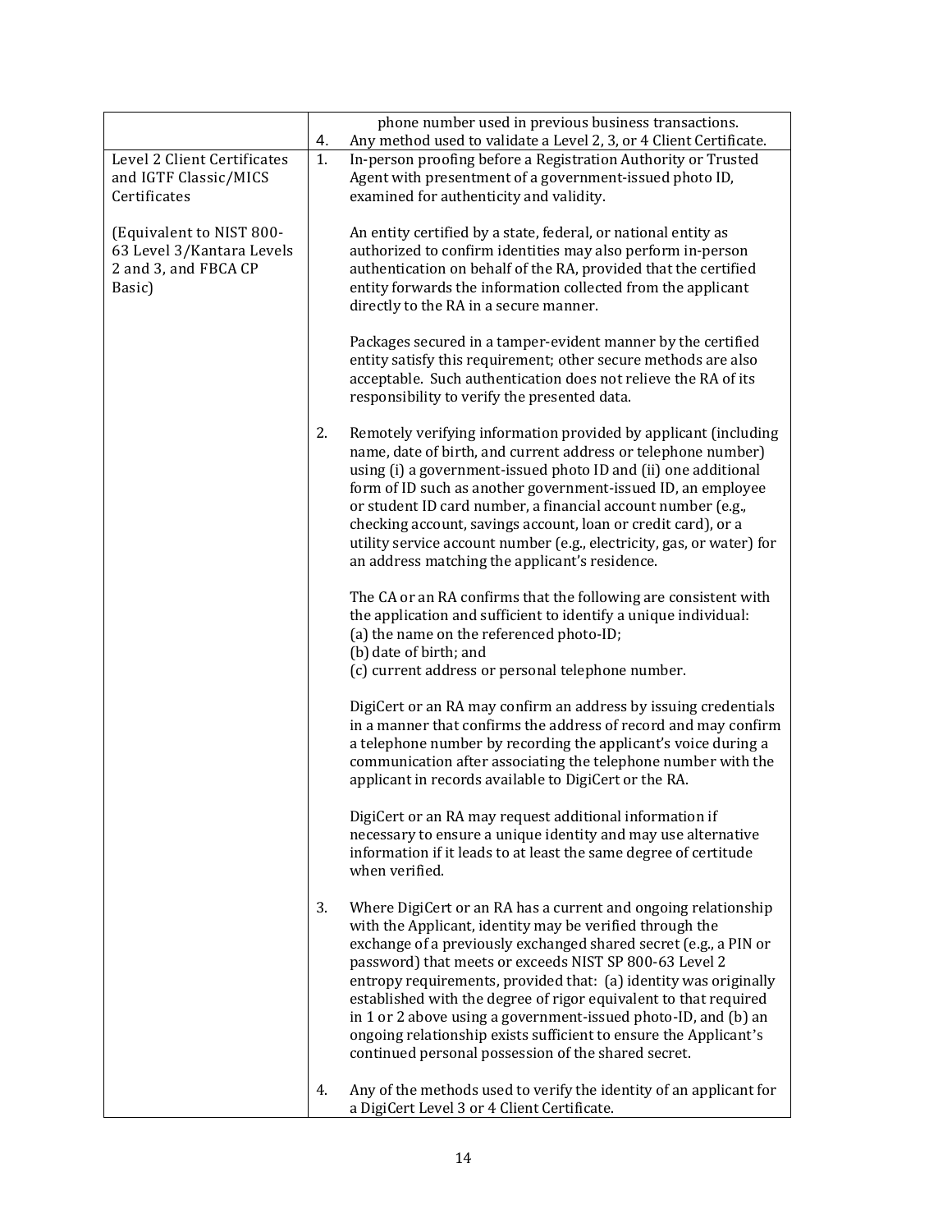| | |
|---|---|
| | phone number used in previous business transactions.<br>4. Any method used to validate a Level 2, 3, or 4 Client Certificate. |
| Level 2 Client Certificates and IGTF Classic/MICS Certificates<br><br>(Equivalent to NIST 800-63 Level 3/Kantara Levels 2 and 3, and FBCA CP Basic) | 1. In-person proofing before a Registration Authority or Trusted Agent with presentment of a government-issued photo ID, examined for authenticity and validity.<br><br>An entity certified by a state, federal, or national entity as authorized to confirm identities may also perform in-person authentication on behalf of the RA, provided that the certified entity forwards the information collected from the applicant directly to the RA in a secure manner.<br><br>Packages secured in a tamper-evident manner by the certified entity satisfy this requirement; other secure methods are also acceptable. Such authentication does not relieve the RA of its responsibility to verify the presented data.<br><br>2. Remotely verifying information provided by applicant (including name, date of birth, and current address or telephone number) using (i) a government-issued photo ID and (ii) one additional form of ID such as another government-issued ID, an employee or student ID card number, a financial account number (e.g., checking account, savings account, loan or credit card), or a utility service account number (e.g., electricity, gas, or water) for an address matching the applicant's residence.<br><br>The CA or an RA confirms that the following are consistent with the application and sufficient to identify a unique individual:<br>(a) the name on the referenced photo-ID;<br>(b) date of birth; and<br>(c) current address or personal telephone number.<br><br>DigiCert or an RA may confirm an address by issuing credentials in a manner that confirms the address of record and may confirm a telephone number by recording the applicant's voice during a communication after associating the telephone number with the applicant in records available to DigiCert or the RA.<br><br>DigiCert or an RA may request additional information if necessary to ensure a unique identity and may use alternative information if it leads to at least the same degree of certitude when verified.<br><br>3. Where DigiCert or an RA has a current and ongoing relationship with the Applicant, identity may be verified through the exchange of a previously exchanged shared secret (e.g., a PIN or password) that meets or exceeds NIST SP 800-63 Level 2 entropy requirements, provided that: (a) identity was originally established with the degree of rigor equivalent to that required in 1 or 2 above using a government-issued photo-ID, and (b) an ongoing relationship exists sufficient to ensure the Applicant's continued personal possession of the shared secret.<br><br>4. Any of the methods used to verify the identity of an applicant for a DigiCert Level 3 or 4 Client Certificate. |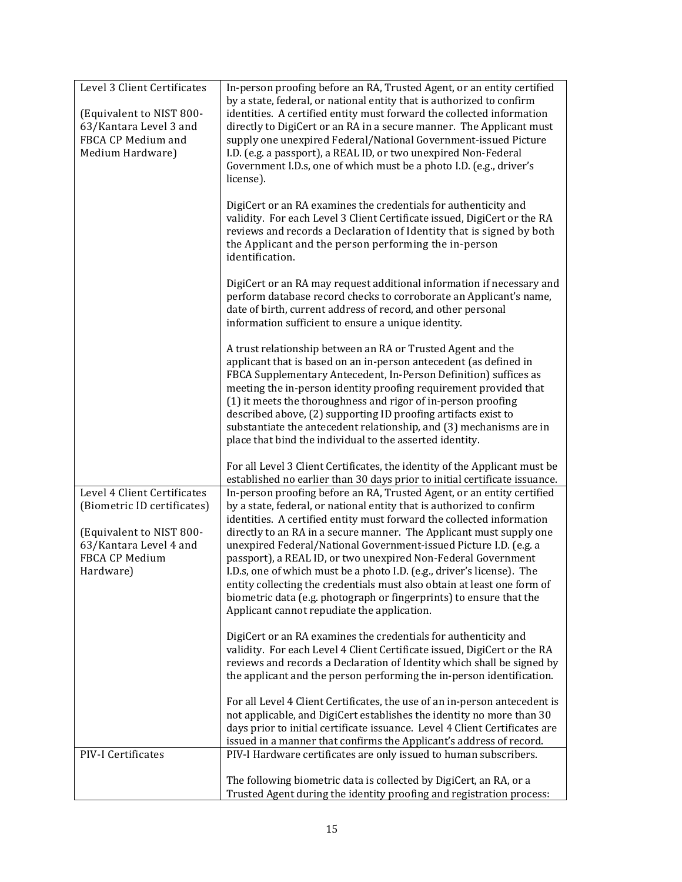| | |
|---|---|
| Level 3 Client Certificates<br><br>(Equivalent to NIST 800-63/Kantara Level 3 and FBCA CP Medium and Medium Hardware) | In-person proofing before an RA, Trusted Agent, or an entity certified by a state, federal, or national entity that is authorized to confirm identities. A certified entity must forward the collected information directly to DigiCert or an RA in a secure manner. The Applicant must supply one unexpired Federal/National Government-issued Picture I.D. (e.g. a passport), a REAL ID, or two unexpired Non-Federal Government I.D.s, one of which must be a photo I.D. (e.g., driver's license).<br><br>DigiCert or an RA examines the credentials for authenticity and validity. For each Level 3 Client Certificate issued, DigiCert or the RA reviews and records a Declaration of Identity that is signed by both the Applicant and the person performing the in-person identification.<br><br>DigiCert or an RA may request additional information if necessary and perform database record checks to corroborate an Applicant's name, date of birth, current address of record, and other personal information sufficient to ensure a unique identity.<br><br>A trust relationship between an RA or Trusted Agent and the applicant that is based on an in-person antecedent (as defined in FBCA Supplementary Antecedent, In-Person Definition) suffices as meeting the in-person identity proofing requirement provided that (1) it meets the thoroughness and rigor of in-person proofing described above, (2) supporting ID proofing artifacts exist to substantiate the antecedent relationship, and (3) mechanisms are in place that bind the individual to the asserted identity.<br><br>For all Level 3 Client Certificates, the identity of the Applicant must be established no earlier than 30 days prior to initial certificate issuance. |
| Level 4 Client Certificates (Biometric ID certificates)<br><br>(Equivalent to NIST 800-63/Kantara Level 4 and FBCA CP Medium Hardware) | In-person proofing before an RA, Trusted Agent, or an entity certified by a state, federal, or national entity that is authorized to confirm identities. A certified entity must forward the collected information directly to an RA in a secure manner. The Applicant must supply one unexpired Federal/National Government-issued Picture I.D. (e.g. a passport), a REAL ID, or two unexpired Non-Federal Government I.D.s, one of which must be a photo I.D. (e.g., driver's license). The entity collecting the credentials must also obtain at least one form of biometric data (e.g. photograph or fingerprints) to ensure that the Applicant cannot repudiate the application.<br><br>DigiCert or an RA examines the credentials for authenticity and validity. For each Level 4 Client Certificate issued, DigiCert or the RA reviews and records a Declaration of Identity which shall be signed by the applicant and the person performing the in-person identification.<br><br>For all Level 4 Client Certificates, the use of an in-person antecedent is not applicable, and DigiCert establishes the identity no more than 30 days prior to initial certificate issuance. Level 4 Client Certificates are issued in a manner that confirms the Applicant's address of record. |
| PIV-I Certificates | PIV-I Hardware certificates are only issued to human subscribers.<br><br>The following biometric data is collected by DigiCert, an RA, or a Trusted Agent during the identity proofing and registration process: |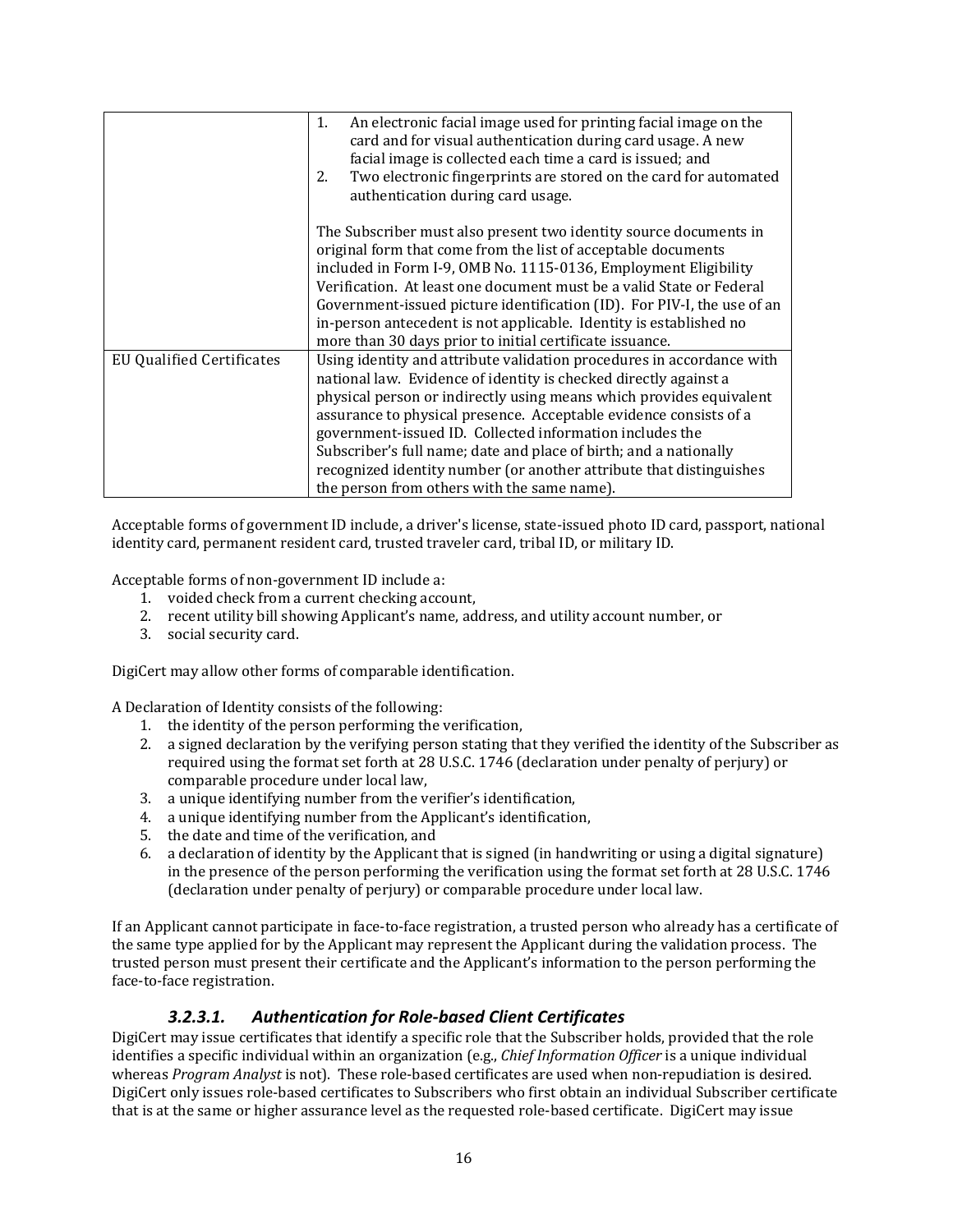| | |
|---|---|
| | 1. An electronic facial image used for printing facial image on the card and for visual authentication during card usage. A new facial image is collected each time a card is issued; and<br>2. Two electronic fingerprints are stored on the card for automated authentication during card usage.<br><br>The Subscriber must also present two identity source documents in original form that come from the list of acceptable documents included in Form I-9, OMB No. 1115-0136, Employment Eligibility Verification. At least one document must be a valid State or Federal Government-issued picture identification (ID). For PIV-I, the use of an in-person antecedent is not applicable. Identity is established no more than 30 days prior to initial certificate issuance. |
| EU Qualified Certificates | Using identity and attribute validation procedures in accordance with national law. Evidence of identity is checked directly against a physical person or indirectly using means which provides equivalent assurance to physical presence. Acceptable evidence consists of a government-issued ID. Collected information includes the Subscriber's full name; date and place of birth; and a nationally recognized identity number (or another attribute that distinguishes the person from others with the same name). |

Acceptable forms of government ID include, a driver's license, state-issued photo ID card, passport, national identity card, permanent resident card, trusted traveler card, tribal ID, or military ID.

Acceptable forms of non-government ID include a:

1. voided check from a current checking account,
2. recent utility bill showing Applicant's name, address, and utility account number, or
3. social security card.

DigiCert may allow other forms of comparable identification.

A Declaration of Identity consists of the following:

1. the identity of the person performing the verification,
2. a signed declaration by the verifying person stating that they verified the identity of the Subscriber as required using the format set forth at 28 U.S.C. 1746 (declaration under penalty of perjury) or comparable procedure under local law,
3. a unique identifying number from the verifier's identification,
4. a unique identifying number from the Applicant's identification,
5. the date and time of the verification, and
6. a declaration of identity by the Applicant that is signed (in handwriting or using a digital signature) in the presence of the person performing the verification using the format set forth at 28 U.S.C. 1746 (declaration under penalty of perjury) or comparable procedure under local law.

If an Applicant cannot participate in face-to-face registration, a trusted person who already has a certificate of the same type applied for by the Applicant may represent the Applicant during the validation process. The trusted person must present their certificate and the Applicant's information to the person performing the face-to-face registration.

#### *3.2.3.1. Authentication for Role-based Client Certificates*

DigiCert may issue certificates that identify a specific role that the Subscriber holds, provided that the role identifies a specific individual within an organization (e.g., *Chief Information Officer* is a unique individual whereas *Program Analyst* is not). These role-based certificates are used when non-repudiation is desired. DigiCert only issues role-based certificates to Subscribers who first obtain an individual Subscriber certificate that is at the same or higher assurance level as the requested role-based certificate. DigiCert may issue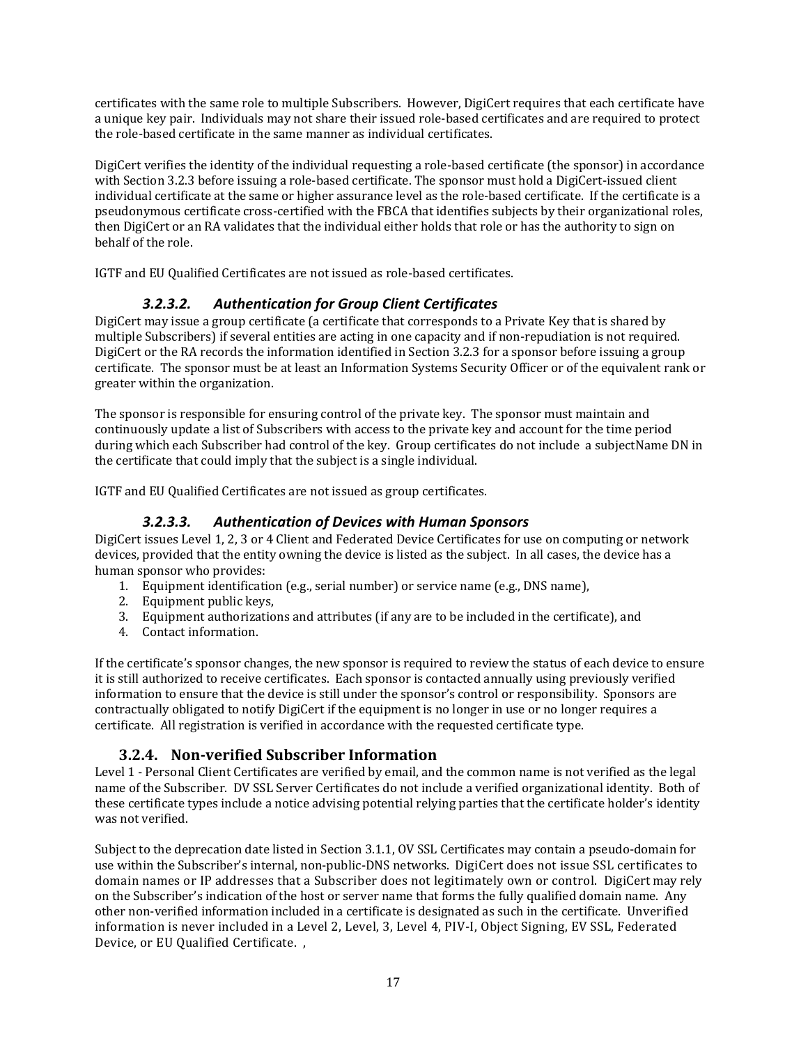certificates with the same role to multiple Subscribers. However, DigiCert requires that each certificate have a unique key pair. Individuals may not share their issued role-based certificates and are required to protect the role-based certificate in the same manner as individual certificates.

DigiCert verifies the identity of the individual requesting a role-based certificate (the sponsor) in accordance with Section 3.2.3 before issuing a role-based certificate. The sponsor must hold a DigiCert-issued client individual certificate at the same or higher assurance level as the role-based certificate. If the certificate is a pseudonymous certificate cross-certified with the FBCA that identifies subjects by their organizational roles, then DigiCert or an RA validates that the individual either holds that role or has the authority to sign on behalf of the role.

IGTF and EU Qualified Certificates are not issued as role-based certificates.

#### *3.2.3.2. Authentication for Group Client Certificates*

DigiCert may issue a group certificate (a certificate that corresponds to a Private Key that is shared by multiple Subscribers) if several entities are acting in one capacity and if non-repudiation is not required. DigiCert or the RA records the information identified in Section 3.2.3 for a sponsor before issuing a group certificate. The sponsor must be at least an Information Systems Security Officer or of the equivalent rank or greater within the organization.

The sponsor is responsible for ensuring control of the private key. The sponsor must maintain and continuously update a list of Subscribers with access to the private key and account for the time period during which each Subscriber had control of the key. Group certificates do not include a subjectName DN in the certificate that could imply that the subject is a single individual.

IGTF and EU Qualified Certificates are not issued as group certificates.

#### *3.2.3.3. Authentication of Devices with Human Sponsors*

DigiCert issues Level 1, 2, 3 or 4 Client and Federated Device Certificates for use on computing or network devices, provided that the entity owning the device is listed as the subject. In all cases, the device has a human sponsor who provides:

1. Equipment identification (e.g., serial number) or service name (e.g., DNS name),
2. Equipment public keys,
3. Equipment authorizations and attributes (if any are to be included in the certificate), and
4. Contact information.

If the certificate's sponsor changes, the new sponsor is required to review the status of each device to ensure it is still authorized to receive certificates. Each sponsor is contacted annually using previously verified information to ensure that the device is still under the sponsor's control or responsibility. Sponsors are contractually obligated to notify DigiCert if the equipment is no longer in use or no longer requires a certificate. All registration is verified in accordance with the requested certificate type.

### 3.2.4. Non-verified Subscriber Information

Level 1 - Personal Client Certificates are verified by email, and the common name is not verified as the legal name of the Subscriber. DV SSL Server Certificates do not include a verified organizational identity. Both of these certificate types include a notice advising potential relying parties that the certificate holder's identity was not verified.

Subject to the deprecation date listed in Section 3.1.1, OV SSL Certificates may contain a pseudo-domain for use within the Subscriber's internal, non-public-DNS networks. DigiCert does not issue SSL certificates to domain names or IP addresses that a Subscriber does not legitimately own or control. DigiCert may rely on the Subscriber's indication of the host or server name that forms the fully qualified domain name. Any other non-verified information included in a certificate is designated as such in the certificate. Unverified information is never included in a Level 2, Level, 3, Level 4, PIV-I, Object Signing, EV SSL, Federated Device, or EU Qualified Certificate. ,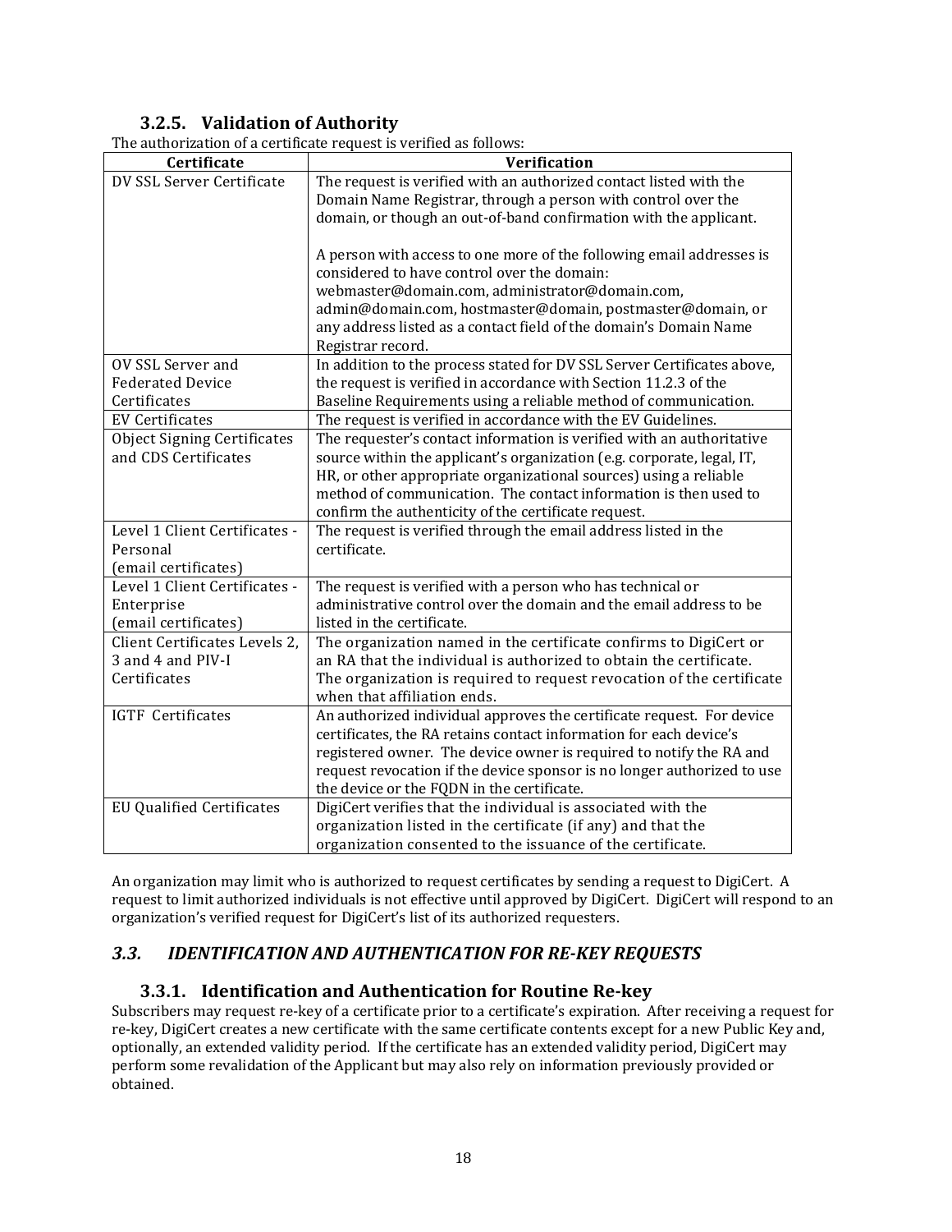### 3.2.5. Validation of Authority

The authorization of a certificate request is verified as follows:

| Certificate | Verification |
|---|---|
| DV SSL Server Certificate | The request is verified with an authorized contact listed with the Domain Name Registrar, through a person with control over the domain, or though an out-of-band confirmation with the applicant.<br><br>A person with access to one more of the following email addresses is considered to have control over the domain: webmaster@domain.com, administrator@domain.com, admin@domain.com, hostmaster@domain, postmaster@domain, or any address listed as a contact field of the domain's Domain Name Registrar record. |
| OV SSL Server and Federated Device Certificates | In addition to the process stated for DV SSL Server Certificates above, the request is verified in accordance with Section 11.2.3 of the Baseline Requirements using a reliable method of communication. |
| EV Certificates | The request is verified in accordance with the EV Guidelines. |
| Object Signing Certificates and CDS Certificates | The requester's contact information is verified with an authoritative source within the applicant's organization (e.g. corporate, legal, IT, HR, or other appropriate organizational sources) using a reliable method of communication. The contact information is then used to confirm the authenticity of the certificate request. |
| Level 1 Client Certificates - Personal (email certificates) | The request is verified through the email address listed in the certificate. |
| Level 1 Client Certificates - Enterprise (email certificates) | The request is verified with a person who has technical or administrative control over the domain and the email address to be listed in the certificate. |
| Client Certificates Levels 2, 3 and 4 and PIV-I Certificates | The organization named in the certificate confirms to DigiCert or an RA that the individual is authorized to obtain the certificate. The organization is required to request revocation of the certificate when that affiliation ends. |
| IGTF Certificates | An authorized individual approves the certificate request. For device certificates, the RA retains contact information for each device's registered owner. The device owner is required to notify the RA and request revocation if the device sponsor is no longer authorized to use the device or the FQDN in the certificate. |
| EU Qualified Certificates | DigiCert verifies that the individual is associated with the organization listed in the certificate (if any) and that the organization consented to the issuance of the certificate. |

An organization may limit who is authorized to request certificates by sending a request to DigiCert. A request to limit authorized individuals is not effective until approved by DigiCert. DigiCert will respond to an organization's verified request for DigiCert's list of its authorized requesters.

## *3.3. IDENTIFICATION AND AUTHENTICATION FOR RE-KEY REQUESTS*

### 3.3.1. Identification and Authentication for Routine Re-key

Subscribers may request re-key of a certificate prior to a certificate's expiration. After receiving a request for re-key, DigiCert creates a new certificate with the same certificate contents except for a new Public Key and, optionally, an extended validity period. If the certificate has an extended validity period, DigiCert may perform some revalidation of the Applicant but may also rely on information previously provided or obtained.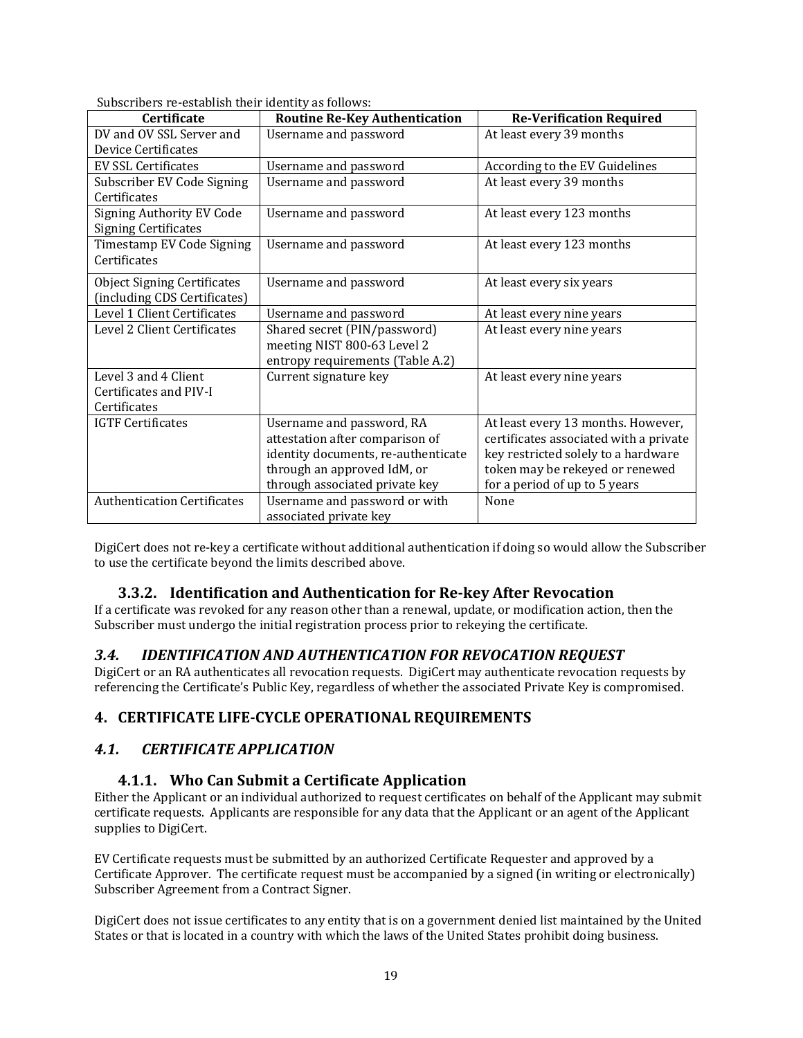Subscribers re-establish their identity as follows:

| Certificate | Routine Re-Key Authentication | Re-Verification Required |
| --- | --- | --- |
| DV and OV SSL Server and Device Certificates | Username and password | At least every 39 months |
| EV SSL Certificates | Username and password | According to the EV Guidelines |
| Subscriber EV Code Signing Certificates | Username and password | At least every 39 months |
| Signing Authority EV Code Signing Certificates | Username and password | At least every 123 months |
| Timestamp EV Code Signing Certificates | Username and password | At least every 123 months |
| Object Signing Certificates (including CDS Certificates) | Username and password | At least every six years |
| Level 1 Client Certificates | Username and password | At least every nine years |
| Level 2 Client Certificates | Shared secret (PIN/password) meeting NIST 800-63 Level 2 entropy requirements (Table A.2) | At least every nine years |
| Level 3 and 4 Client Certificates and PIV-I Certificates | Current signature key | At least every nine years |
| IGTF Certificates | Username and password, RA attestation after comparison of identity documents, re-authenticate through an approved IdM, or through associated private key | At least every 13 months. However, certificates associated with a private key restricted solely to a hardware token may be rekeyed or renewed for a period of up to 5 years |
| Authentication Certificates | Username and password or with associated private key | None |

DigiCert does not re-key a certificate without additional authentication if doing so would allow the Subscriber to use the certificate beyond the limits described above.

### 3.3.2. Identification and Authentication for Re-key After Revocation

If a certificate was revoked for any reason other than a renewal, update, or modification action, then the Subscriber must undergo the initial registration process prior to rekeying the certificate.

## *3.4. IDENTIFICATION AND AUTHENTICATION FOR REVOCATION REQUEST*

DigiCert or an RA authenticates all revocation requests. DigiCert may authenticate revocation requests by referencing the Certificate's Public Key, regardless of whether the associated Private Key is compromised.

# 4. CERTIFICATE LIFE-CYCLE OPERATIONAL REQUIREMENTS

## *4.1. CERTIFICATE APPLICATION*

### 4.1.1. Who Can Submit a Certificate Application

Either the Applicant or an individual authorized to request certificates on behalf of the Applicant may submit certificate requests. Applicants are responsible for any data that the Applicant or an agent of the Applicant supplies to DigiCert.

EV Certificate requests must be submitted by an authorized Certificate Requester and approved by a Certificate Approver. The certificate request must be accompanied by a signed (in writing or electronically) Subscriber Agreement from a Contract Signer.

DigiCert does not issue certificates to any entity that is on a government denied list maintained by the United States or that is located in a country with which the laws of the United States prohibit doing business.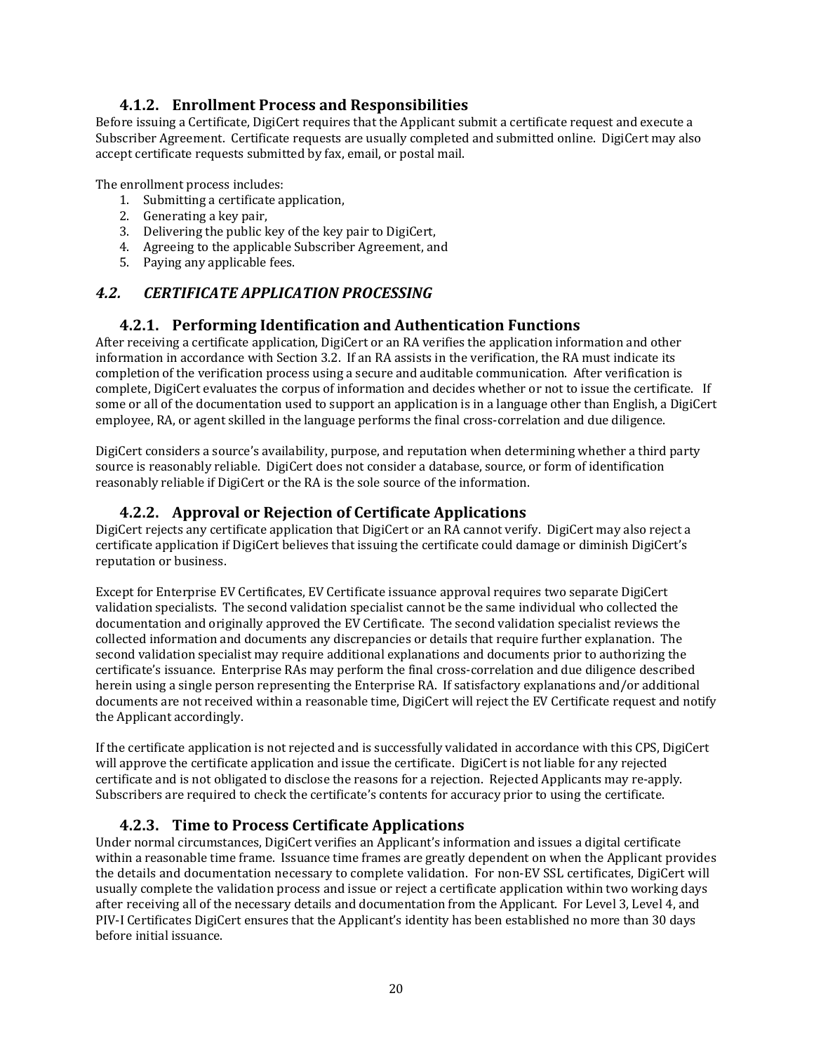### 4.1.2. Enrollment Process and Responsibilities

Before issuing a Certificate, DigiCert requires that the Applicant submit a certificate request and execute a Subscriber Agreement. Certificate requests are usually completed and submitted online. DigiCert may also accept certificate requests submitted by fax, email, or postal mail.

The enrollment process includes:

1. Submitting a certificate application,
2. Generating a key pair,
3. Delivering the public key of the key pair to DigiCert,
4. Agreeing to the applicable Subscriber Agreement, and
5. Paying any applicable fees.

## *4.2. CERTIFICATE APPLICATION PROCESSING*

### 4.2.1. Performing Identification and Authentication Functions

After receiving a certificate application, DigiCert or an RA verifies the application information and other information in accordance with Section 3.2. If an RA assists in the verification, the RA must indicate its completion of the verification process using a secure and auditable communication. After verification is complete, DigiCert evaluates the corpus of information and decides whether or not to issue the certificate. If some or all of the documentation used to support an application is in a language other than English, a DigiCert employee, RA, or agent skilled in the language performs the final cross-correlation and due diligence.

DigiCert considers a source's availability, purpose, and reputation when determining whether a third party source is reasonably reliable. DigiCert does not consider a database, source, or form of identification reasonably reliable if DigiCert or the RA is the sole source of the information.

### 4.2.2. Approval or Rejection of Certificate Applications

DigiCert rejects any certificate application that DigiCert or an RA cannot verify. DigiCert may also reject a certificate application if DigiCert believes that issuing the certificate could damage or diminish DigiCert's reputation or business.

Except for Enterprise EV Certificates, EV Certificate issuance approval requires two separate DigiCert validation specialists. The second validation specialist cannot be the same individual who collected the documentation and originally approved the EV Certificate. The second validation specialist reviews the collected information and documents any discrepancies or details that require further explanation. The second validation specialist may require additional explanations and documents prior to authorizing the certificate's issuance. Enterprise RAs may perform the final cross-correlation and due diligence described herein using a single person representing the Enterprise RA. If satisfactory explanations and/or additional documents are not received within a reasonable time, DigiCert will reject the EV Certificate request and notify the Applicant accordingly.

If the certificate application is not rejected and is successfully validated in accordance with this CPS, DigiCert will approve the certificate application and issue the certificate. DigiCert is not liable for any rejected certificate and is not obligated to disclose the reasons for a rejection. Rejected Applicants may re-apply. Subscribers are required to check the certificate's contents for accuracy prior to using the certificate.

### 4.2.3. Time to Process Certificate Applications

Under normal circumstances, DigiCert verifies an Applicant's information and issues a digital certificate within a reasonable time frame. Issuance time frames are greatly dependent on when the Applicant provides the details and documentation necessary to complete validation. For non-EV SSL certificates, DigiCert will usually complete the validation process and issue or reject a certificate application within two working days after receiving all of the necessary details and documentation from the Applicant. For Level 3, Level 4, and PIV-I Certificates DigiCert ensures that the Applicant's identity has been established no more than 30 days before initial issuance.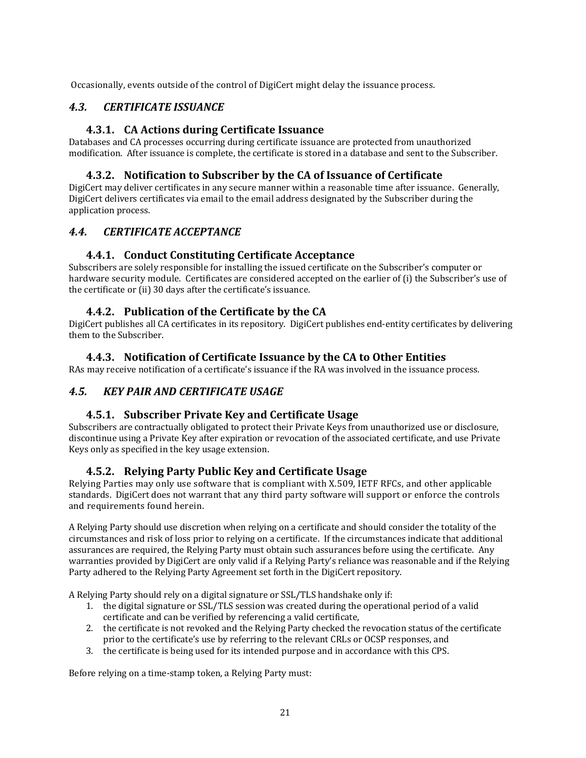Occasionally, events outside of the control of DigiCert might delay the issuance process.

## *4.3. CERTIFICATE ISSUANCE*

### 4.3.1. CA Actions during Certificate Issuance

Databases and CA processes occurring during certificate issuance are protected from unauthorized modification. After issuance is complete, the certificate is stored in a database and sent to the Subscriber.

### 4.3.2. Notification to Subscriber by the CA of Issuance of Certificate

DigiCert may deliver certificates in any secure manner within a reasonable time after issuance. Generally, DigiCert delivers certificates via email to the email address designated by the Subscriber during the application process.

## *4.4. CERTIFICATE ACCEPTANCE*

### 4.4.1. Conduct Constituting Certificate Acceptance

Subscribers are solely responsible for installing the issued certificate on the Subscriber's computer or hardware security module. Certificates are considered accepted on the earlier of (i) the Subscriber's use of the certificate or (ii) 30 days after the certificate's issuance.

### 4.4.2. Publication of the Certificate by the CA

DigiCert publishes all CA certificates in its repository. DigiCert publishes end-entity certificates by delivering them to the Subscriber.

### 4.4.3. Notification of Certificate Issuance by the CA to Other Entities

RAs may receive notification of a certificate's issuance if the RA was involved in the issuance process.

## *4.5. KEY PAIR AND CERTIFICATE USAGE*

### 4.5.1. Subscriber Private Key and Certificate Usage

Subscribers are contractually obligated to protect their Private Keys from unauthorized use or disclosure, discontinue using a Private Key after expiration or revocation of the associated certificate, and use Private Keys only as specified in the key usage extension.

### 4.5.2. Relying Party Public Key and Certificate Usage

Relying Parties may only use software that is compliant with X.509, IETF RFCs, and other applicable standards. DigiCert does not warrant that any third party software will support or enforce the controls and requirements found herein.

A Relying Party should use discretion when relying on a certificate and should consider the totality of the circumstances and risk of loss prior to relying on a certificate. If the circumstances indicate that additional assurances are required, the Relying Party must obtain such assurances before using the certificate. Any warranties provided by DigiCert are only valid if a Relying Party's reliance was reasonable and if the Relying Party adhered to the Relying Party Agreement set forth in the DigiCert repository.

A Relying Party should rely on a digital signature or SSL/TLS handshake only if:

1. the digital signature or SSL/TLS session was created during the operational period of a valid certificate and can be verified by referencing a valid certificate,
2. the certificate is not revoked and the Relying Party checked the revocation status of the certificate prior to the certificate's use by referring to the relevant CRLs or OCSP responses, and
3. the certificate is being used for its intended purpose and in accordance with this CPS.

Before relying on a time-stamp token, a Relying Party must: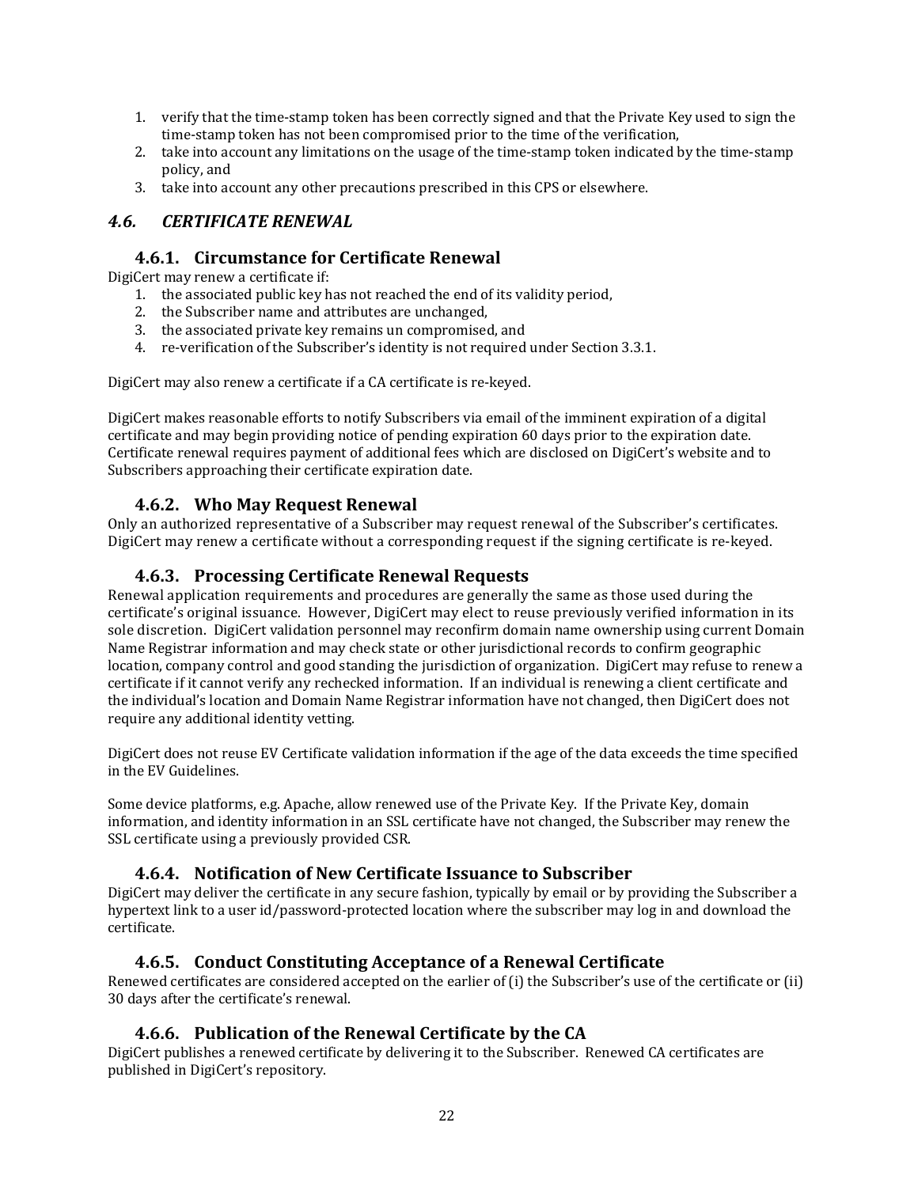1. verify that the time-stamp token has been correctly signed and that the Private Key used to sign the time-stamp token has not been compromised prior to the time of the verification,
2. take into account any limitations on the usage of the time-stamp token indicated by the time-stamp policy, and
3. take into account any other precautions prescribed in this CPS or elsewhere.

## *4.6. CERTIFICATE RENEWAL*

### 4.6.1. Circumstance for Certificate Renewal

DigiCert may renew a certificate if:

1. the associated public key has not reached the end of its validity period,
2. the Subscriber name and attributes are unchanged,
3. the associated private key remains un compromised, and
4. re-verification of the Subscriber's identity is not required under Section 3.3.1.

DigiCert may also renew a certificate if a CA certificate is re-keyed.

DigiCert makes reasonable efforts to notify Subscribers via email of the imminent expiration of a digital certificate and may begin providing notice of pending expiration 60 days prior to the expiration date. Certificate renewal requires payment of additional fees which are disclosed on DigiCert's website and to Subscribers approaching their certificate expiration date.

### 4.6.2. Who May Request Renewal

Only an authorized representative of a Subscriber may request renewal of the Subscriber's certificates. DigiCert may renew a certificate without a corresponding request if the signing certificate is re-keyed.

### 4.6.3. Processing Certificate Renewal Requests

Renewal application requirements and procedures are generally the same as those used during the certificate's original issuance. However, DigiCert may elect to reuse previously verified information in its sole discretion. DigiCert validation personnel may reconfirm domain name ownership using current Domain Name Registrar information and may check state or other jurisdictional records to confirm geographic location, company control and good standing the jurisdiction of organization. DigiCert may refuse to renew a certificate if it cannot verify any rechecked information. If an individual is renewing a client certificate and the individual's location and Domain Name Registrar information have not changed, then DigiCert does not require any additional identity vetting.

DigiCert does not reuse EV Certificate validation information if the age of the data exceeds the time specified in the EV Guidelines.

Some device platforms, e.g. Apache, allow renewed use of the Private Key. If the Private Key, domain information, and identity information in an SSL certificate have not changed, the Subscriber may renew the SSL certificate using a previously provided CSR.

### 4.6.4. Notification of New Certificate Issuance to Subscriber

DigiCert may deliver the certificate in any secure fashion, typically by email or by providing the Subscriber a hypertext link to a user id/password-protected location where the subscriber may log in and download the certificate.

### 4.6.5. Conduct Constituting Acceptance of a Renewal Certificate

Renewed certificates are considered accepted on the earlier of (i) the Subscriber's use of the certificate or (ii) 30 days after the certificate's renewal.

### 4.6.6. Publication of the Renewal Certificate by the CA

DigiCert publishes a renewed certificate by delivering it to the Subscriber. Renewed CA certificates are published in DigiCert's repository.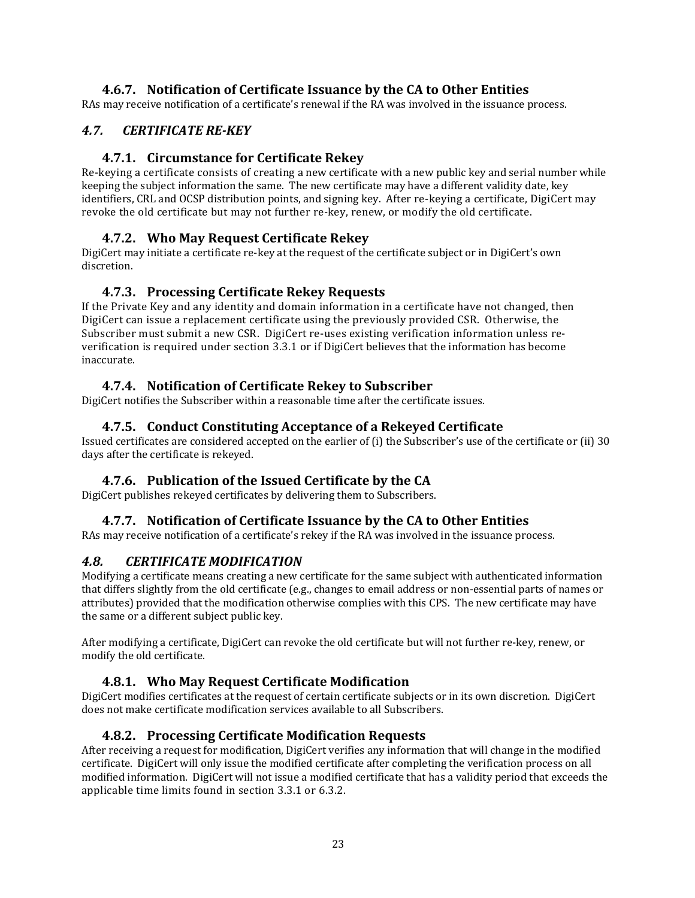### 4.6.7. Notification of Certificate Issuance by the CA to Other Entities

RAs may receive notification of a certificate's renewal if the RA was involved in the issuance process.

## *4.7. CERTIFICATE RE-KEY*

### 4.7.1. Circumstance for Certificate Rekey

Re-keying a certificate consists of creating a new certificate with a new public key and serial number while keeping the subject information the same. The new certificate may have a different validity date, key identifiers, CRL and OCSP distribution points, and signing key. After re-keying a certificate, DigiCert may revoke the old certificate but may not further re-key, renew, or modify the old certificate.

### 4.7.2. Who May Request Certificate Rekey

DigiCert may initiate a certificate re-key at the request of the certificate subject or in DigiCert's own discretion.

### 4.7.3. Processing Certificate Rekey Requests

If the Private Key and any identity and domain information in a certificate have not changed, then DigiCert can issue a replacement certificate using the previously provided CSR. Otherwise, the Subscriber must submit a new CSR. DigiCert re-uses existing verification information unless re-verification is required under section 3.3.1 or if DigiCert believes that the information has become inaccurate.

### 4.7.4. Notification of Certificate Rekey to Subscriber

DigiCert notifies the Subscriber within a reasonable time after the certificate issues.

### 4.7.5. Conduct Constituting Acceptance of a Rekeyed Certificate

Issued certificates are considered accepted on the earlier of (i) the Subscriber's use of the certificate or (ii) 30 days after the certificate is rekeyed.

### 4.7.6. Publication of the Issued Certificate by the CA

DigiCert publishes rekeyed certificates by delivering them to Subscribers.

### 4.7.7. Notification of Certificate Issuance by the CA to Other Entities

RAs may receive notification of a certificate's rekey if the RA was involved in the issuance process.

## *4.8. CERTIFICATE MODIFICATION*

Modifying a certificate means creating a new certificate for the same subject with authenticated information that differs slightly from the old certificate (e.g., changes to email address or non-essential parts of names or attributes) provided that the modification otherwise complies with this CPS. The new certificate may have the same or a different subject public key.

After modifying a certificate, DigiCert can revoke the old certificate but will not further re-key, renew, or modify the old certificate.

### 4.8.1. Who May Request Certificate Modification

DigiCert modifies certificates at the request of certain certificate subjects or in its own discretion. DigiCert does not make certificate modification services available to all Subscribers.

### 4.8.2. Processing Certificate Modification Requests

After receiving a request for modification, DigiCert verifies any information that will change in the modified certificate. DigiCert will only issue the modified certificate after completing the verification process on all modified information. DigiCert will not issue a modified certificate that has a validity period that exceeds the applicable time limits found in section 3.3.1 or 6.3.2.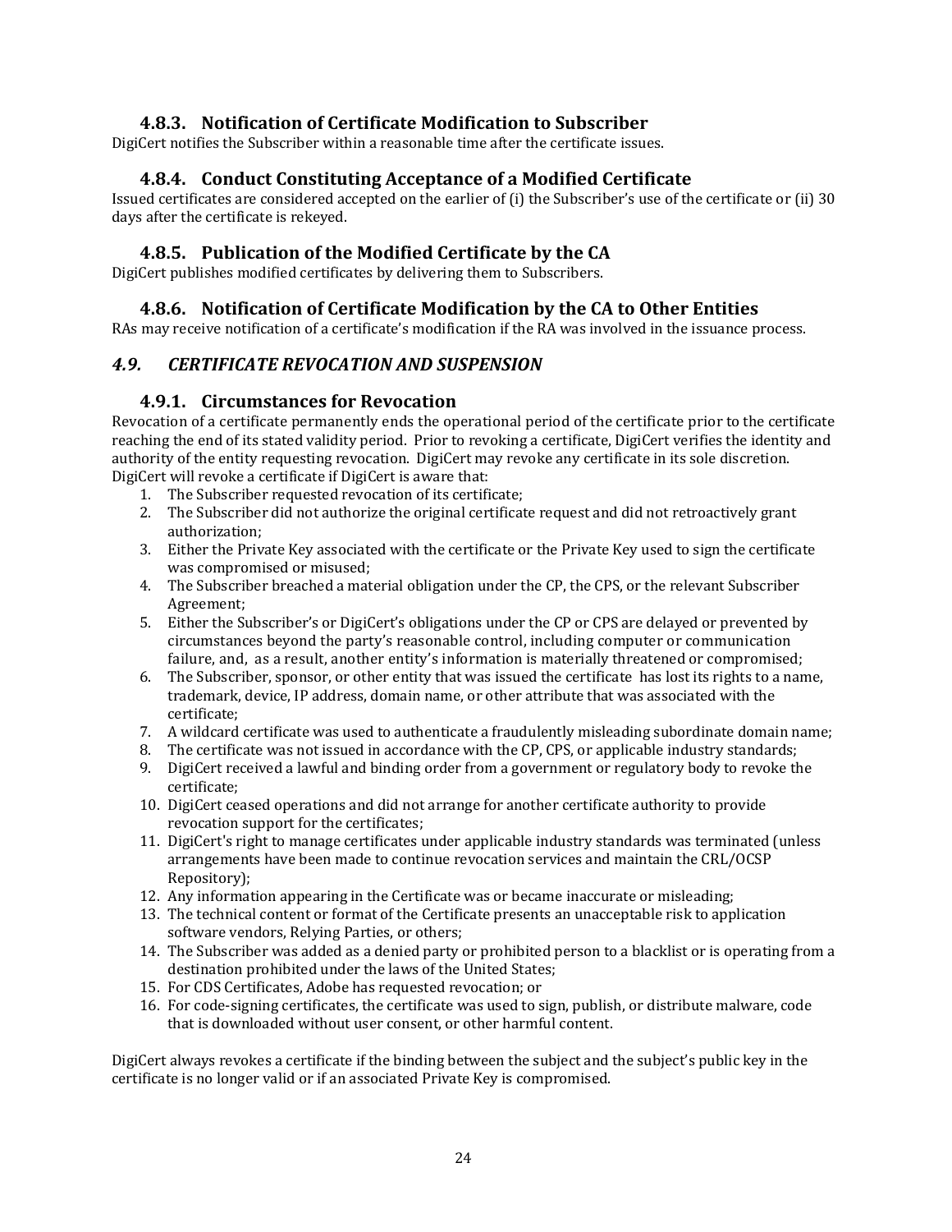### 4.8.3. Notification of Certificate Modification to Subscriber

DigiCert notifies the Subscriber within a reasonable time after the certificate issues.

### 4.8.4. Conduct Constituting Acceptance of a Modified Certificate

Issued certificates are considered accepted on the earlier of (i) the Subscriber's use of the certificate or (ii) 30 days after the certificate is rekeyed.

### 4.8.5. Publication of the Modified Certificate by the CA

DigiCert publishes modified certificates by delivering them to Subscribers.

### 4.8.6. Notification of Certificate Modification by the CA to Other Entities

RAs may receive notification of a certificate's modification if the RA was involved in the issuance process.

## *4.9. CERTIFICATE REVOCATION AND SUSPENSION*

### 4.9.1. Circumstances for Revocation

Revocation of a certificate permanently ends the operational period of the certificate prior to the certificate reaching the end of its stated validity period. Prior to revoking a certificate, DigiCert verifies the identity and authority of the entity requesting revocation. DigiCert may revoke any certificate in its sole discretion. DigiCert will revoke a certificate if DigiCert is aware that:

1. The Subscriber requested revocation of its certificate;
2. The Subscriber did not authorize the original certificate request and did not retroactively grant authorization;
3. Either the Private Key associated with the certificate or the Private Key used to sign the certificate was compromised or misused;
4. The Subscriber breached a material obligation under the CP, the CPS, or the relevant Subscriber Agreement;
5. Either the Subscriber's or DigiCert's obligations under the CP or CPS are delayed or prevented by circumstances beyond the party's reasonable control, including computer or communication failure, and, as a result, another entity's information is materially threatened or compromised;
6. The Subscriber, sponsor, or other entity that was issued the certificate has lost its rights to a name, trademark, device, IP address, domain name, or other attribute that was associated with the certificate;
7. A wildcard certificate was used to authenticate a fraudulently misleading subordinate domain name;
8. The certificate was not issued in accordance with the CP, CPS, or applicable industry standards;
9. DigiCert received a lawful and binding order from a government or regulatory body to revoke the certificate;
10. DigiCert ceased operations and did not arrange for another certificate authority to provide revocation support for the certificates;
11. DigiCert's right to manage certificates under applicable industry standards was terminated (unless arrangements have been made to continue revocation services and maintain the CRL/OCSP Repository);
12. Any information appearing in the Certificate was or became inaccurate or misleading;
13. The technical content or format of the Certificate presents an unacceptable risk to application software vendors, Relying Parties, or others;
14. The Subscriber was added as a denied party or prohibited person to a blacklist or is operating from a destination prohibited under the laws of the United States;
15. For CDS Certificates, Adobe has requested revocation; or
16. For code-signing certificates, the certificate was used to sign, publish, or distribute malware, code that is downloaded without user consent, or other harmful content.

DigiCert always revokes a certificate if the binding between the subject and the subject's public key in the certificate is no longer valid or if an associated Private Key is compromised.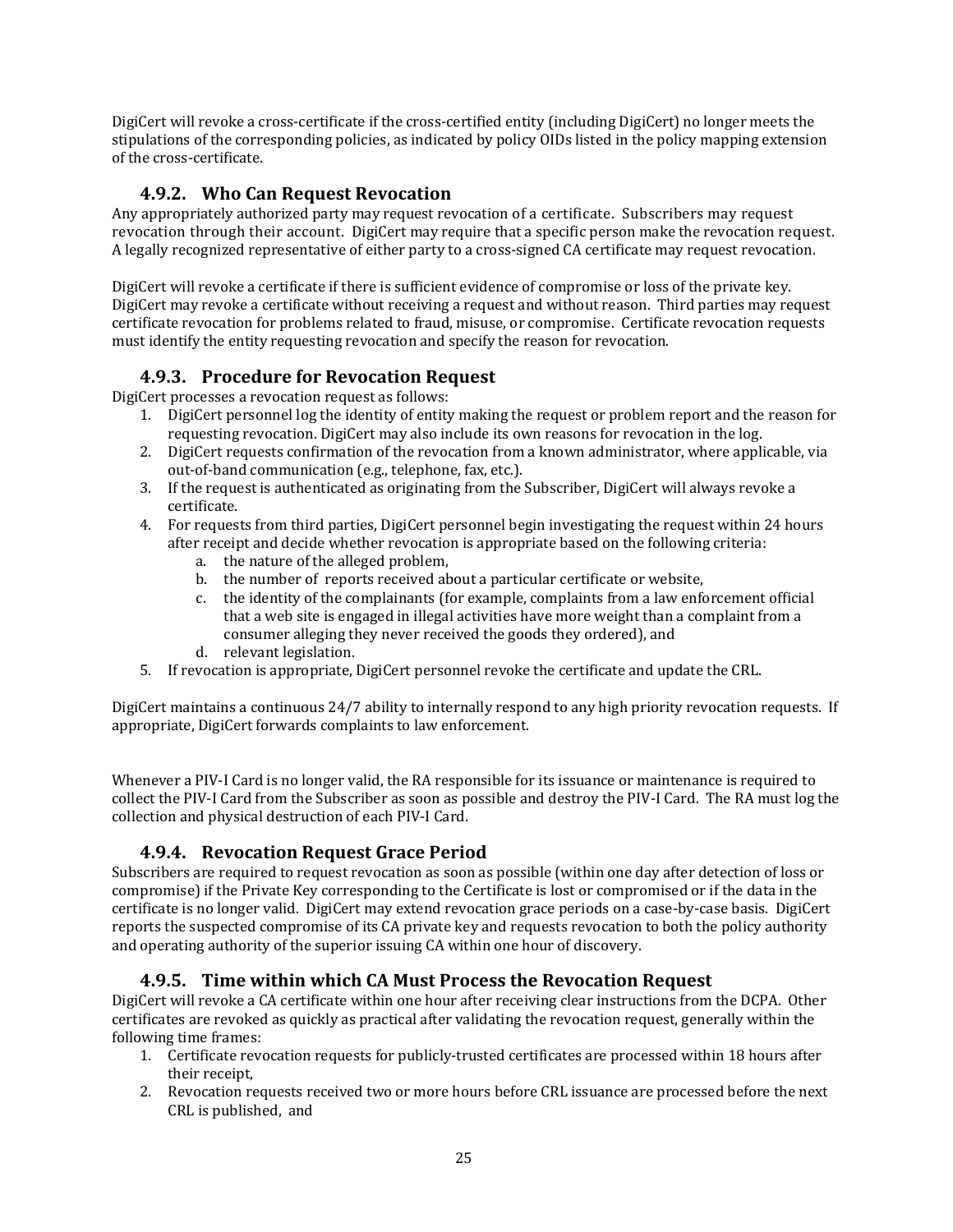DigiCert will revoke a cross-certificate if the cross-certified entity (including DigiCert) no longer meets the stipulations of the corresponding policies, as indicated by policy OIDs listed in the policy mapping extension of the cross-certificate.

### 4.9.2. Who Can Request Revocation

Any appropriately authorized party may request revocation of a certificate. Subscribers may request revocation through their account. DigiCert may require that a specific person make the revocation request. A legally recognized representative of either party to a cross-signed CA certificate may request revocation.

DigiCert will revoke a certificate if there is sufficient evidence of compromise or loss of the private key. DigiCert may revoke a certificate without receiving a request and without reason. Third parties may request certificate revocation for problems related to fraud, misuse, or compromise. Certificate revocation requests must identify the entity requesting revocation and specify the reason for revocation.

### 4.9.3. Procedure for Revocation Request

DigiCert processes a revocation request as follows:

1. DigiCert personnel log the identity of entity making the request or problem report and the reason for requesting revocation. DigiCert may also include its own reasons for revocation in the log.
2. DigiCert requests confirmation of the revocation from a known administrator, where applicable, via out-of-band communication (e.g., telephone, fax, etc.).
3. If the request is authenticated as originating from the Subscriber, DigiCert will always revoke a certificate.
4. For requests from third parties, DigiCert personnel begin investigating the request within 24 hours after receipt and decide whether revocation is appropriate based on the following criteria:
   a. the nature of the alleged problem,
   b. the number of reports received about a particular certificate or website,
   c. the identity of the complainants (for example, complaints from a law enforcement official that a web site is engaged in illegal activities have more weight than a complaint from a consumer alleging they never received the goods they ordered), and
   d. relevant legislation.
5. If revocation is appropriate, DigiCert personnel revoke the certificate and update the CRL.

DigiCert maintains a continuous 24/7 ability to internally respond to any high priority revocation requests. If appropriate, DigiCert forwards complaints to law enforcement.

Whenever a PIV-I Card is no longer valid, the RA responsible for its issuance or maintenance is required to collect the PIV-I Card from the Subscriber as soon as possible and destroy the PIV-I Card. The RA must log the collection and physical destruction of each PIV-I Card.

### 4.9.4. Revocation Request Grace Period

Subscribers are required to request revocation as soon as possible (within one day after detection of loss or compromise) if the Private Key corresponding to the Certificate is lost or compromised or if the data in the certificate is no longer valid. DigiCert may extend revocation grace periods on a case-by-case basis. DigiCert reports the suspected compromise of its CA private key and requests revocation to both the policy authority and operating authority of the superior issuing CA within one hour of discovery.

### 4.9.5. Time within which CA Must Process the Revocation Request

DigiCert will revoke a CA certificate within one hour after receiving clear instructions from the DCPA. Other certificates are revoked as quickly as practical after validating the revocation request, generally within the following time frames:

1. Certificate revocation requests for publicly-trusted certificates are processed within 18 hours after their receipt,
2. Revocation requests received two or more hours before CRL issuance are processed before the next CRL is published, and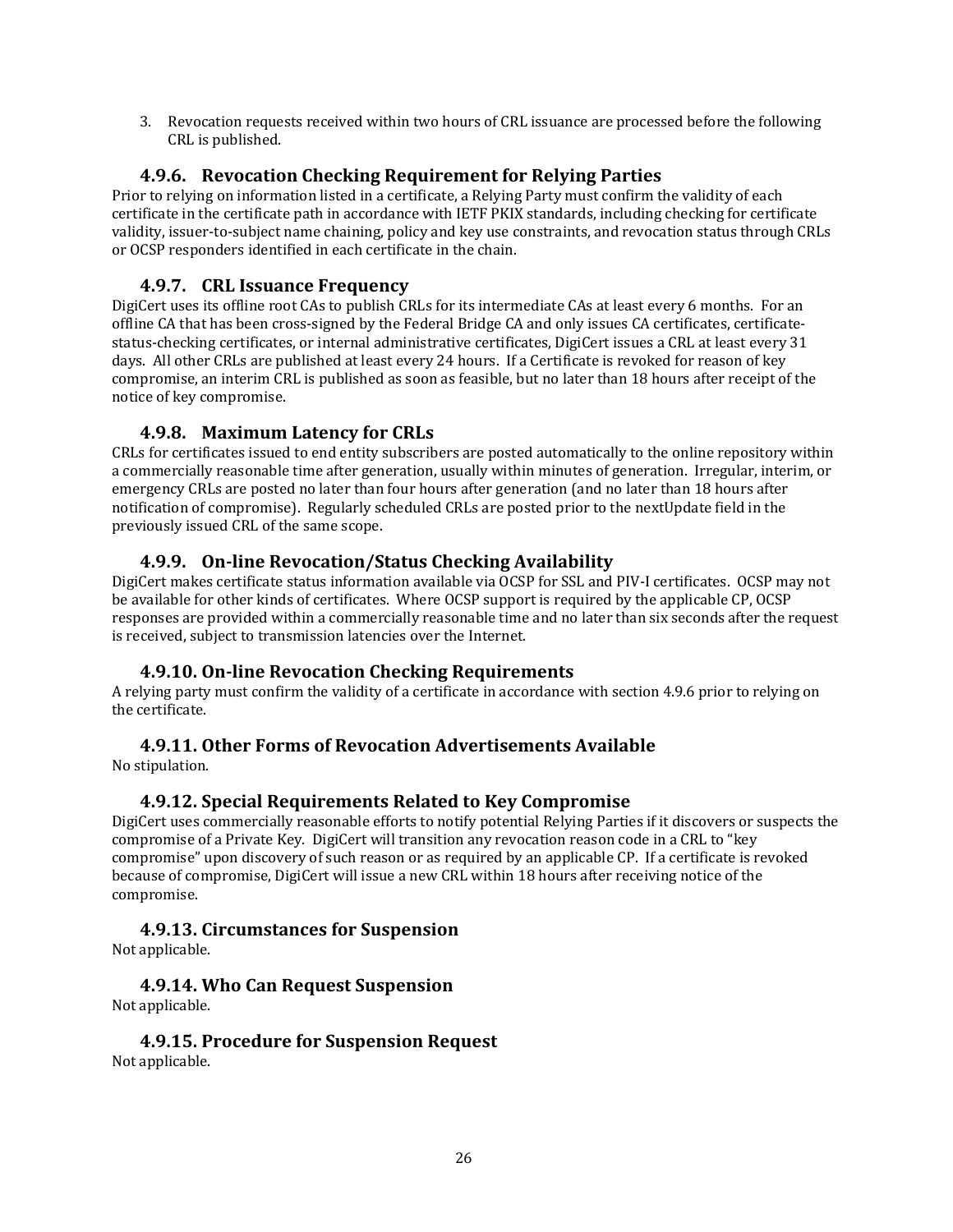3. Revocation requests received within two hours of CRL issuance are processed before the following CRL is published.

### 4.9.6. Revocation Checking Requirement for Relying Parties

Prior to relying on information listed in a certificate, a Relying Party must confirm the validity of each certificate in the certificate path in accordance with IETF PKIX standards, including checking for certificate validity, issuer-to-subject name chaining, policy and key use constraints, and revocation status through CRLs or OCSP responders identified in each certificate in the chain.

### 4.9.7. CRL Issuance Frequency

DigiCert uses its offline root CAs to publish CRLs for its intermediate CAs at least every 6 months. For an offline CA that has been cross-signed by the Federal Bridge CA and only issues CA certificates, certificate-status-checking certificates, or internal administrative certificates, DigiCert issues a CRL at least every 31 days. All other CRLs are published at least every 24 hours. If a Certificate is revoked for reason of key compromise, an interim CRL is published as soon as feasible, but no later than 18 hours after receipt of the notice of key compromise.

### 4.9.8. Maximum Latency for CRLs

CRLs for certificates issued to end entity subscribers are posted automatically to the online repository within a commercially reasonable time after generation, usually within minutes of generation. Irregular, interim, or emergency CRLs are posted no later than four hours after generation (and no later than 18 hours after notification of compromise). Regularly scheduled CRLs are posted prior to the nextUpdate field in the previously issued CRL of the same scope.

### 4.9.9. On-line Revocation/Status Checking Availability

DigiCert makes certificate status information available via OCSP for SSL and PIV-I certificates. OCSP may not be available for other kinds of certificates. Where OCSP support is required by the applicable CP, OCSP responses are provided within a commercially reasonable time and no later than six seconds after the request is received, subject to transmission latencies over the Internet.

### 4.9.10. On-line Revocation Checking Requirements

A relying party must confirm the validity of a certificate in accordance with section 4.9.6 prior to relying on the certificate.

### 4.9.11. Other Forms of Revocation Advertisements Available

No stipulation.

### 4.9.12. Special Requirements Related to Key Compromise

DigiCert uses commercially reasonable efforts to notify potential Relying Parties if it discovers or suspects the compromise of a Private Key. DigiCert will transition any revocation reason code in a CRL to "key compromise" upon discovery of such reason or as required by an applicable CP. If a certificate is revoked because of compromise, DigiCert will issue a new CRL within 18 hours after receiving notice of the compromise.

### 4.9.13. Circumstances for Suspension

Not applicable.

### 4.9.14. Who Can Request Suspension

Not applicable.

### 4.9.15. Procedure for Suspension Request

Not applicable.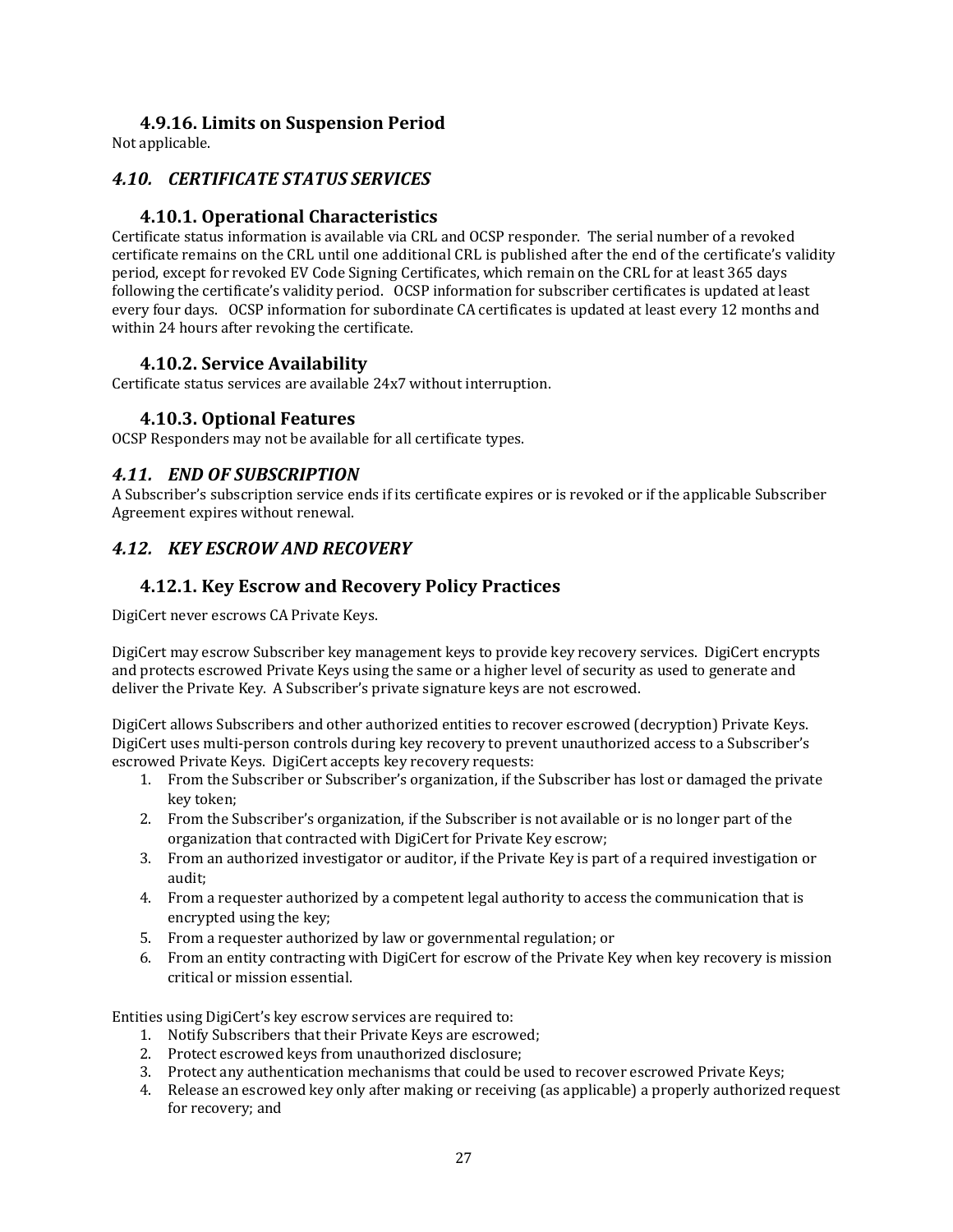### 4.9.16. Limits on Suspension Period

Not applicable.

## *4.10. CERTIFICATE STATUS SERVICES*

### 4.10.1. Operational Characteristics

Certificate status information is available via CRL and OCSP responder. The serial number of a revoked certificate remains on the CRL until one additional CRL is published after the end of the certificate's validity period, except for revoked EV Code Signing Certificates, which remain on the CRL for at least 365 days following the certificate's validity period. OCSP information for subscriber certificates is updated at least every four days. OCSP information for subordinate CA certificates is updated at least every 12 months and within 24 hours after revoking the certificate.

### 4.10.2. Service Availability

Certificate status services are available 24x7 without interruption.

### 4.10.3. Optional Features

OCSP Responders may not be available for all certificate types.

## *4.11. END OF SUBSCRIPTION*

A Subscriber's subscription service ends if its certificate expires or is revoked or if the applicable Subscriber Agreement expires without renewal.

## *4.12. KEY ESCROW AND RECOVERY*

### 4.12.1. Key Escrow and Recovery Policy Practices

DigiCert never escrows CA Private Keys.

DigiCert may escrow Subscriber key management keys to provide key recovery services. DigiCert encrypts and protects escrowed Private Keys using the same or a higher level of security as used to generate and deliver the Private Key. A Subscriber's private signature keys are not escrowed.

DigiCert allows Subscribers and other authorized entities to recover escrowed (decryption) Private Keys. DigiCert uses multi-person controls during key recovery to prevent unauthorized access to a Subscriber's escrowed Private Keys. DigiCert accepts key recovery requests:

1. From the Subscriber or Subscriber's organization, if the Subscriber has lost or damaged the private key token;
2. From the Subscriber's organization, if the Subscriber is not available or is no longer part of the organization that contracted with DigiCert for Private Key escrow;
3. From an authorized investigator or auditor, if the Private Key is part of a required investigation or audit;
4. From a requester authorized by a competent legal authority to access the communication that is encrypted using the key;
5. From a requester authorized by law or governmental regulation; or
6. From an entity contracting with DigiCert for escrow of the Private Key when key recovery is mission critical or mission essential.

Entities using DigiCert's key escrow services are required to:

1. Notify Subscribers that their Private Keys are escrowed;
2. Protect escrowed keys from unauthorized disclosure;
3. Protect any authentication mechanisms that could be used to recover escrowed Private Keys;
4. Release an escrowed key only after making or receiving (as applicable) a properly authorized request for recovery; and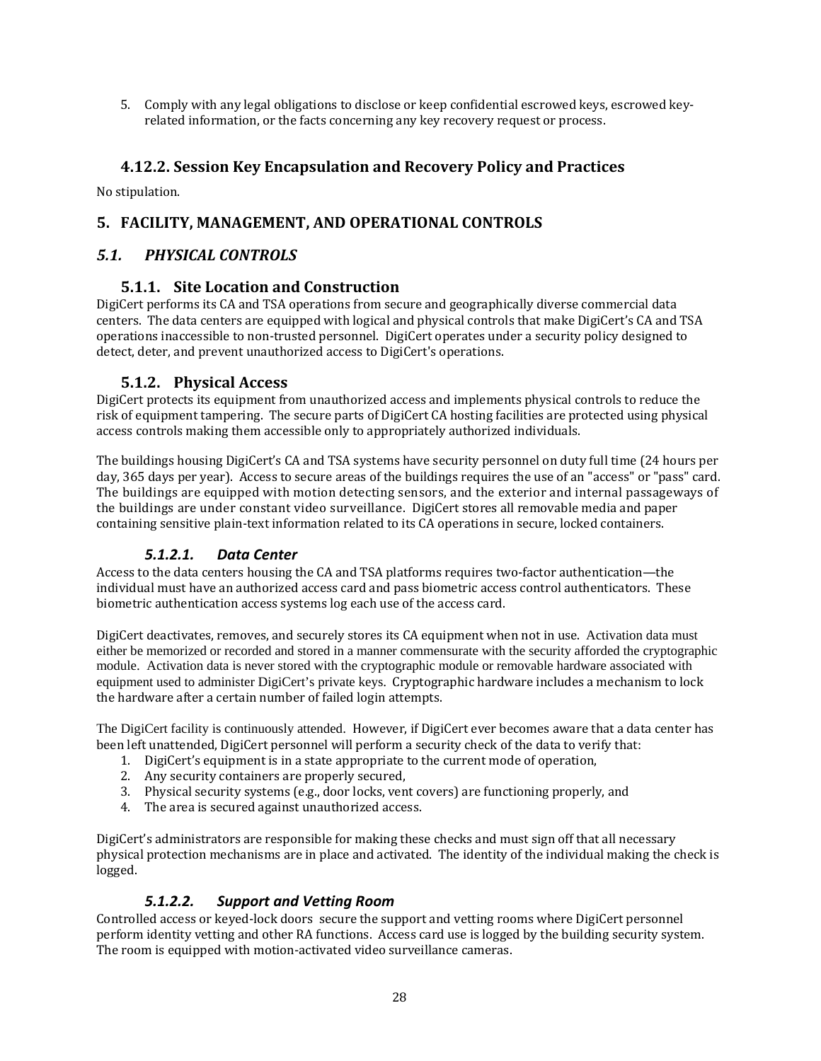5. Comply with any legal obligations to disclose or keep confidential escrowed keys, escrowed key-related information, or the facts concerning any key recovery request or process.

### 4.12.2. Session Key Encapsulation and Recovery Policy and Practices

No stipulation.

## 5. FACILITY, MANAGEMENT, AND OPERATIONAL CONTROLS

## *5.1. PHYSICAL CONTROLS*

### 5.1.1. Site Location and Construction

DigiCert performs its CA and TSA operations from secure and geographically diverse commercial data centers. The data centers are equipped with logical and physical controls that make DigiCert's CA and TSA operations inaccessible to non-trusted personnel. DigiCert operates under a security policy designed to detect, deter, and prevent unauthorized access to DigiCert's operations.

### 5.1.2. Physical Access

DigiCert protects its equipment from unauthorized access and implements physical controls to reduce the risk of equipment tampering. The secure parts of DigiCert CA hosting facilities are protected using physical access controls making them accessible only to appropriately authorized individuals.

The buildings housing DigiCert's CA and TSA systems have security personnel on duty full time (24 hours per day, 365 days per year). Access to secure areas of the buildings requires the use of an "access" or "pass" card. The buildings are equipped with motion detecting sensors, and the exterior and internal passageways of the buildings are under constant video surveillance. DigiCert stores all removable media and paper containing sensitive plain-text information related to its CA operations in secure, locked containers.

#### *5.1.2.1. Data Center*

Access to the data centers housing the CA and TSA platforms requires two-factor authentication—the individual must have an authorized access card and pass biometric access control authenticators. These biometric authentication access systems log each use of the access card.

DigiCert deactivates, removes, and securely stores its CA equipment when not in use. Activation data must either be memorized or recorded and stored in a manner commensurate with the security afforded the cryptographic module. Activation data is never stored with the cryptographic module or removable hardware associated with equipment used to administer DigiCert's private keys. Cryptographic hardware includes a mechanism to lock the hardware after a certain number of failed login attempts.

The DigiCert facility is continuously attended. However, if DigiCert ever becomes aware that a data center has been left unattended, DigiCert personnel will perform a security check of the data to verify that:

1. DigiCert's equipment is in a state appropriate to the current mode of operation,
2. Any security containers are properly secured,
3. Physical security systems (e.g., door locks, vent covers) are functioning properly, and
4. The area is secured against unauthorized access.

DigiCert's administrators are responsible for making these checks and must sign off that all necessary physical protection mechanisms are in place and activated. The identity of the individual making the check is logged.

#### *5.1.2.2. Support and Vetting Room*

Controlled access or keyed-lock doors secure the support and vetting rooms where DigiCert personnel perform identity vetting and other RA functions. Access card use is logged by the building security system. The room is equipped with motion-activated video surveillance cameras.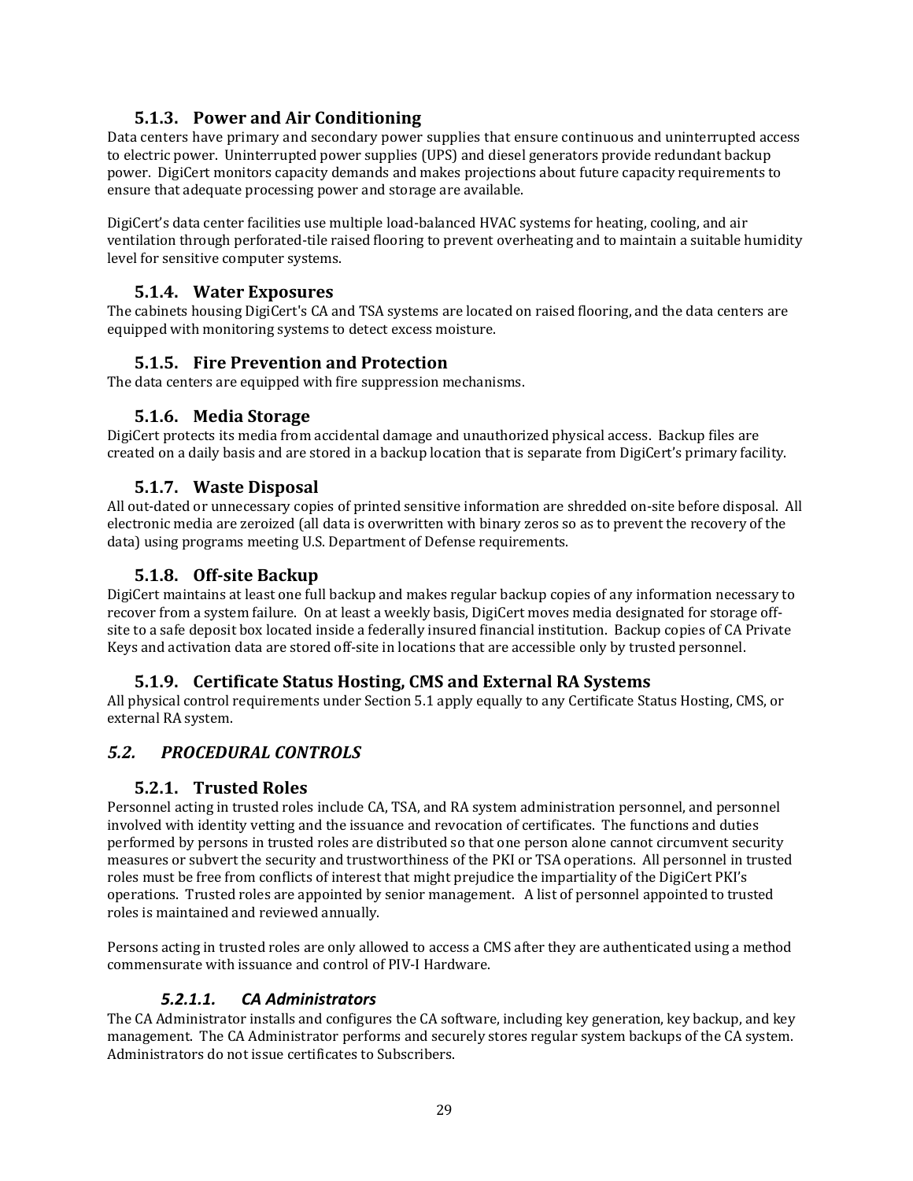### 5.1.3. Power and Air Conditioning

Data centers have primary and secondary power supplies that ensure continuous and uninterrupted access to electric power. Uninterrupted power supplies (UPS) and diesel generators provide redundant backup power. DigiCert monitors capacity demands and makes projections about future capacity requirements to ensure that adequate processing power and storage are available.

DigiCert's data center facilities use multiple load-balanced HVAC systems for heating, cooling, and air ventilation through perforated-tile raised flooring to prevent overheating and to maintain a suitable humidity level for sensitive computer systems.

### 5.1.4. Water Exposures

The cabinets housing DigiCert's CA and TSA systems are located on raised flooring, and the data centers are equipped with monitoring systems to detect excess moisture.

### 5.1.5. Fire Prevention and Protection

The data centers are equipped with fire suppression mechanisms.

### 5.1.6. Media Storage

DigiCert protects its media from accidental damage and unauthorized physical access. Backup files are created on a daily basis and are stored in a backup location that is separate from DigiCert's primary facility.

### 5.1.7. Waste Disposal

All out-dated or unnecessary copies of printed sensitive information are shredded on-site before disposal. All electronic media are zeroized (all data is overwritten with binary zeros so as to prevent the recovery of the data) using programs meeting U.S. Department of Defense requirements.

### 5.1.8. Off-site Backup

DigiCert maintains at least one full backup and makes regular backup copies of any information necessary to recover from a system failure. On at least a weekly basis, DigiCert moves media designated for storage off-site to a safe deposit box located inside a federally insured financial institution. Backup copies of CA Private Keys and activation data are stored off-site in locations that are accessible only by trusted personnel.

### 5.1.9. Certificate Status Hosting, CMS and External RA Systems

All physical control requirements under Section 5.1 apply equally to any Certificate Status Hosting, CMS, or external RA system.

## *5.2. PROCEDURAL CONTROLS*

### 5.2.1. Trusted Roles

Personnel acting in trusted roles include CA, TSA, and RA system administration personnel, and personnel involved with identity vetting and the issuance and revocation of certificates. The functions and duties performed by persons in trusted roles are distributed so that one person alone cannot circumvent security measures or subvert the security and trustworthiness of the PKI or TSA operations. All personnel in trusted roles must be free from conflicts of interest that might prejudice the impartiality of the DigiCert PKI's operations. Trusted roles are appointed by senior management. A list of personnel appointed to trusted roles is maintained and reviewed annually.

Persons acting in trusted roles are only allowed to access a CMS after they are authenticated using a method commensurate with issuance and control of PIV-I Hardware.

#### *5.2.1.1. CA Administrators*

The CA Administrator installs and configures the CA software, including key generation, key backup, and key management. The CA Administrator performs and securely stores regular system backups of the CA system. Administrators do not issue certificates to Subscribers.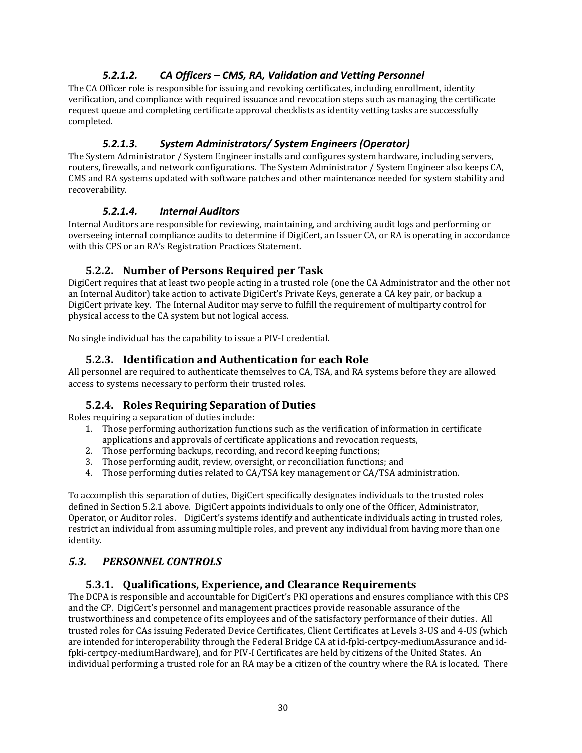#### *5.2.1.2. CA Officers – CMS, RA, Validation and Vetting Personnel*

The CA Officer role is responsible for issuing and revoking certificates, including enrollment, identity verification, and compliance with required issuance and revocation steps such as managing the certificate request queue and completing certificate approval checklists as identity vetting tasks are successfully completed.

#### *5.2.1.3. System Administrators/ System Engineers (Operator)*

The System Administrator / System Engineer installs and configures system hardware, including servers, routers, firewalls, and network configurations. The System Administrator / System Engineer also keeps CA, CMS and RA systems updated with software patches and other maintenance needed for system stability and recoverability.

#### *5.2.1.4. Internal Auditors*

Internal Auditors are responsible for reviewing, maintaining, and archiving audit logs and performing or overseeing internal compliance audits to determine if DigiCert, an Issuer CA, or RA is operating in accordance with this CPS or an RA's Registration Practices Statement.

### 5.2.2. Number of Persons Required per Task

DigiCert requires that at least two people acting in a trusted role (one the CA Administrator and the other not an Internal Auditor) take action to activate DigiCert's Private Keys, generate a CA key pair, or backup a DigiCert private key. The Internal Auditor may serve to fulfill the requirement of multiparty control for physical access to the CA system but not logical access.

No single individual has the capability to issue a PIV-I credential.

### 5.2.3. Identification and Authentication for each Role

All personnel are required to authenticate themselves to CA, TSA, and RA systems before they are allowed access to systems necessary to perform their trusted roles.

### 5.2.4. Roles Requiring Separation of Duties

Roles requiring a separation of duties include:

1. Those performing authorization functions such as the verification of information in certificate applications and approvals of certificate applications and revocation requests,
2. Those performing backups, recording, and record keeping functions;
3. Those performing audit, review, oversight, or reconciliation functions; and
4. Those performing duties related to CA/TSA key management or CA/TSA administration.

To accomplish this separation of duties, DigiCert specifically designates individuals to the trusted roles defined in Section 5.2.1 above. DigiCert appoints individuals to only one of the Officer, Administrator, Operator, or Auditor roles. DigiCert's systems identify and authenticate individuals acting in trusted roles, restrict an individual from assuming multiple roles, and prevent any individual from having more than one identity.

## *5.3. PERSONNEL CONTROLS*

### 5.3.1. Qualifications, Experience, and Clearance Requirements

The DCPA is responsible and accountable for DigiCert's PKI operations and ensures compliance with this CPS and the CP. DigiCert's personnel and management practices provide reasonable assurance of the trustworthiness and competence of its employees and of the satisfactory performance of their duties. All trusted roles for CAs issuing Federated Device Certificates, Client Certificates at Levels 3-US and 4-US (which are intended for interoperability through the Federal Bridge CA at id-fpki-certpcy-mediumAssurance and id-fpki-certpcy-mediumHardware), and for PIV-I Certificates are held by citizens of the United States. An individual performing a trusted role for an RA may be a citizen of the country where the RA is located. There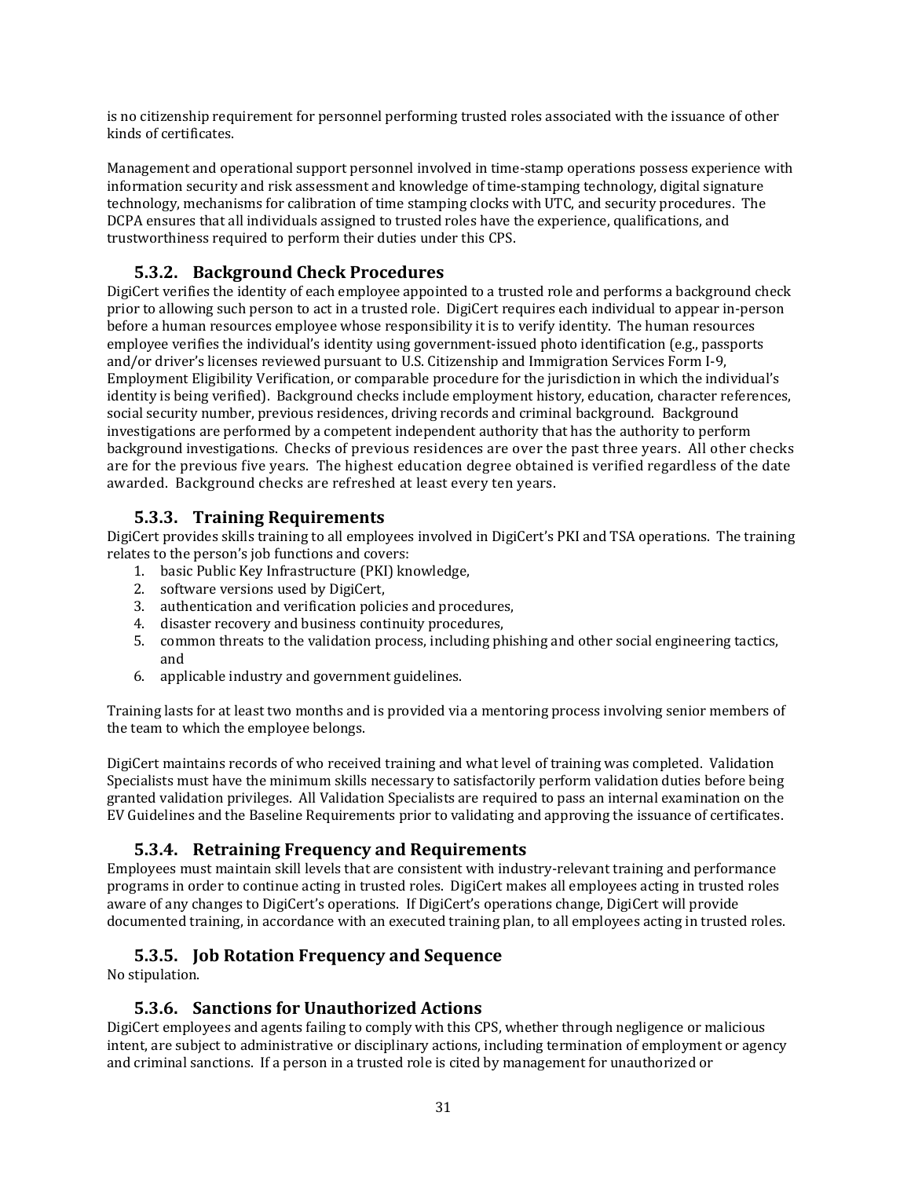is no citizenship requirement for personnel performing trusted roles associated with the issuance of other kinds of certificates.

Management and operational support personnel involved in time-stamp operations possess experience with information security and risk assessment and knowledge of time-stamping technology, digital signature technology, mechanisms for calibration of time stamping clocks with UTC, and security procedures. The DCPA ensures that all individuals assigned to trusted roles have the experience, qualifications, and trustworthiness required to perform their duties under this CPS.

### 5.3.2. Background Check Procedures

DigiCert verifies the identity of each employee appointed to a trusted role and performs a background check prior to allowing such person to act in a trusted role. DigiCert requires each individual to appear in-person before a human resources employee whose responsibility it is to verify identity. The human resources employee verifies the individual's identity using government-issued photo identification (e.g., passports and/or driver's licenses reviewed pursuant to U.S. Citizenship and Immigration Services Form I-9, Employment Eligibility Verification, or comparable procedure for the jurisdiction in which the individual's identity is being verified). Background checks include employment history, education, character references, social security number, previous residences, driving records and criminal background. Background investigations are performed by a competent independent authority that has the authority to perform background investigations. Checks of previous residences are over the past three years. All other checks are for the previous five years. The highest education degree obtained is verified regardless of the date awarded. Background checks are refreshed at least every ten years.

### 5.3.3. Training Requirements

DigiCert provides skills training to all employees involved in DigiCert's PKI and TSA operations. The training relates to the person's job functions and covers:

1. basic Public Key Infrastructure (PKI) knowledge,
2. software versions used by DigiCert,
3. authentication and verification policies and procedures,
4. disaster recovery and business continuity procedures,
5. common threats to the validation process, including phishing and other social engineering tactics, and
6. applicable industry and government guidelines.

Training lasts for at least two months and is provided via a mentoring process involving senior members of the team to which the employee belongs.

DigiCert maintains records of who received training and what level of training was completed. Validation Specialists must have the minimum skills necessary to satisfactorily perform validation duties before being granted validation privileges. All Validation Specialists are required to pass an internal examination on the EV Guidelines and the Baseline Requirements prior to validating and approving the issuance of certificates.

### 5.3.4. Retraining Frequency and Requirements

Employees must maintain skill levels that are consistent with industry-relevant training and performance programs in order to continue acting in trusted roles. DigiCert makes all employees acting in trusted roles aware of any changes to DigiCert's operations. If DigiCert's operations change, DigiCert will provide documented training, in accordance with an executed training plan, to all employees acting in trusted roles.

### 5.3.5. Job Rotation Frequency and Sequence

No stipulation.

### 5.3.6. Sanctions for Unauthorized Actions

DigiCert employees and agents failing to comply with this CPS, whether through negligence or malicious intent, are subject to administrative or disciplinary actions, including termination of employment or agency and criminal sanctions. If a person in a trusted role is cited by management for unauthorized or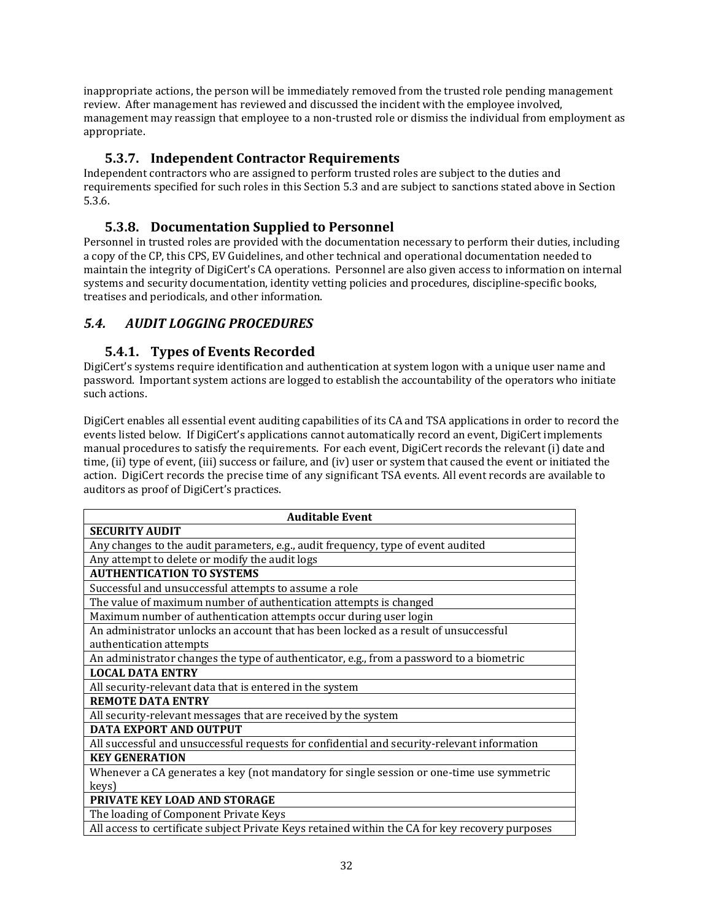inappropriate actions, the person will be immediately removed from the trusted role pending management review. After management has reviewed and discussed the incident with the employee involved, management may reassign that employee to a non-trusted role or dismiss the individual from employment as appropriate.

### 5.3.7. Independent Contractor Requirements

Independent contractors who are assigned to perform trusted roles are subject to the duties and requirements specified for such roles in this Section 5.3 and are subject to sanctions stated above in Section 5.3.6.

### 5.3.8. Documentation Supplied to Personnel

Personnel in trusted roles are provided with the documentation necessary to perform their duties, including a copy of the CP, this CPS, EV Guidelines, and other technical and operational documentation needed to maintain the integrity of DigiCert's CA operations. Personnel are also given access to information on internal systems and security documentation, identity vetting policies and procedures, discipline-specific books, treatises and periodicals, and other information.

## *5.4. AUDIT LOGGING PROCEDURES*

### 5.4.1. Types of Events Recorded

DigiCert's systems require identification and authentication at system logon with a unique user name and password. Important system actions are logged to establish the accountability of the operators who initiate such actions.

DigiCert enables all essential event auditing capabilities of its CA and TSA applications in order to record the events listed below. If DigiCert's applications cannot automatically record an event, DigiCert implements manual procedures to satisfy the requirements. For each event, DigiCert records the relevant (i) date and time, (ii) type of event, (iii) success or failure, and (iv) user or system that caused the event or initiated the action. DigiCert records the precise time of any significant TSA events. All event records are available to auditors as proof of DigiCert's practices.

| Auditable Event |
|---|
| **SECURITY AUDIT** |
| Any changes to the audit parameters, e.g., audit frequency, type of event audited |
| Any attempt to delete or modify the audit logs |
| **AUTHENTICATION TO SYSTEMS** |
| Successful and unsuccessful attempts to assume a role |
| The value of maximum number of authentication attempts is changed |
| Maximum number of authentication attempts occur during user login |
| An administrator unlocks an account that has been locked as a result of unsuccessful authentication attempts |
| An administrator changes the type of authenticator, e.g., from a password to a biometric |
| **LOCAL DATA ENTRY** |
| All security-relevant data that is entered in the system |
| **REMOTE DATA ENTRY** |
| All security-relevant messages that are received by the system |
| **DATA EXPORT AND OUTPUT** |
| All successful and unsuccessful requests for confidential and security-relevant information |
| **KEY GENERATION** |
| Whenever a CA generates a key (not mandatory for single session or one-time use symmetric keys) |
| **PRIVATE KEY LOAD AND STORAGE** |
| The loading of Component Private Keys |
| All access to certificate subject Private Keys retained within the CA for key recovery purposes |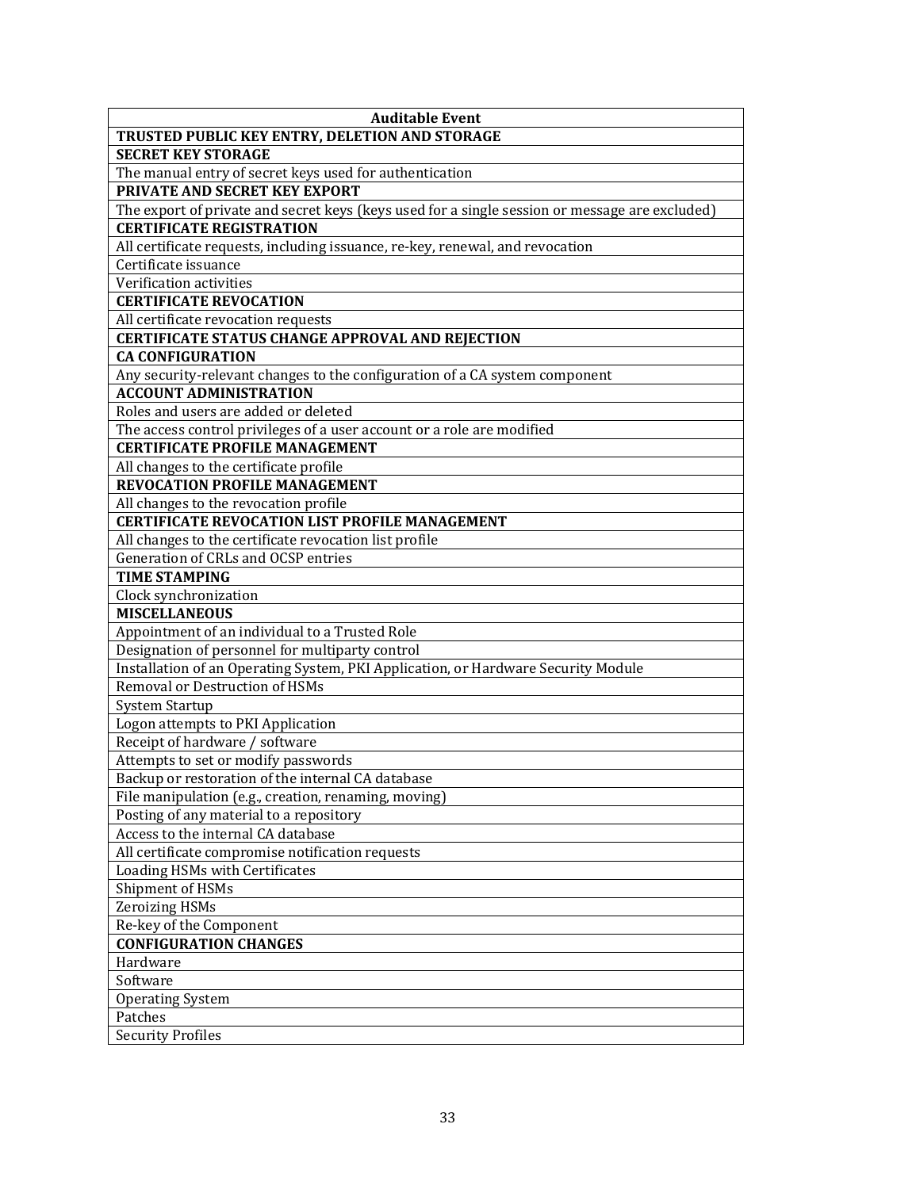| Auditable Event |
|---|
| **TRUSTED PUBLIC KEY ENTRY, DELETION AND STORAGE** |
| **SECRET KEY STORAGE** |
| The manual entry of secret keys used for authentication |
| **PRIVATE AND SECRET KEY EXPORT** |
| The export of private and secret keys (keys used for a single session or message are excluded) |
| **CERTIFICATE REGISTRATION** |
| All certificate requests, including issuance, re-key, renewal, and revocation |
| Certificate issuance |
| Verification activities |
| **CERTIFICATE REVOCATION** |
| All certificate revocation requests |
| **CERTIFICATE STATUS CHANGE APPROVAL AND REJECTION** |
| **CA CONFIGURATION** |
| Any security-relevant changes to the configuration of a CA system component |
| **ACCOUNT ADMINISTRATION** |
| Roles and users are added or deleted |
| The access control privileges of a user account or a role are modified |
| **CERTIFICATE PROFILE MANAGEMENT** |
| All changes to the certificate profile |
| **REVOCATION PROFILE MANAGEMENT** |
| All changes to the revocation profile |
| **CERTIFICATE REVOCATION LIST PROFILE MANAGEMENT** |
| All changes to the certificate revocation list profile |
| Generation of CRLs and OCSP entries |
| **TIME STAMPING** |
| Clock synchronization |
| **MISCELLANEOUS** |
| Appointment of an individual to a Trusted Role |
| Designation of personnel for multiparty control |
| Installation of an Operating System, PKI Application, or Hardware Security Module |
| Removal or Destruction of HSMs |
| System Startup |
| Logon attempts to PKI Application |
| Receipt of hardware / software |
| Attempts to set or modify passwords |
| Backup or restoration of the internal CA database |
| File manipulation (e.g., creation, renaming, moving) |
| Posting of any material to a repository |
| Access to the internal CA database |
| All certificate compromise notification requests |
| Loading HSMs with Certificates |
| Shipment of HSMs |
| Zeroizing HSMs |
| Re-key of the Component |
| **CONFIGURATION CHANGES** |
| Hardware |
| Software |
| Operating System |
| Patches |
| Security Profiles |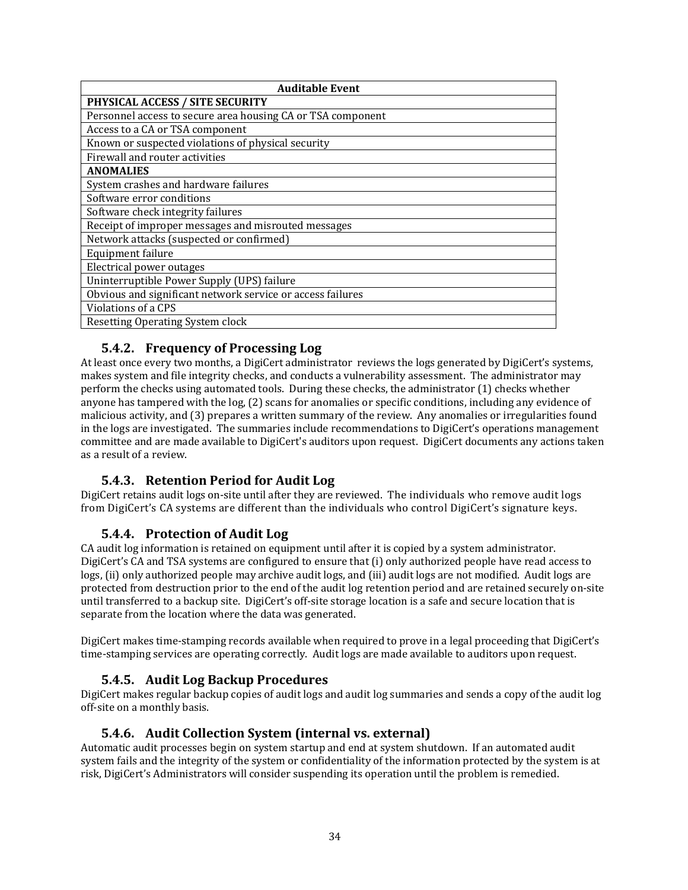| Auditable Event |
| --- |
| **PHYSICAL ACCESS / SITE SECURITY** |
| Personnel access to secure area housing CA or TSA component |
| Access to a CA or TSA component |
| Known or suspected violations of physical security |
| Firewall and router activities |
| **ANOMALIES** |
| System crashes and hardware failures |
| Software error conditions |
| Software check integrity failures |
| Receipt of improper messages and misrouted messages |
| Network attacks (suspected or confirmed) |
| Equipment failure |
| Electrical power outages |
| Uninterruptible Power Supply (UPS) failure |
| Obvious and significant network service or access failures |
| Violations of a CPS |
| Resetting Operating System clock |

### 5.4.2. Frequency of Processing Log

At least once every two months, a DigiCert administrator reviews the logs generated by DigiCert's systems, makes system and file integrity checks, and conducts a vulnerability assessment. The administrator may perform the checks using automated tools. During these checks, the administrator (1) checks whether anyone has tampered with the log, (2) scans for anomalies or specific conditions, including any evidence of malicious activity, and (3) prepares a written summary of the review. Any anomalies or irregularities found in the logs are investigated. The summaries include recommendations to DigiCert's operations management committee and are made available to DigiCert's auditors upon request. DigiCert documents any actions taken as a result of a review.

### 5.4.3. Retention Period for Audit Log

DigiCert retains audit logs on-site until after they are reviewed. The individuals who remove audit logs from DigiCert's CA systems are different than the individuals who control DigiCert's signature keys.

### 5.4.4. Protection of Audit Log

CA audit log information is retained on equipment until after it is copied by a system administrator. DigiCert's CA and TSA systems are configured to ensure that (i) only authorized people have read access to logs, (ii) only authorized people may archive audit logs, and (iii) audit logs are not modified. Audit logs are protected from destruction prior to the end of the audit log retention period and are retained securely on-site until transferred to a backup site. DigiCert's off-site storage location is a safe and secure location that is separate from the location where the data was generated.

DigiCert makes time-stamping records available when required to prove in a legal proceeding that DigiCert's time-stamping services are operating correctly. Audit logs are made available to auditors upon request.

### 5.4.5. Audit Log Backup Procedures

DigiCert makes regular backup copies of audit logs and audit log summaries and sends a copy of the audit log off-site on a monthly basis.

### 5.4.6. Audit Collection System (internal vs. external)

Automatic audit processes begin on system startup and end at system shutdown. If an automated audit system fails and the integrity of the system or confidentiality of the information protected by the system is at risk, DigiCert's Administrators will consider suspending its operation until the problem is remedied.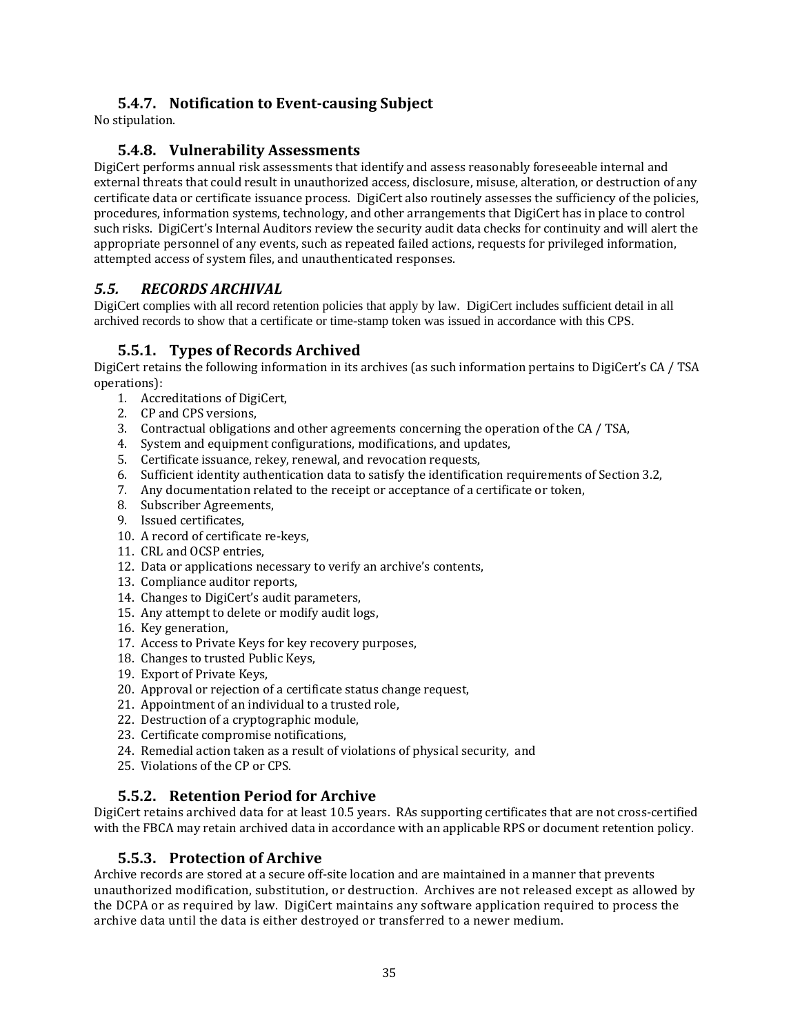### 5.4.7. Notification to Event-causing Subject

No stipulation.

### 5.4.8. Vulnerability Assessments

DigiCert performs annual risk assessments that identify and assess reasonably foreseeable internal and external threats that could result in unauthorized access, disclosure, misuse, alteration, or destruction of any certificate data or certificate issuance process. DigiCert also routinely assesses the sufficiency of the policies, procedures, information systems, technology, and other arrangements that DigiCert has in place to control such risks. DigiCert's Internal Auditors review the security audit data checks for continuity and will alert the appropriate personnel of any events, such as repeated failed actions, requests for privileged information, attempted access of system files, and unauthenticated responses.

## *5.5. RECORDS ARCHIVAL*

DigiCert complies with all record retention policies that apply by law. DigiCert includes sufficient detail in all archived records to show that a certificate or time-stamp token was issued in accordance with this CPS.

### 5.5.1. Types of Records Archived

DigiCert retains the following information in its archives (as such information pertains to DigiCert's CA / TSA operations):

1. Accreditations of DigiCert,
2. CP and CPS versions,
3. Contractual obligations and other agreements concerning the operation of the CA / TSA,
4. System and equipment configurations, modifications, and updates,
5. Certificate issuance, rekey, renewal, and revocation requests,
6. Sufficient identity authentication data to satisfy the identification requirements of Section 3.2,
7. Any documentation related to the receipt or acceptance of a certificate or token,
8. Subscriber Agreements,
9. Issued certificates,
10. A record of certificate re-keys,
11. CRL and OCSP entries,
12. Data or applications necessary to verify an archive's contents,
13. Compliance auditor reports,
14. Changes to DigiCert's audit parameters,
15. Any attempt to delete or modify audit logs,
16. Key generation,
17. Access to Private Keys for key recovery purposes,
18. Changes to trusted Public Keys,
19. Export of Private Keys,
20. Approval or rejection of a certificate status change request,
21. Appointment of an individual to a trusted role,
22. Destruction of a cryptographic module,
23. Certificate compromise notifications,
24. Remedial action taken as a result of violations of physical security, and
25. Violations of the CP or CPS.

### 5.5.2. Retention Period for Archive

DigiCert retains archived data for at least 10.5 years. RAs supporting certificates that are not cross-certified with the FBCA may retain archived data in accordance with an applicable RPS or document retention policy.

### 5.5.3. Protection of Archive

Archive records are stored at a secure off-site location and are maintained in a manner that prevents unauthorized modification, substitution, or destruction. Archives are not released except as allowed by the DCPA or as required by law. DigiCert maintains any software application required to process the archive data until the data is either destroyed or transferred to a newer medium.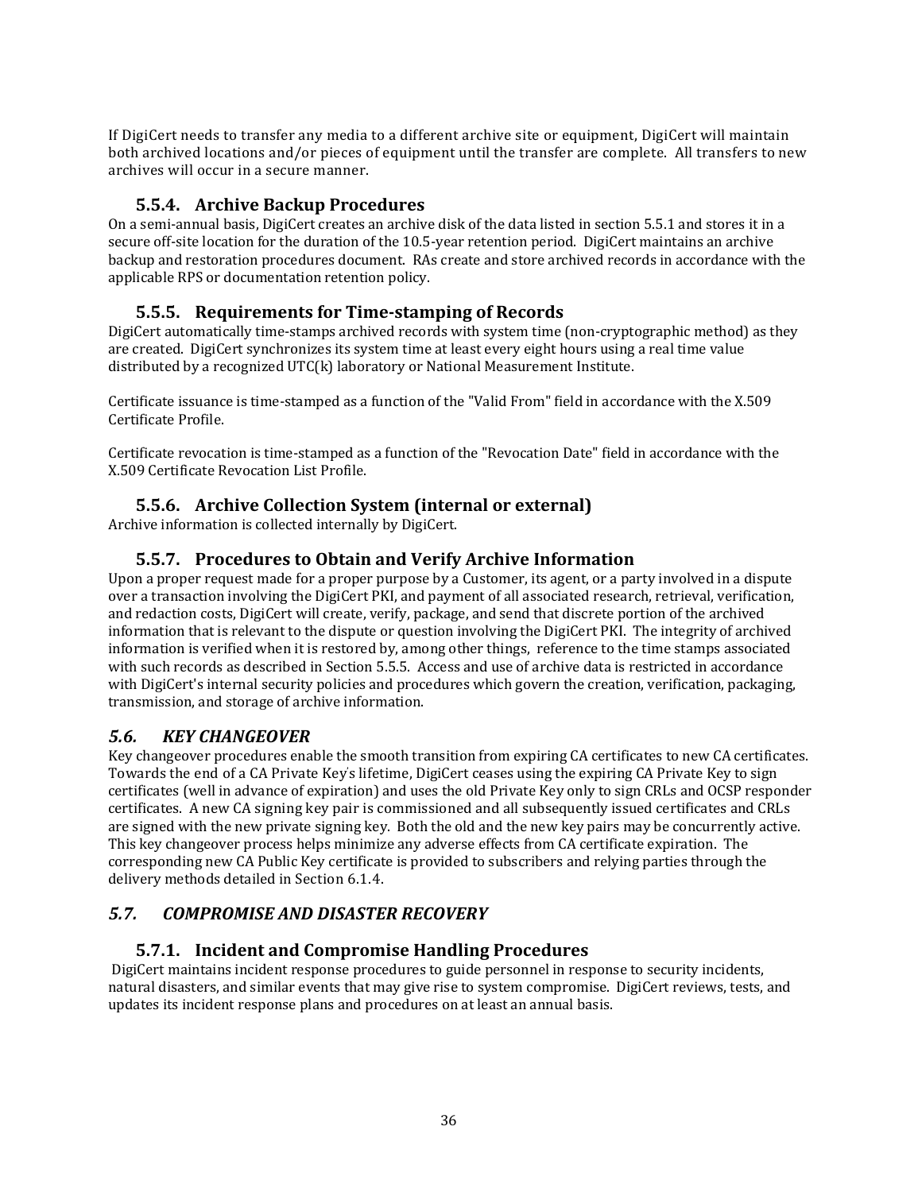If DigiCert needs to transfer any media to a different archive site or equipment, DigiCert will maintain both archived locations and/or pieces of equipment until the transfer are complete. All transfers to new archives will occur in a secure manner.

### 5.5.4. Archive Backup Procedures

On a semi-annual basis, DigiCert creates an archive disk of the data listed in section 5.5.1 and stores it in a secure off-site location for the duration of the 10.5-year retention period. DigiCert maintains an archive backup and restoration procedures document. RAs create and store archived records in accordance with the applicable RPS or documentation retention policy.

### 5.5.5. Requirements for Time-stamping of Records

DigiCert automatically time-stamps archived records with system time (non-cryptographic method) as they are created. DigiCert synchronizes its system time at least every eight hours using a real time value distributed by a recognized UTC(k) laboratory or National Measurement Institute.

Certificate issuance is time-stamped as a function of the "Valid From" field in accordance with the X.509 Certificate Profile.

Certificate revocation is time-stamped as a function of the "Revocation Date" field in accordance with the X.509 Certificate Revocation List Profile.

### 5.5.6. Archive Collection System (internal or external)

Archive information is collected internally by DigiCert.

### 5.5.7. Procedures to Obtain and Verify Archive Information

Upon a proper request made for a proper purpose by a Customer, its agent, or a party involved in a dispute over a transaction involving the DigiCert PKI, and payment of all associated research, retrieval, verification, and redaction costs, DigiCert will create, verify, package, and send that discrete portion of the archived information that is relevant to the dispute or question involving the DigiCert PKI. The integrity of archived information is verified when it is restored by, among other things, reference to the time stamps associated with such records as described in Section 5.5.5. Access and use of archive data is restricted in accordance with DigiCert's internal security policies and procedures which govern the creation, verification, packaging, transmission, and storage of archive information.

## *5.6. KEY CHANGEOVER*

Key changeover procedures enable the smooth transition from expiring CA certificates to new CA certificates. Towards the end of a CA Private Key's lifetime, DigiCert ceases using the expiring CA Private Key to sign certificates (well in advance of expiration) and uses the old Private Key only to sign CRLs and OCSP responder certificates. A new CA signing key pair is commissioned and all subsequently issued certificates and CRLs are signed with the new private signing key. Both the old and the new key pairs may be concurrently active. This key changeover process helps minimize any adverse effects from CA certificate expiration. The corresponding new CA Public Key certificate is provided to subscribers and relying parties through the delivery methods detailed in Section 6.1.4.

## *5.7. COMPROMISE AND DISASTER RECOVERY*

### 5.7.1. Incident and Compromise Handling Procedures

DigiCert maintains incident response procedures to guide personnel in response to security incidents, natural disasters, and similar events that may give rise to system compromise. DigiCert reviews, tests, and updates its incident response plans and procedures on at least an annual basis.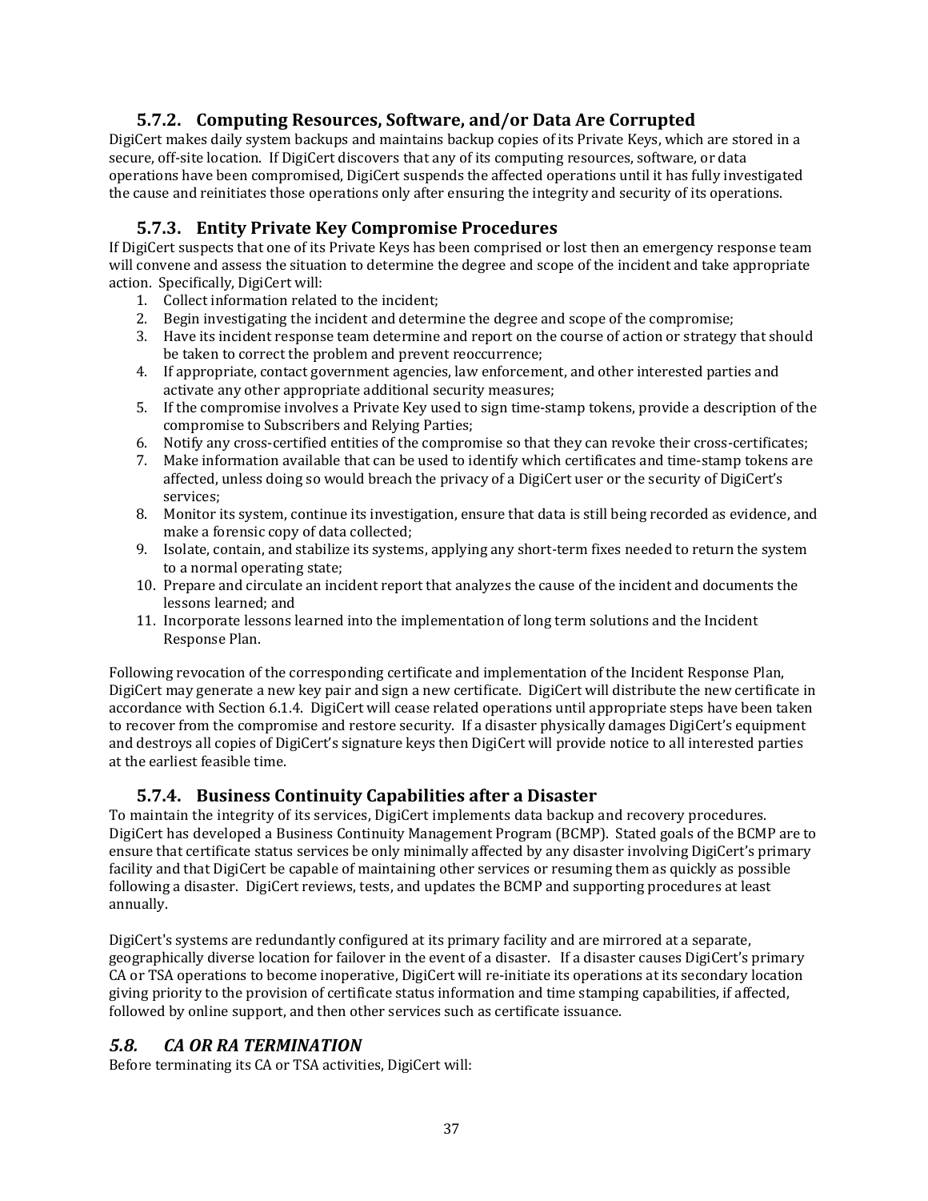### 5.7.2. Computing Resources, Software, and/or Data Are Corrupted

DigiCert makes daily system backups and maintains backup copies of its Private Keys, which are stored in a secure, off-site location. If DigiCert discovers that any of its computing resources, software, or data operations have been compromised, DigiCert suspends the affected operations until it has fully investigated the cause and reinitiates those operations only after ensuring the integrity and security of its operations.

### 5.7.3. Entity Private Key Compromise Procedures

If DigiCert suspects that one of its Private Keys has been comprised or lost then an emergency response team will convene and assess the situation to determine the degree and scope of the incident and take appropriate action. Specifically, DigiCert will:

1. Collect information related to the incident;
2. Begin investigating the incident and determine the degree and scope of the compromise;
3. Have its incident response team determine and report on the course of action or strategy that should be taken to correct the problem and prevent reoccurrence;
4. If appropriate, contact government agencies, law enforcement, and other interested parties and activate any other appropriate additional security measures;
5. If the compromise involves a Private Key used to sign time-stamp tokens, provide a description of the compromise to Subscribers and Relying Parties;
6. Notify any cross-certified entities of the compromise so that they can revoke their cross-certificates;
7. Make information available that can be used to identify which certificates and time-stamp tokens are affected, unless doing so would breach the privacy of a DigiCert user or the security of DigiCert's services;
8. Monitor its system, continue its investigation, ensure that data is still being recorded as evidence, and make a forensic copy of data collected;
9. Isolate, contain, and stabilize its systems, applying any short-term fixes needed to return the system to a normal operating state;
10. Prepare and circulate an incident report that analyzes the cause of the incident and documents the lessons learned; and
11. Incorporate lessons learned into the implementation of long term solutions and the Incident Response Plan.

Following revocation of the corresponding certificate and implementation of the Incident Response Plan, DigiCert may generate a new key pair and sign a new certificate. DigiCert will distribute the new certificate in accordance with Section 6.1.4. DigiCert will cease related operations until appropriate steps have been taken to recover from the compromise and restore security. If a disaster physically damages DigiCert's equipment and destroys all copies of DigiCert's signature keys then DigiCert will provide notice to all interested parties at the earliest feasible time.

### 5.7.4. Business Continuity Capabilities after a Disaster

To maintain the integrity of its services, DigiCert implements data backup and recovery procedures. DigiCert has developed a Business Continuity Management Program (BCMP). Stated goals of the BCMP are to ensure that certificate status services be only minimally affected by any disaster involving DigiCert's primary facility and that DigiCert be capable of maintaining other services or resuming them as quickly as possible following a disaster. DigiCert reviews, tests, and updates the BCMP and supporting procedures at least annually.

DigiCert's systems are redundantly configured at its primary facility and are mirrored at a separate, geographically diverse location for failover in the event of a disaster. If a disaster causes DigiCert's primary CA or TSA operations to become inoperative, DigiCert will re-initiate its operations at its secondary location giving priority to the provision of certificate status information and time stamping capabilities, if affected, followed by online support, and then other services such as certificate issuance.

## *5.8. CA OR RA TERMINATION*

Before terminating its CA or TSA activities, DigiCert will: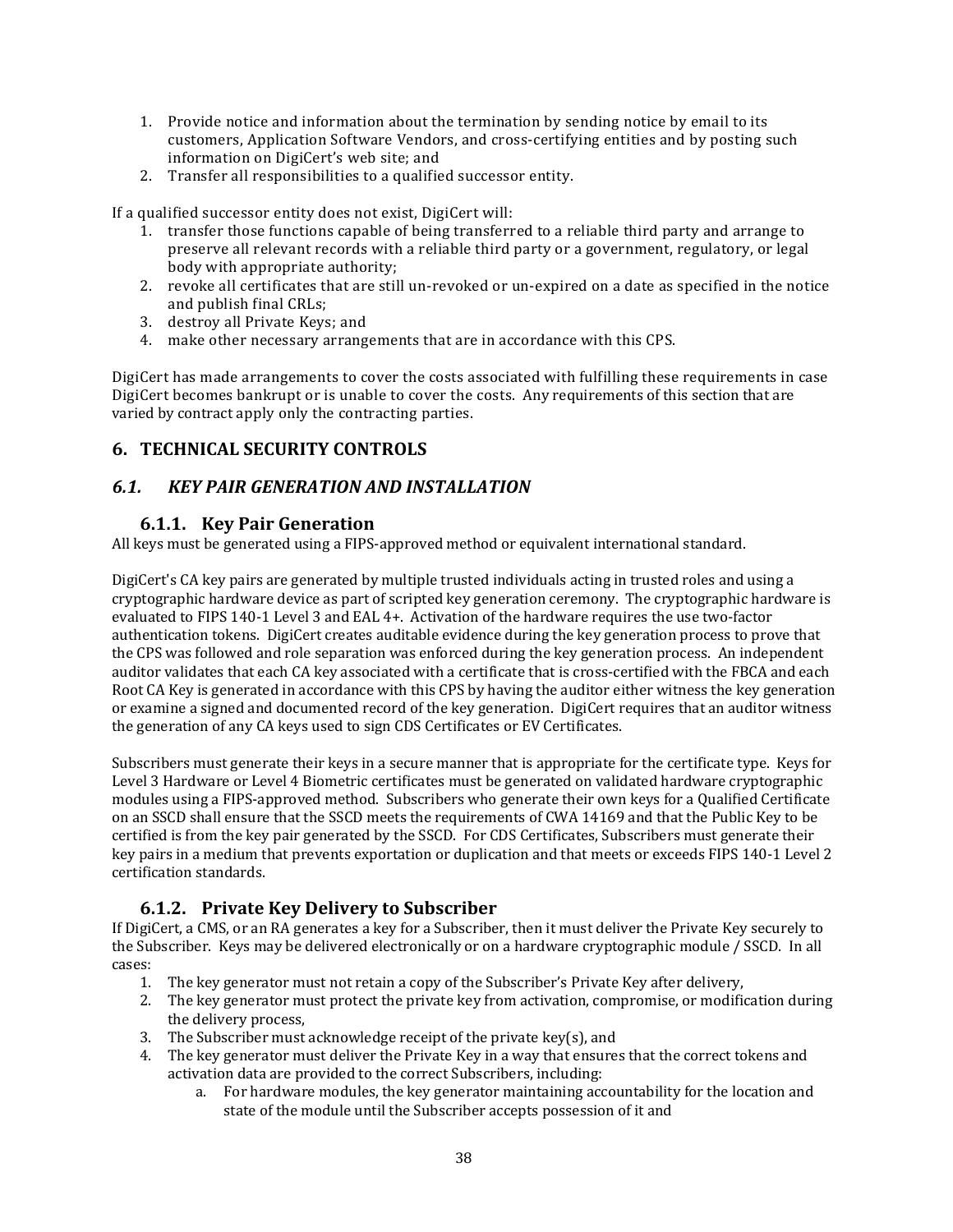1. Provide notice and information about the termination by sending notice by email to its customers, Application Software Vendors, and cross-certifying entities and by posting such information on DigiCert's web site; and
2. Transfer all responsibilities to a qualified successor entity.

If a qualified successor entity does not exist, DigiCert will:

1. transfer those functions capable of being transferred to a reliable third party and arrange to preserve all relevant records with a reliable third party or a government, regulatory, or legal body with appropriate authority;
2. revoke all certificates that are still un-revoked or un-expired on a date as specified in the notice and publish final CRLs;
3. destroy all Private Keys; and
4. make other necessary arrangements that are in accordance with this CPS.

DigiCert has made arrangements to cover the costs associated with fulfilling these requirements in case DigiCert becomes bankrupt or is unable to cover the costs. Any requirements of this section that are varied by contract apply only the contracting parties.

# 6. TECHNICAL SECURITY CONTROLS

## *6.1. KEY PAIR GENERATION AND INSTALLATION*

### 6.1.1. Key Pair Generation

All keys must be generated using a FIPS-approved method or equivalent international standard.

DigiCert's CA key pairs are generated by multiple trusted individuals acting in trusted roles and using a cryptographic hardware device as part of scripted key generation ceremony. The cryptographic hardware is evaluated to FIPS 140-1 Level 3 and EAL 4+. Activation of the hardware requires the use two-factor authentication tokens. DigiCert creates auditable evidence during the key generation process to prove that the CPS was followed and role separation was enforced during the key generation process. An independent auditor validates that each CA key associated with a certificate that is cross-certified with the FBCA and each Root CA Key is generated in accordance with this CPS by having the auditor either witness the key generation or examine a signed and documented record of the key generation. DigiCert requires that an auditor witness the generation of any CA keys used to sign CDS Certificates or EV Certificates.

Subscribers must generate their keys in a secure manner that is appropriate for the certificate type. Keys for Level 3 Hardware or Level 4 Biometric certificates must be generated on validated hardware cryptographic modules using a FIPS-approved method. Subscribers who generate their own keys for a Qualified Certificate on an SSCD shall ensure that the SSCD meets the requirements of CWA 14169 and that the Public Key to be certified is from the key pair generated by the SSCD. For CDS Certificates, Subscribers must generate their key pairs in a medium that prevents exportation or duplication and that meets or exceeds FIPS 140-1 Level 2 certification standards.

### 6.1.2. Private Key Delivery to Subscriber

If DigiCert, a CMS, or an RA generates a key for a Subscriber, then it must deliver the Private Key securely to the Subscriber. Keys may be delivered electronically or on a hardware cryptographic module / SSCD. In all cases:

1. The key generator must not retain a copy of the Subscriber's Private Key after delivery,
2. The key generator must protect the private key from activation, compromise, or modification during the delivery process,
3. The Subscriber must acknowledge receipt of the private key(s), and
4. The key generator must deliver the Private Key in a way that ensures that the correct tokens and activation data are provided to the correct Subscribers, including:
    a. For hardware modules, the key generator maintaining accountability for the location and state of the module until the Subscriber accepts possession of it and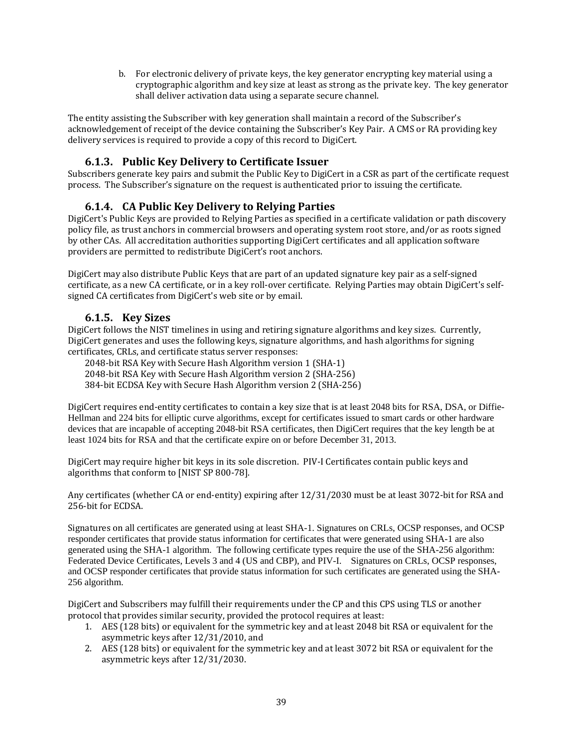b. For electronic delivery of private keys, the key generator encrypting key material using a cryptographic algorithm and key size at least as strong as the private key. The key generator shall deliver activation data using a separate secure channel.

The entity assisting the Subscriber with key generation shall maintain a record of the Subscriber's acknowledgement of receipt of the device containing the Subscriber's Key Pair. A CMS or RA providing key delivery services is required to provide a copy of this record to DigiCert.

### 6.1.3. Public Key Delivery to Certificate Issuer

Subscribers generate key pairs and submit the Public Key to DigiCert in a CSR as part of the certificate request process. The Subscriber's signature on the request is authenticated prior to issuing the certificate.

### 6.1.4. CA Public Key Delivery to Relying Parties

DigiCert's Public Keys are provided to Relying Parties as specified in a certificate validation or path discovery policy file, as trust anchors in commercial browsers and operating system root store, and/or as roots signed by other CAs. All accreditation authorities supporting DigiCert certificates and all application software providers are permitted to redistribute DigiCert's root anchors.

DigiCert may also distribute Public Keys that are part of an updated signature key pair as a self-signed certificate, as a new CA certificate, or in a key roll-over certificate. Relying Parties may obtain DigiCert's self-signed CA certificates from DigiCert's web site or by email.

### 6.1.5. Key Sizes

DigiCert follows the NIST timelines in using and retiring signature algorithms and key sizes. Currently, DigiCert generates and uses the following keys, signature algorithms, and hash algorithms for signing certificates, CRLs, and certificate status server responses:

2048-bit RSA Key with Secure Hash Algorithm version 1 (SHA-1)
2048-bit RSA Key with Secure Hash Algorithm version 2 (SHA-256)
384-bit ECDSA Key with Secure Hash Algorithm version 2 (SHA-256)

DigiCert requires end-entity certificates to contain a key size that is at least 2048 bits for RSA, DSA, or Diffie-Hellman and 224 bits for elliptic curve algorithms, except for certificates issued to smart cards or other hardware devices that are incapable of accepting 2048-bit RSA certificates, then DigiCert requires that the key length be at least 1024 bits for RSA and that the certificate expire on or before December 31, 2013.

DigiCert may require higher bit keys in its sole discretion. PIV-I Certificates contain public keys and algorithms that conform to [NIST SP 800-78].

Any certificates (whether CA or end-entity) expiring after 12/31/2030 must be at least 3072-bit for RSA and 256-bit for ECDSA.

Signatures on all certificates are generated using at least SHA-1. Signatures on CRLs, OCSP responses, and OCSP responder certificates that provide status information for certificates that were generated using SHA-1 are also generated using the SHA-1 algorithm. The following certificate types require the use of the SHA-256 algorithm: Federated Device Certificates, Levels 3 and 4 (US and CBP), and PIV-I. Signatures on CRLs, OCSP responses, and OCSP responder certificates that provide status information for such certificates are generated using the SHA-256 algorithm.

DigiCert and Subscribers may fulfill their requirements under the CP and this CPS using TLS or another protocol that provides similar security, provided the protocol requires at least:

1. AES (128 bits) or equivalent for the symmetric key and at least 2048 bit RSA or equivalent for the asymmetric keys after 12/31/2010, and
2. AES (128 bits) or equivalent for the symmetric key and at least 3072 bit RSA or equivalent for the asymmetric keys after 12/31/2030.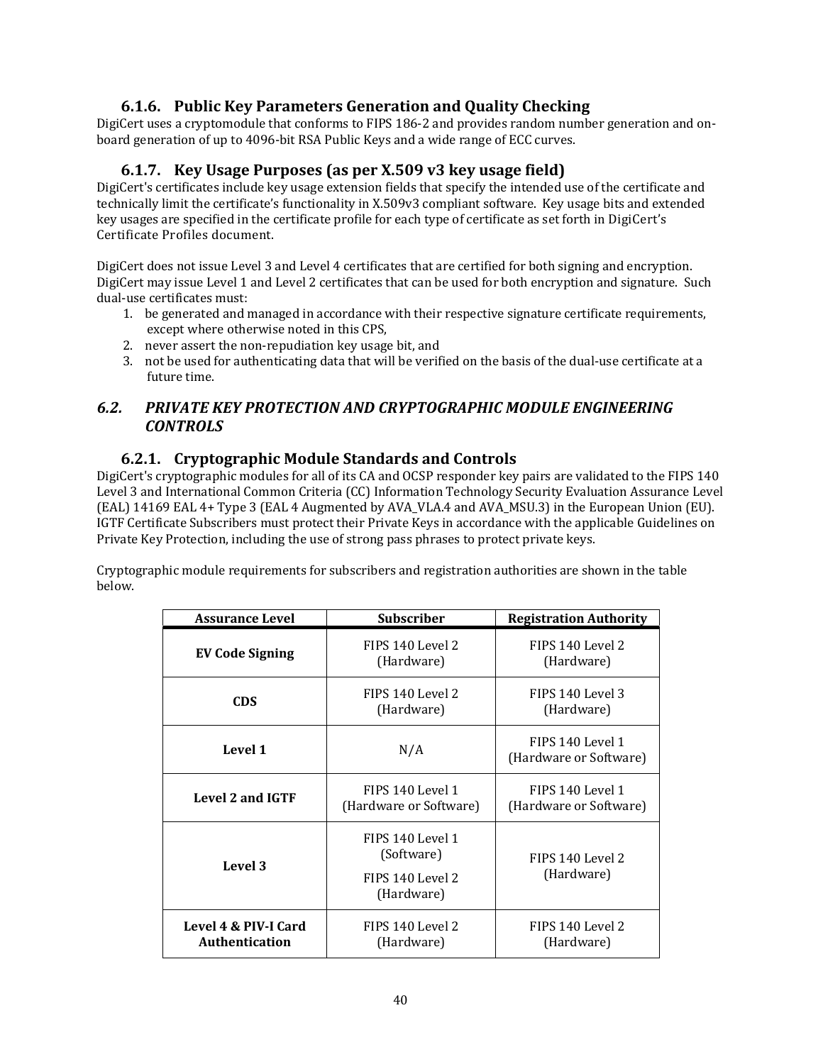### 6.1.6. Public Key Parameters Generation and Quality Checking

DigiCert uses a cryptomodule that conforms to FIPS 186-2 and provides random number generation and on-board generation of up to 4096-bit RSA Public Keys and a wide range of ECC curves.

### 6.1.7. Key Usage Purposes (as per X.509 v3 key usage field)

DigiCert's certificates include key usage extension fields that specify the intended use of the certificate and technically limit the certificate's functionality in X.509v3 compliant software. Key usage bits and extended key usages are specified in the certificate profile for each type of certificate as set forth in DigiCert's Certificate Profiles document.

DigiCert does not issue Level 3 and Level 4 certificates that are certified for both signing and encryption. DigiCert may issue Level 1 and Level 2 certificates that can be used for both encryption and signature. Such dual-use certificates must:

1. be generated and managed in accordance with their respective signature certificate requirements, except where otherwise noted in this CPS,
2. never assert the non-repudiation key usage bit, and
3. not be used for authenticating data that will be verified on the basis of the dual-use certificate at a future time.

## *6.2. PRIVATE KEY PROTECTION AND CRYPTOGRAPHIC MODULE ENGINEERING CONTROLS*

### 6.2.1. Cryptographic Module Standards and Controls

DigiCert's cryptographic modules for all of its CA and OCSP responder key pairs are validated to the FIPS 140 Level 3 and International Common Criteria (CC) Information Technology Security Evaluation Assurance Level (EAL) 14169 EAL 4+ Type 3 (EAL 4 Augmented by AVA_VLA.4 and AVA_MSU.3) in the European Union (EU). IGTF Certificate Subscribers must protect their Private Keys in accordance with the applicable Guidelines on Private Key Protection, including the use of strong pass phrases to protect private keys.

Cryptographic module requirements for subscribers and registration authorities are shown in the table below.

| Assurance Level | Subscriber | Registration Authority |
|---|---|---|
| **EV Code Signing** | FIPS 140 Level 2 (Hardware) | FIPS 140 Level 2 (Hardware) |
| **CDS** | FIPS 140 Level 2 (Hardware) | FIPS 140 Level 3 (Hardware) |
| **Level 1** | N/A | FIPS 140 Level 1 (Hardware or Software) |
| **Level 2 and IGTF** | FIPS 140 Level 1 (Hardware or Software) | FIPS 140 Level 1 (Hardware or Software) |
| **Level 3** | FIPS 140 Level 1 (Software)<br>FIPS 140 Level 2 (Hardware) | FIPS 140 Level 2 (Hardware) |
| **Level 4 & PIV-I Card Authentication** | FIPS 140 Level 2 (Hardware) | FIPS 140 Level 2 (Hardware) |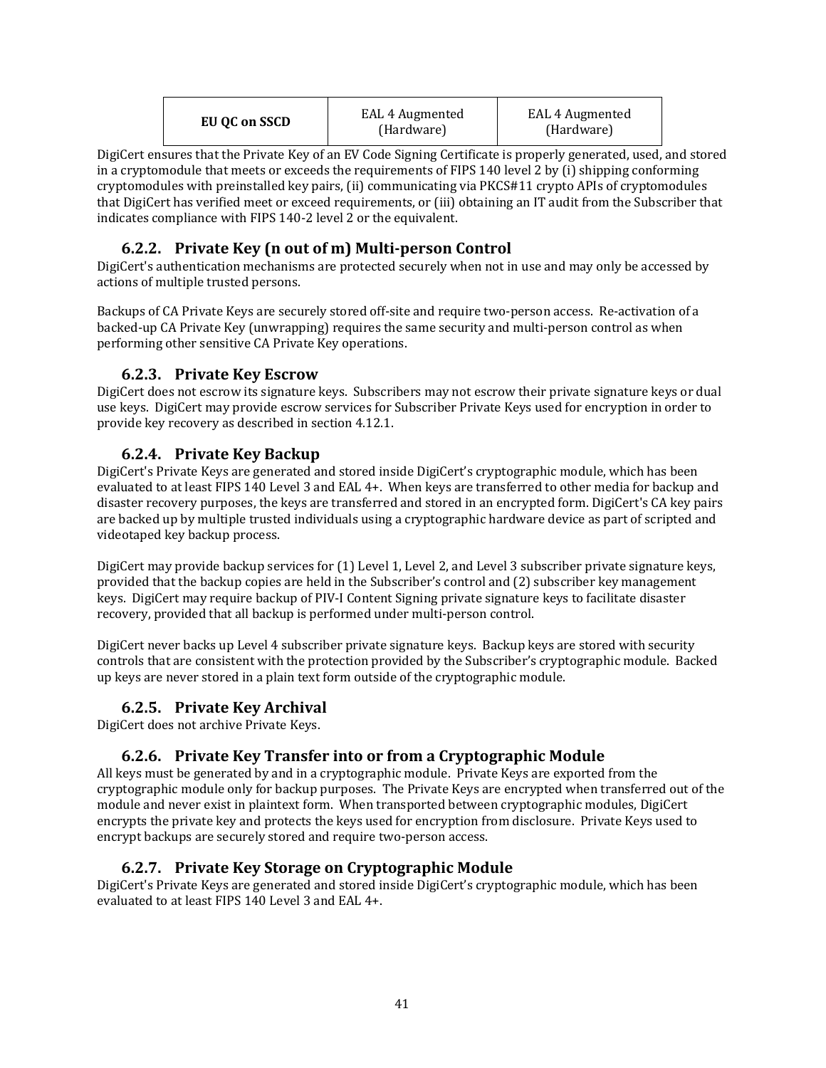| EU QC on SSCD | EAL 4 Augmented (Hardware) | EAL 4 Augmented (Hardware) |
|---|---|---|

DigiCert ensures that the Private Key of an EV Code Signing Certificate is properly generated, used, and stored in a cryptomodule that meets or exceeds the requirements of FIPS 140 level 2 by (i) shipping conforming cryptomodules with preinstalled key pairs, (ii) communicating via PKCS#11 crypto APIs of cryptomodules that DigiCert has verified meet or exceed requirements, or (iii) obtaining an IT audit from the Subscriber that indicates compliance with FIPS 140-2 level 2 or the equivalent.

### 6.2.2. Private Key (n out of m) Multi-person Control

DigiCert's authentication mechanisms are protected securely when not in use and may only be accessed by actions of multiple trusted persons.

Backups of CA Private Keys are securely stored off-site and require two-person access. Re-activation of a backed-up CA Private Key (unwrapping) requires the same security and multi-person control as when performing other sensitive CA Private Key operations.

### 6.2.3. Private Key Escrow

DigiCert does not escrow its signature keys. Subscribers may not escrow their private signature keys or dual use keys. DigiCert may provide escrow services for Subscriber Private Keys used for encryption in order to provide key recovery as described in section 4.12.1.

### 6.2.4. Private Key Backup

DigiCert's Private Keys are generated and stored inside DigiCert's cryptographic module, which has been evaluated to at least FIPS 140 Level 3 and EAL 4+. When keys are transferred to other media for backup and disaster recovery purposes, the keys are transferred and stored in an encrypted form. DigiCert's CA key pairs are backed up by multiple trusted individuals using a cryptographic hardware device as part of scripted and videotaped key backup process.

DigiCert may provide backup services for (1) Level 1, Level 2, and Level 3 subscriber private signature keys, provided that the backup copies are held in the Subscriber's control and (2) subscriber key management keys. DigiCert may require backup of PIV-I Content Signing private signature keys to facilitate disaster recovery, provided that all backup is performed under multi-person control.

DigiCert never backs up Level 4 subscriber private signature keys. Backup keys are stored with security controls that are consistent with the protection provided by the Subscriber's cryptographic module. Backed up keys are never stored in a plain text form outside of the cryptographic module.

### 6.2.5. Private Key Archival

DigiCert does not archive Private Keys.

### 6.2.6. Private Key Transfer into or from a Cryptographic Module

All keys must be generated by and in a cryptographic module. Private Keys are exported from the cryptographic module only for backup purposes. The Private Keys are encrypted when transferred out of the module and never exist in plaintext form. When transported between cryptographic modules, DigiCert encrypts the private key and protects the keys used for encryption from disclosure. Private Keys used to encrypt backups are securely stored and require two-person access.

### 6.2.7. Private Key Storage on Cryptographic Module

DigiCert's Private Keys are generated and stored inside DigiCert's cryptographic module, which has been evaluated to at least FIPS 140 Level 3 and EAL 4+.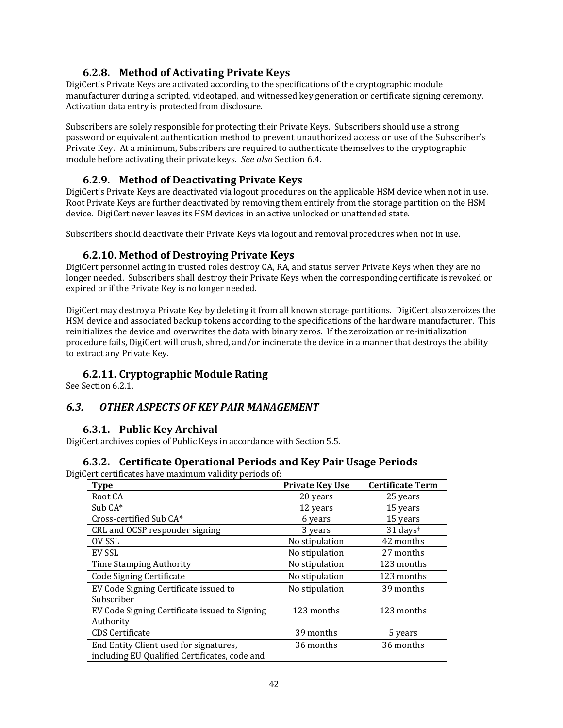### 6.2.8. Method of Activating Private Keys

DigiCert's Private Keys are activated according to the specifications of the cryptographic module manufacturer during a scripted, videotaped, and witnessed key generation or certificate signing ceremony. Activation data entry is protected from disclosure.

Subscribers are solely responsible for protecting their Private Keys. Subscribers should use a strong password or equivalent authentication method to prevent unauthorized access or use of the Subscriber's Private Key. At a minimum, Subscribers are required to authenticate themselves to the cryptographic module before activating their private keys. *See also* Section 6.4.

### 6.2.9. Method of Deactivating Private Keys

DigiCert's Private Keys are deactivated via logout procedures on the applicable HSM device when not in use. Root Private Keys are further deactivated by removing them entirely from the storage partition on the HSM device. DigiCert never leaves its HSM devices in an active unlocked or unattended state.

Subscribers should deactivate their Private Keys via logout and removal procedures when not in use.

### 6.2.10. Method of Destroying Private Keys

DigiCert personnel acting in trusted roles destroy CA, RA, and status server Private Keys when they are no longer needed. Subscribers shall destroy their Private Keys when the corresponding certificate is revoked or expired or if the Private Key is no longer needed.

DigiCert may destroy a Private Key by deleting it from all known storage partitions. DigiCert also zeroizes the HSM device and associated backup tokens according to the specifications of the hardware manufacturer. This reinitializes the device and overwrites the data with binary zeros. If the zeroization or re-initialization procedure fails, DigiCert will crush, shred, and/or incinerate the device in a manner that destroys the ability to extract any Private Key.

### 6.2.11. Cryptographic Module Rating

See Section 6.2.1.

## *6.3. OTHER ASPECTS OF KEY PAIR MANAGEMENT*

### 6.3.1. Public Key Archival

DigiCert archives copies of Public Keys in accordance with Section 5.5.

### 6.3.2. Certificate Operational Periods and Key Pair Usage Periods

DigiCert certificates have maximum validity periods of:

| Type | Private Key Use | Certificate Term |
|---|---|---|
| Root CA | 20 years | 25 years |
| Sub CA* | 12 years | 15 years |
| Cross-certified Sub CA* | 6 years | 15 years |
| CRL and OCSP responder signing | 3 years | 31 days† |
| OV SSL | No stipulation | 42 months |
| EV SSL | No stipulation | 27 months |
| Time Stamping Authority | No stipulation | 123 months |
| Code Signing Certificate | No stipulation | 123 months |
| EV Code Signing Certificate issued to Subscriber | No stipulation | 39 months |
| EV Code Signing Certificate issued to Signing Authority | 123 months | 123 months |
| CDS Certificate | 39 months | 5 years |
| End Entity Client used for signatures, including EU Qualified Certificates, code and | 36 months | 36 months |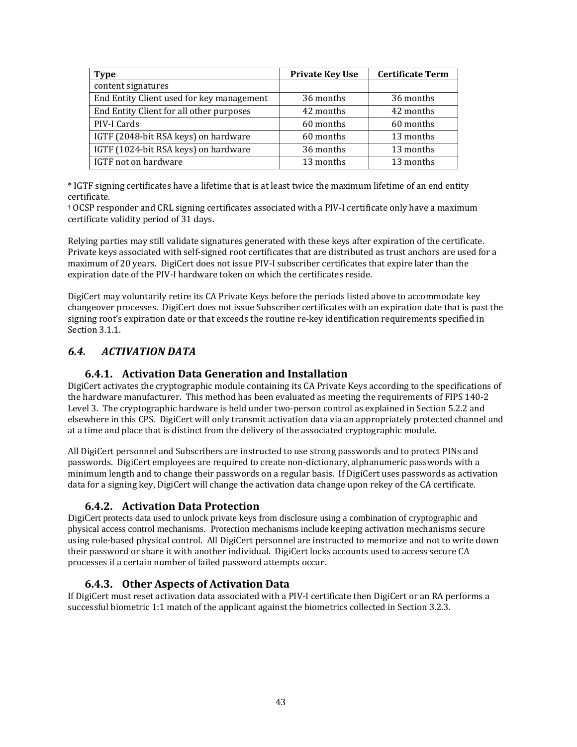| Type | Private Key Use | Certificate Term |
| --- | --- | --- |
| content signatures | | |
| End Entity Client used for key management | 36 months | 36 months |
| End Entity Client for all other purposes | 42 months | 42 months |
| PIV-I Cards | 60 months | 60 months |
| IGTF (2048-bit RSA keys) on hardware | 60 months | 13 months |
| IGTF (1024-bit RSA keys) on hardware | 36 months | 13 months |
| IGTF not on hardware | 13 months | 13 months |

* IGTF signing certificates have a lifetime that is at least twice the maximum lifetime of an end entity certificate.
† OCSP responder and CRL signing certificates associated with a PIV-I certificate only have a maximum certificate validity period of 31 days.

Relying parties may still validate signatures generated with these keys after expiration of the certificate. Private keys associated with self-signed root certificates that are distributed as trust anchors are used for a maximum of 20 years. DigiCert does not issue PIV-I subscriber certificates that expire later than the expiration date of the PIV-I hardware token on which the certificates reside.

DigiCert may voluntarily retire its CA Private Keys before the periods listed above to accommodate key changeover processes. DigiCert does not issue Subscriber certificates with an expiration date that is past the signing root's expiration date or that exceeds the routine re-key identification requirements specified in Section 3.1.1.

## *6.4. ACTIVATION DATA*

### 6.4.1. Activation Data Generation and Installation

DigiCert activates the cryptographic module containing its CA Private Keys according to the specifications of the hardware manufacturer. This method has been evaluated as meeting the requirements of FIPS 140-2 Level 3. The cryptographic hardware is held under two-person control as explained in Section 5.2.2 and elsewhere in this CPS. DigiCert will only transmit activation data via an appropriately protected channel and at a time and place that is distinct from the delivery of the associated cryptographic module.

All DigiCert personnel and Subscribers are instructed to use strong passwords and to protect PINs and passwords. DigiCert employees are required to create non-dictionary, alphanumeric passwords with a minimum length and to change their passwords on a regular basis. If DigiCert uses passwords as activation data for a signing key, DigiCert will change the activation data change upon rekey of the CA certificate.

### 6.4.2. Activation Data Protection

DigiCert protects data used to unlock private keys from disclosure using a combination of cryptographic and physical access control mechanisms. Protection mechanisms include keeping activation mechanisms secure using role-based physical control. All DigiCert personnel are instructed to memorize and not to write down their password or share it with another individual. DigiCert locks accounts used to access secure CA processes if a certain number of failed password attempts occur.

### 6.4.3. Other Aspects of Activation Data

If DigiCert must reset activation data associated with a PIV-I certificate then DigiCert or an RA performs a successful biometric 1:1 match of the applicant against the biometrics collected in Section 3.2.3.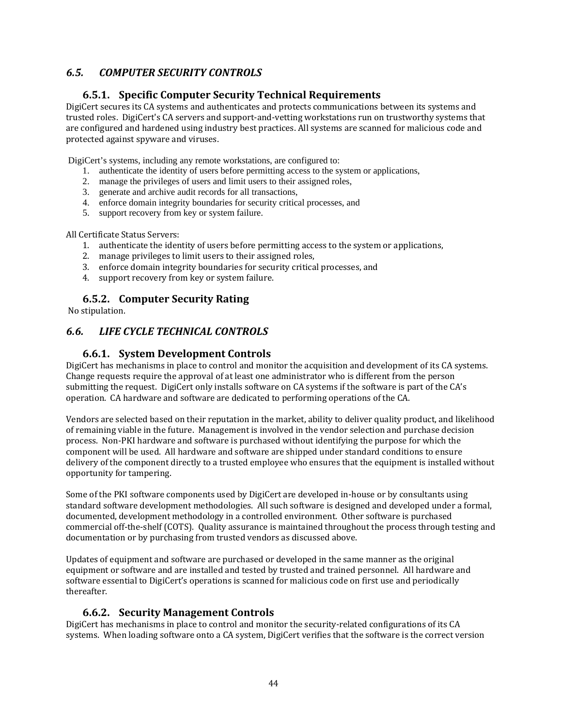## *6.5. COMPUTER SECURITY CONTROLS*

### 6.5.1. Specific Computer Security Technical Requirements

DigiCert secures its CA systems and authenticates and protects communications between its systems and trusted roles. DigiCert's CA servers and support-and-vetting workstations run on trustworthy systems that are configured and hardened using industry best practices. All systems are scanned for malicious code and protected against spyware and viruses.

DigiCert's systems, including any remote workstations, are configured to:

1. authenticate the identity of users before permitting access to the system or applications,
2. manage the privileges of users and limit users to their assigned roles,
3. generate and archive audit records for all transactions,
4. enforce domain integrity boundaries for security critical processes, and
5. support recovery from key or system failure.

All Certificate Status Servers:

1. authenticate the identity of users before permitting access to the system or applications,
2. manage privileges to limit users to their assigned roles,
3. enforce domain integrity boundaries for security critical processes, and
4. support recovery from key or system failure.

### 6.5.2. Computer Security Rating

No stipulation.

## *6.6. LIFE CYCLE TECHNICAL CONTROLS*

### 6.6.1. System Development Controls

DigiCert has mechanisms in place to control and monitor the acquisition and development of its CA systems. Change requests require the approval of at least one administrator who is different from the person submitting the request. DigiCert only installs software on CA systems if the software is part of the CA's operation. CA hardware and software are dedicated to performing operations of the CA.

Vendors are selected based on their reputation in the market, ability to deliver quality product, and likelihood of remaining viable in the future. Management is involved in the vendor selection and purchase decision process. Non-PKI hardware and software is purchased without identifying the purpose for which the component will be used. All hardware and software are shipped under standard conditions to ensure delivery of the component directly to a trusted employee who ensures that the equipment is installed without opportunity for tampering.

Some of the PKI software components used by DigiCert are developed in-house or by consultants using standard software development methodologies. All such software is designed and developed under a formal, documented, development methodology in a controlled environment. Other software is purchased commercial off-the-shelf (COTS). Quality assurance is maintained throughout the process through testing and documentation or by purchasing from trusted vendors as discussed above.

Updates of equipment and software are purchased or developed in the same manner as the original equipment or software and are installed and tested by trusted and trained personnel. All hardware and software essential to DigiCert's operations is scanned for malicious code on first use and periodically thereafter.

### 6.6.2. Security Management Controls

DigiCert has mechanisms in place to control and monitor the security-related configurations of its CA systems. When loading software onto a CA system, DigiCert verifies that the software is the correct version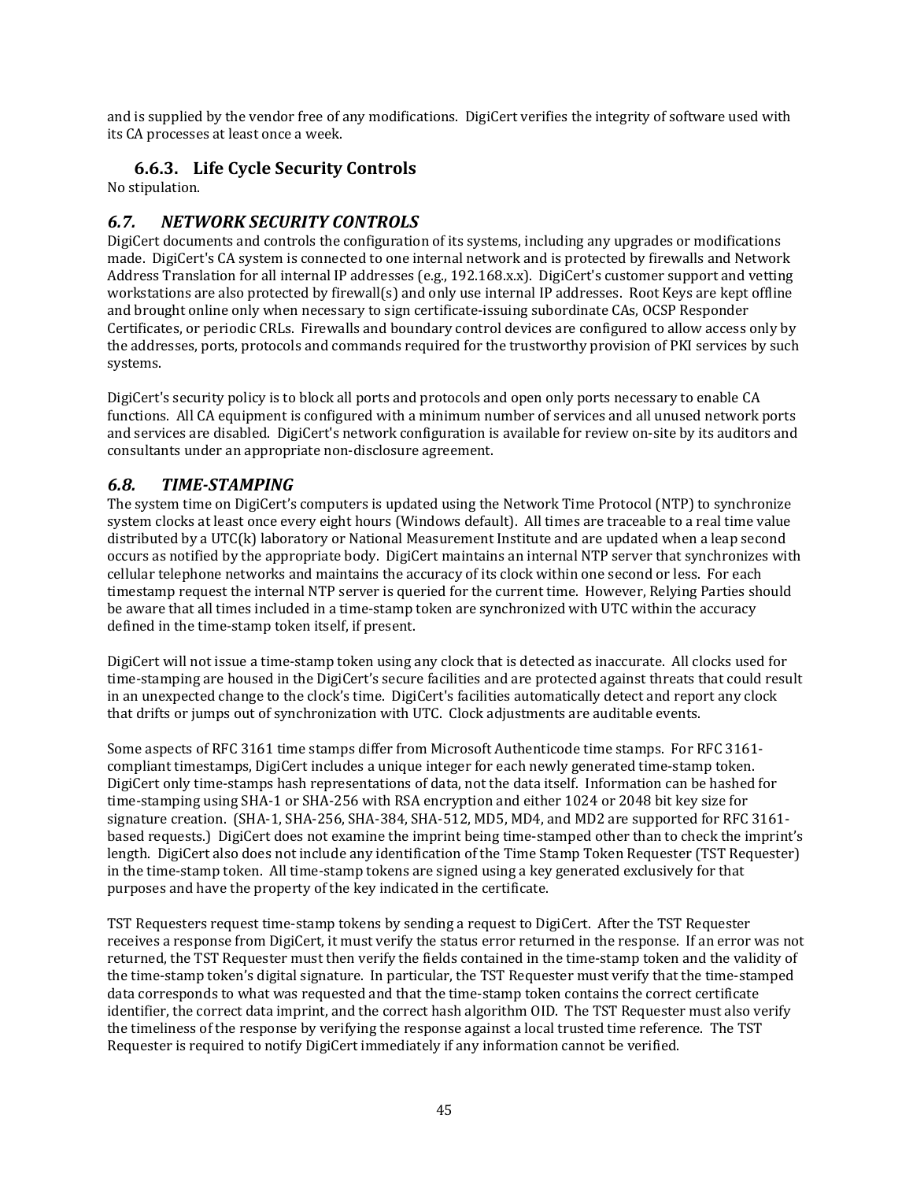and is supplied by the vendor free of any modifications. DigiCert verifies the integrity of software used with its CA processes at least once a week.

### 6.6.3. Life Cycle Security Controls

No stipulation.

## *6.7. NETWORK SECURITY CONTROLS*

DigiCert documents and controls the configuration of its systems, including any upgrades or modifications made. DigiCert's CA system is connected to one internal network and is protected by firewalls and Network Address Translation for all internal IP addresses (e.g., 192.168.x.x). DigiCert's customer support and vetting workstations are also protected by firewall(s) and only use internal IP addresses. Root Keys are kept offline and brought online only when necessary to sign certificate-issuing subordinate CAs, OCSP Responder Certificates, or periodic CRLs. Firewalls and boundary control devices are configured to allow access only by the addresses, ports, protocols and commands required for the trustworthy provision of PKI services by such systems.

DigiCert's security policy is to block all ports and protocols and open only ports necessary to enable CA functions. All CA equipment is configured with a minimum number of services and all unused network ports and services are disabled. DigiCert's network configuration is available for review on-site by its auditors and consultants under an appropriate non-disclosure agreement.

## *6.8. TIME-STAMPING*

The system time on DigiCert's computers is updated using the Network Time Protocol (NTP) to synchronize system clocks at least once every eight hours (Windows default). All times are traceable to a real time value distributed by a UTC(k) laboratory or National Measurement Institute and are updated when a leap second occurs as notified by the appropriate body. DigiCert maintains an internal NTP server that synchronizes with cellular telephone networks and maintains the accuracy of its clock within one second or less. For each timestamp request the internal NTP server is queried for the current time. However, Relying Parties should be aware that all times included in a time-stamp token are synchronized with UTC within the accuracy defined in the time-stamp token itself, if present.

DigiCert will not issue a time-stamp token using any clock that is detected as inaccurate. All clocks used for time-stamping are housed in the DigiCert's secure facilities and are protected against threats that could result in an unexpected change to the clock's time. DigiCert's facilities automatically detect and report any clock that drifts or jumps out of synchronization with UTC. Clock adjustments are auditable events.

Some aspects of RFC 3161 time stamps differ from Microsoft Authenticode time stamps. For RFC 3161-compliant timestamps, DigiCert includes a unique integer for each newly generated time-stamp token. DigiCert only time-stamps hash representations of data, not the data itself. Information can be hashed for time-stamping using SHA-1 or SHA-256 with RSA encryption and either 1024 or 2048 bit key size for signature creation. (SHA-1, SHA-256, SHA-384, SHA-512, MD5, MD4, and MD2 are supported for RFC 3161-based requests.) DigiCert does not examine the imprint being time-stamped other than to check the imprint's length. DigiCert also does not include any identification of the Time Stamp Token Requester (TST Requester) in the time-stamp token. All time-stamp tokens are signed using a key generated exclusively for that purposes and have the property of the key indicated in the certificate.

TST Requesters request time-stamp tokens by sending a request to DigiCert. After the TST Requester receives a response from DigiCert, it must verify the status error returned in the response. If an error was not returned, the TST Requester must then verify the fields contained in the time-stamp token and the validity of the time-stamp token's digital signature. In particular, the TST Requester must verify that the time-stamped data corresponds to what was requested and that the time-stamp token contains the correct certificate identifier, the correct data imprint, and the correct hash algorithm OID. The TST Requester must also verify the timeliness of the response by verifying the response against a local trusted time reference. The TST Requester is required to notify DigiCert immediately if any information cannot be verified.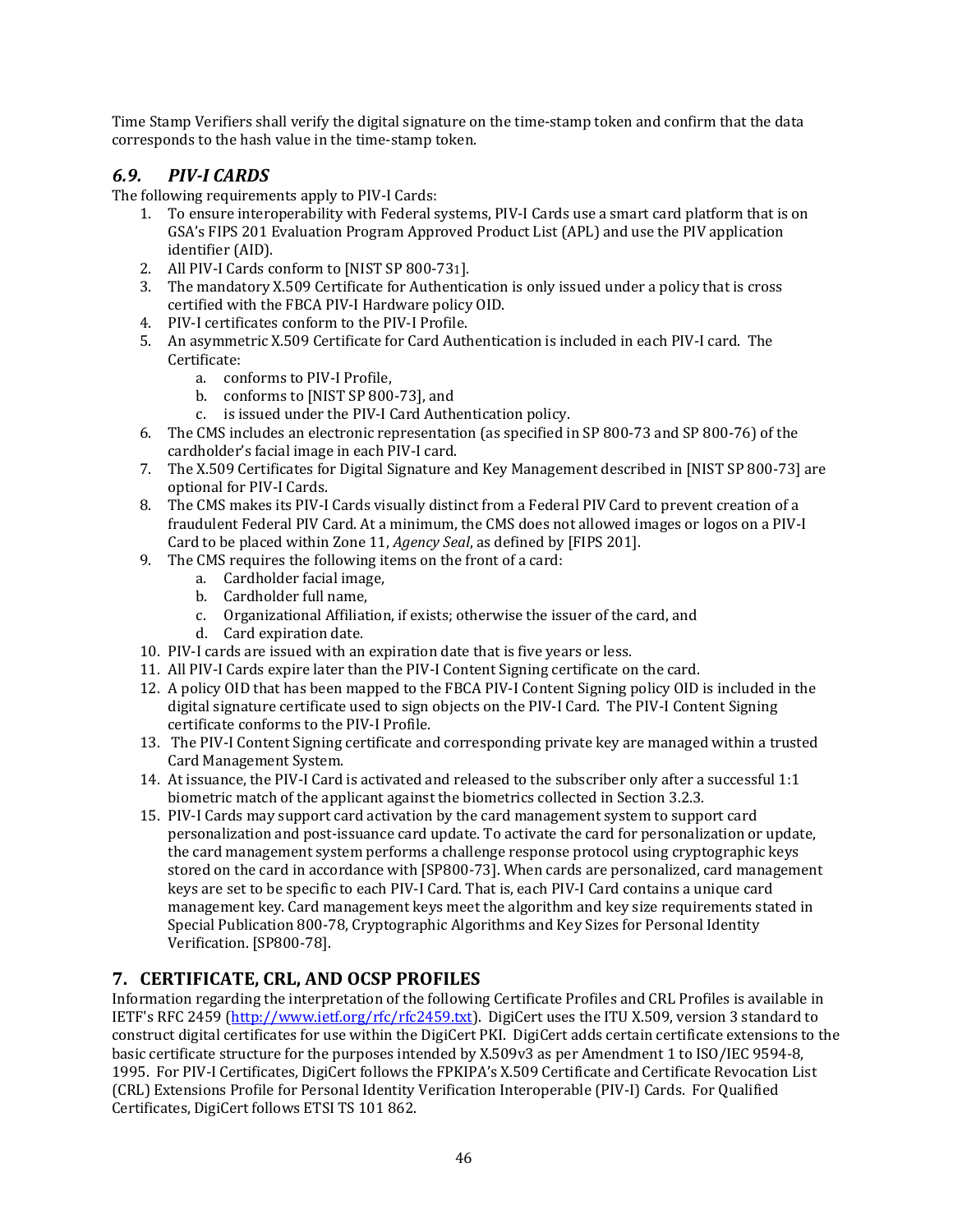Time Stamp Verifiers shall verify the digital signature on the time-stamp token and confirm that the data corresponds to the hash value in the time-stamp token.

### *6.9. PIV-I CARDS*

The following requirements apply to PIV-I Cards:

1. To ensure interoperability with Federal systems, PIV-I Cards use a smart card platform that is on GSA's FIPS 201 Evaluation Program Approved Product List (APL) and use the PIV application identifier (AID).
2. All PIV-I Cards conform to [NIST SP 800-731].
3. The mandatory X.509 Certificate for Authentication is only issued under a policy that is cross certified with the FBCA PIV-I Hardware policy OID.
4. PIV-I certificates conform to the PIV-I Profile.
5. An asymmetric X.509 Certificate for Card Authentication is included in each PIV-I card. The Certificate:
    a. conforms to PIV-I Profile,
    b. conforms to [NIST SP 800-73], and
    c. is issued under the PIV-I Card Authentication policy.
6. The CMS includes an electronic representation (as specified in SP 800-73 and SP 800-76) of the cardholder's facial image in each PIV-I card.
7. The X.509 Certificates for Digital Signature and Key Management described in [NIST SP 800-73] are optional for PIV-I Cards.
8. The CMS makes its PIV-I Cards visually distinct from a Federal PIV Card to prevent creation of a fraudulent Federal PIV Card. At a minimum, the CMS does not allowed images or logos on a PIV-I Card to be placed within Zone 11, *Agency Seal*, as defined by [FIPS 201].
9. The CMS requires the following items on the front of a card:
    a. Cardholder facial image,
    b. Cardholder full name,
    c. Organizational Affiliation, if exists; otherwise the issuer of the card, and
    d. Card expiration date.
10. PIV-I cards are issued with an expiration date that is five years or less.
11. All PIV-I Cards expire later than the PIV-I Content Signing certificate on the card.
12. A policy OID that has been mapped to the FBCA PIV-I Content Signing policy OID is included in the digital signature certificate used to sign objects on the PIV-I Card. The PIV-I Content Signing certificate conforms to the PIV-I Profile.
13. The PIV-I Content Signing certificate and corresponding private key are managed within a trusted Card Management System.
14. At issuance, the PIV-I Card is activated and released to the subscriber only after a successful 1:1 biometric match of the applicant against the biometrics collected in Section 3.2.3.
15. PIV-I Cards may support card activation by the card management system to support card personalization and post-issuance card update. To activate the card for personalization or update, the card management system performs a challenge response protocol using cryptographic keys stored on the card in accordance with [SP800-73]. When cards are personalized, card management keys are set to be specific to each PIV-I Card. That is, each PIV-I Card contains a unique card management key. Card management keys meet the algorithm and key size requirements stated in Special Publication 800-78, Cryptographic Algorithms and Key Sizes for Personal Identity Verification. [SP800-78].

## 7. CERTIFICATE, CRL, AND OCSP PROFILES

Information regarding the interpretation of the following Certificate Profiles and CRL Profiles is available in IETF's RFC 2459 (http://www.ietf.org/rfc/rfc2459.txt). DigiCert uses the ITU X.509, version 3 standard to construct digital certificates for use within the DigiCert PKI. DigiCert adds certain certificate extensions to the basic certificate structure for the purposes intended by X.509v3 as per Amendment 1 to ISO/IEC 9594-8, 1995. For PIV-I Certificates, DigiCert follows the FPKIPA's X.509 Certificate and Certificate Revocation List (CRL) Extensions Profile for Personal Identity Verification Interoperable (PIV-I) Cards. For Qualified Certificates, DigiCert follows ETSI TS 101 862.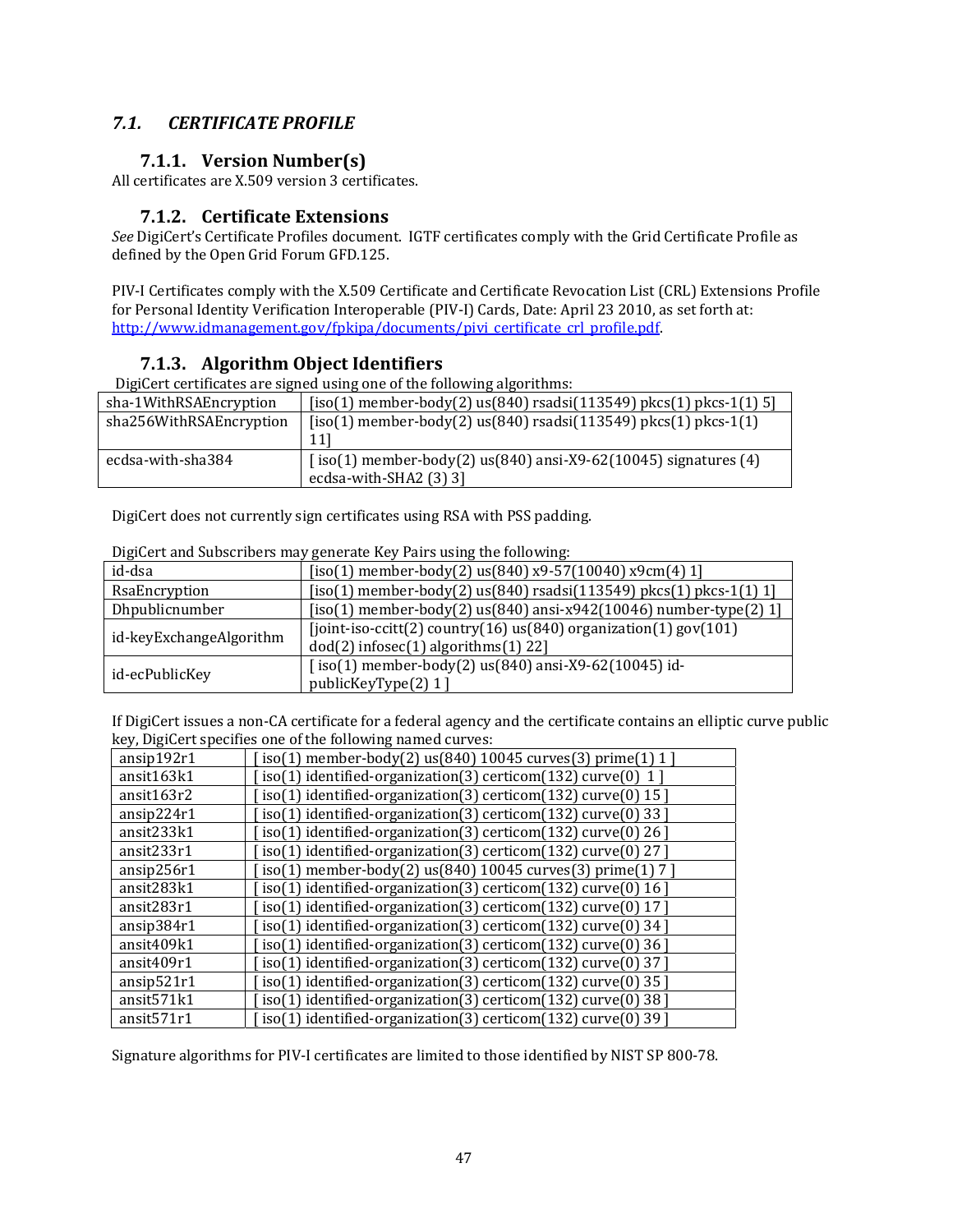## *7.1. CERTIFICATE PROFILE*

### 7.1.1. Version Number(s)

All certificates are X.509 version 3 certificates.

### 7.1.2. Certificate Extensions

*See* DigiCert's Certificate Profiles document. IGTF certificates comply with the Grid Certificate Profile as defined by the Open Grid Forum GFD.125.

PIV-I Certificates comply with the X.509 Certificate and Certificate Revocation List (CRL) Extensions Profile for Personal Identity Verification Interoperable (PIV-I) Cards, Date: April 23 2010, as set forth at: http://www.idmanagement.gov/fpkipa/documents/pivi_certificate_crl_profile.pdf.

### 7.1.3. Algorithm Object Identifiers

DigiCert certificates are signed using one of the following algorithms:

| | |
|---|---|
| sha-1WithRSAEncryption | [iso(1) member-body(2) us(840) rsadsi(113549) pkcs(1) pkcs-1(1) 5] |
| sha256WithRSAEncryption | [iso(1) member-body(2) us(840) rsadsi(113549) pkcs(1) pkcs-1(1) 11] |
| ecdsa-with-sha384 | [ iso(1) member-body(2) us(840) ansi-X9-62(10045) signatures (4) ecdsa-with-SHA2 (3) 3] |

DigiCert does not currently sign certificates using RSA with PSS padding.

DigiCert and Subscribers may generate Key Pairs using the following:

| | |
|---|---|
| id-dsa | [iso(1) member-body(2) us(840) x9-57(10040) x9cm(4) 1] |
| RsaEncryption | [iso(1) member-body(2) us(840) rsadsi(113549) pkcs(1) pkcs-1(1) 1] |
| Dhpublicnumber | [iso(1) member-body(2) us(840) ansi-x942(10046) number-type(2) 1] |
| id-keyExchangeAlgorithm | [joint-iso-ccitt(2) country(16) us(840) organization(1) gov(101) dod(2) infosec(1) algorithms(1) 22] |
| id-ecPublicKey | [ iso(1) member-body(2) us(840) ansi-X9-62(10045) id-publicKeyType(2) 1 ] |

If DigiCert issues a non-CA certificate for a federal agency and the certificate contains an elliptic curve public key, DigiCert specifies one of the following named curves:

| | |
|---|---|
| ansip192r1 | [ iso(1) member-body(2) us(840) 10045 curves(3) prime(1) 1 ] |
| ansit163k1 | [ iso(1) identified-organization(3) certicom(132) curve(0) 1 ] |
| ansit163r2 | [ iso(1) identified-organization(3) certicom(132) curve(0) 15 ] |
| ansip224r1 | [ iso(1) identified-organization(3) certicom(132) curve(0) 33 ] |
| ansit233k1 | [ iso(1) identified-organization(3) certicom(132) curve(0) 26 ] |
| ansit233r1 | [ iso(1) identified-organization(3) certicom(132) curve(0) 27 ] |
| ansip256r1 | [ iso(1) member-body(2) us(840) 10045 curves(3) prime(1) 7 ] |
| ansit283k1 | [ iso(1) identified-organization(3) certicom(132) curve(0) 16 ] |
| ansit283r1 | [ iso(1) identified-organization(3) certicom(132) curve(0) 17 ] |
| ansip384r1 | [ iso(1) identified-organization(3) certicom(132) curve(0) 34 ] |
| ansit409k1 | [ iso(1) identified-organization(3) certicom(132) curve(0) 36 ] |
| ansit409r1 | [ iso(1) identified-organization(3) certicom(132) curve(0) 37 ] |
| ansip521r1 | [ iso(1) identified-organization(3) certicom(132) curve(0) 35 ] |
| ansit571k1 | [ iso(1) identified-organization(3) certicom(132) curve(0) 38 ] |
| ansit571r1 | [ iso(1) identified-organization(3) certicom(132) curve(0) 39 ] |

Signature algorithms for PIV-I certificates are limited to those identified by NIST SP 800-78.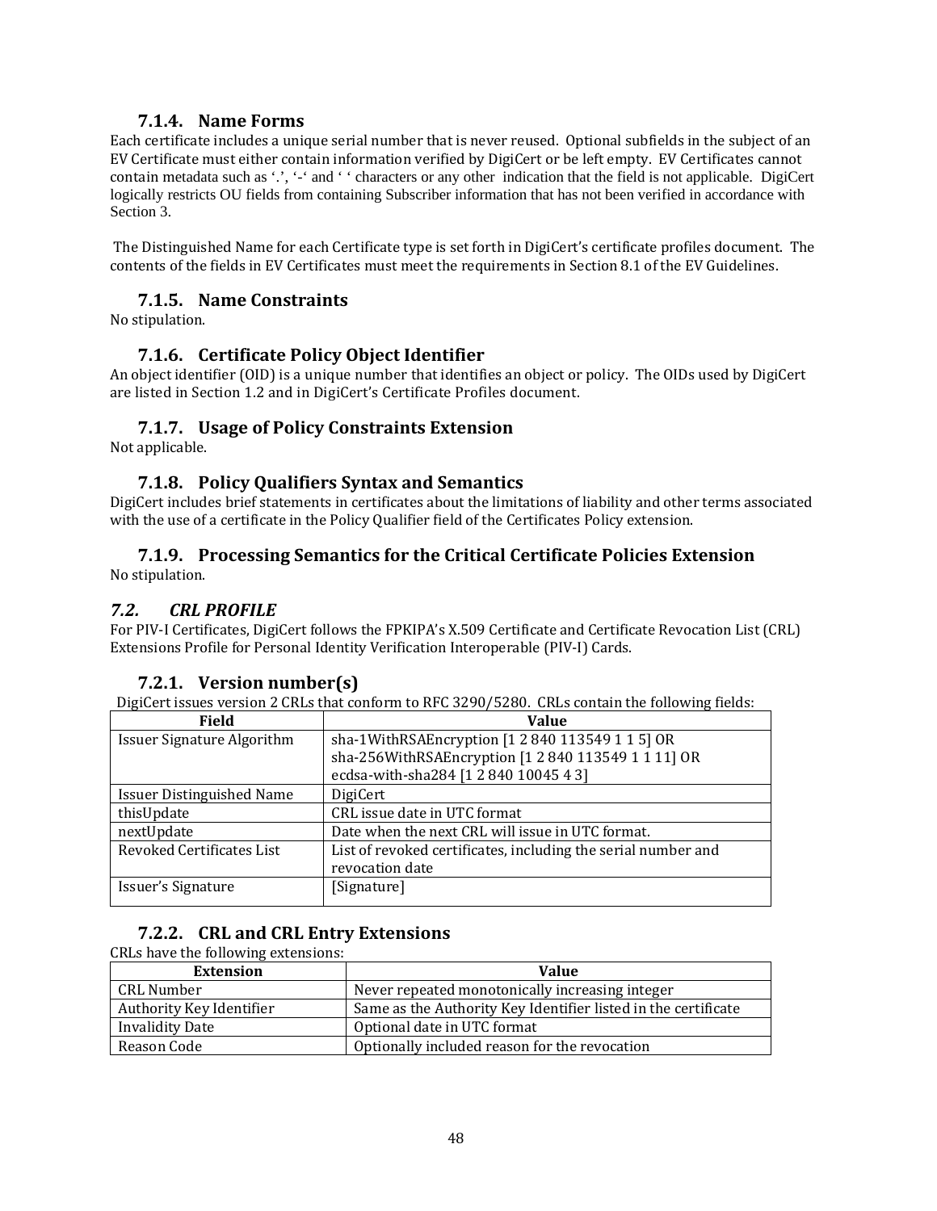### 7.1.4. Name Forms

Each certificate includes a unique serial number that is never reused. Optional subfields in the subject of an EV Certificate must either contain information verified by DigiCert or be left empty. EV Certificates cannot contain metadata such as '.', '-' and ' ' characters or any other indication that the field is not applicable. DigiCert logically restricts OU fields from containing Subscriber information that has not been verified in accordance with Section 3.

The Distinguished Name for each Certificate type is set forth in DigiCert's certificate profiles document. The contents of the fields in EV Certificates must meet the requirements in Section 8.1 of the EV Guidelines.

### 7.1.5. Name Constraints

No stipulation.

### 7.1.6. Certificate Policy Object Identifier

An object identifier (OID) is a unique number that identifies an object or policy. The OIDs used by DigiCert are listed in Section 1.2 and in DigiCert's Certificate Profiles document.

### 7.1.7. Usage of Policy Constraints Extension

Not applicable.

### 7.1.8. Policy Qualifiers Syntax and Semantics

DigiCert includes brief statements in certificates about the limitations of liability and other terms associated with the use of a certificate in the Policy Qualifier field of the Certificates Policy extension.

### 7.1.9. Processing Semantics for the Critical Certificate Policies Extension

No stipulation.

## *7.2. CRL PROFILE*

For PIV-I Certificates, DigiCert follows the FPKIPA's X.509 Certificate and Certificate Revocation List (CRL) Extensions Profile for Personal Identity Verification Interoperable (PIV-I) Cards.

### 7.2.1. Version number(s)

DigiCert issues version 2 CRLs that conform to RFC 3290/5280. CRLs contain the following fields:

| Field | Value |
|---|---|
| Issuer Signature Algorithm | sha-1WithRSAEncryption [1 2 840 113549 1 1 5] OR sha-256WithRSAEncryption [1 2 840 113549 1 1 11] OR ecdsa-with-sha284 [1 2 840 10045 4 3] |
| Issuer Distinguished Name | DigiCert |
| thisUpdate | CRL issue date in UTC format |
| nextUpdate | Date when the next CRL will issue in UTC format. |
| Revoked Certificates List | List of revoked certificates, including the serial number and revocation date |
| Issuer's Signature | [Signature] |

### 7.2.2. CRL and CRL Entry Extensions

CRLs have the following extensions:

| Extension | Value |
|---|---|
| CRL Number | Never repeated monotonically increasing integer |
| Authority Key Identifier | Same as the Authority Key Identifier listed in the certificate |
| Invalidity Date | Optional date in UTC format |
| Reason Code | Optionally included reason for the revocation |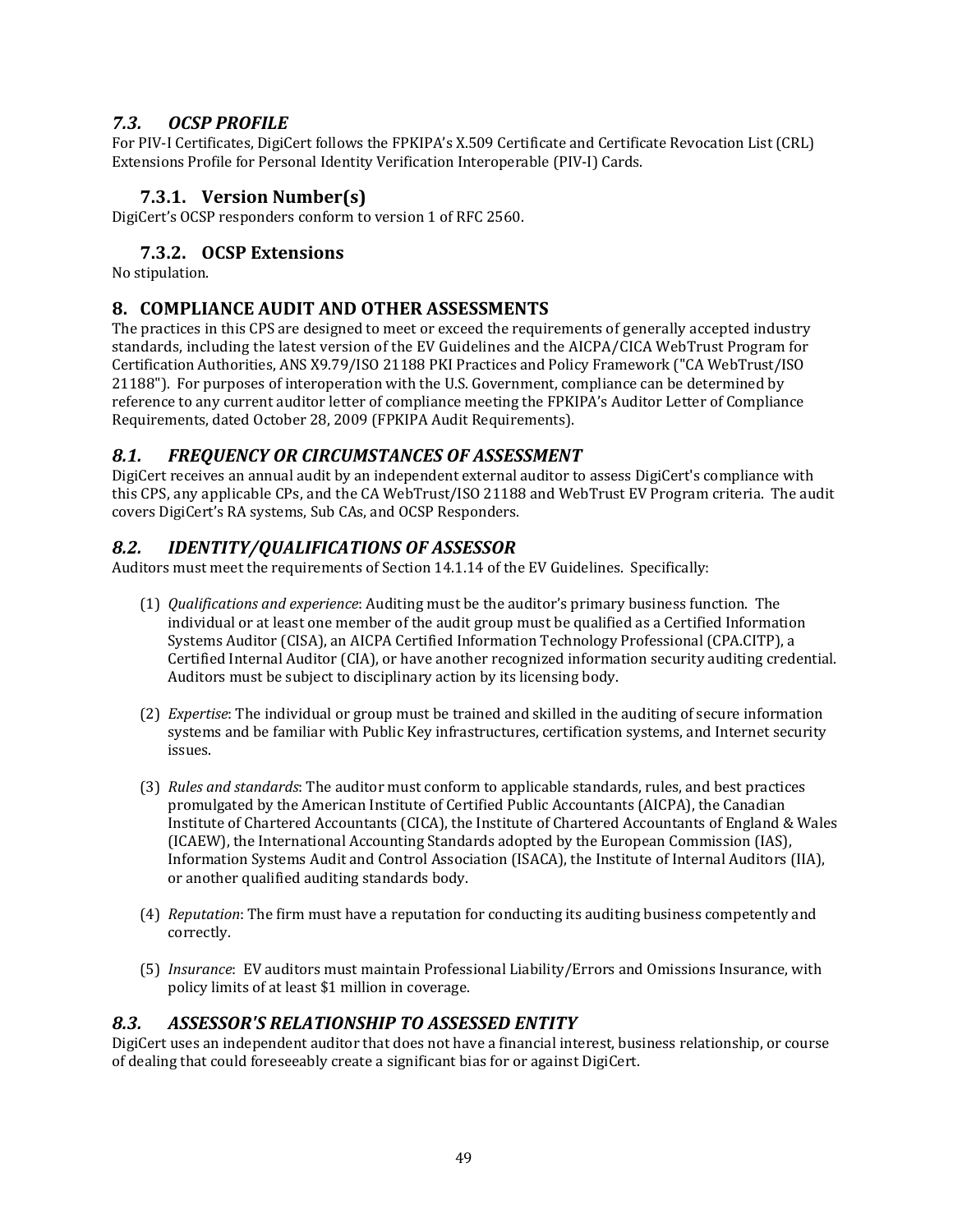## *7.3. OCSP PROFILE*

For PIV-I Certificates, DigiCert follows the FPKIPA's X.509 Certificate and Certificate Revocation List (CRL) Extensions Profile for Personal Identity Verification Interoperable (PIV-I) Cards.

### 7.3.1. Version Number(s)

DigiCert's OCSP responders conform to version 1 of RFC 2560.

### 7.3.2. OCSP Extensions

No stipulation.

# 8. COMPLIANCE AUDIT AND OTHER ASSESSMENTS

The practices in this CPS are designed to meet or exceed the requirements of generally accepted industry standards, including the latest version of the EV Guidelines and the AICPA/CICA WebTrust Program for Certification Authorities, ANS X9.79/ISO 21188 PKI Practices and Policy Framework ("CA WebTrust/ISO 21188"). For purposes of interoperation with the U.S. Government, compliance can be determined by reference to any current auditor letter of compliance meeting the FPKIPA's Auditor Letter of Compliance Requirements, dated October 28, 2009 (FPKIPA Audit Requirements).

## *8.1. FREQUENCY OR CIRCUMSTANCES OF ASSESSMENT*

DigiCert receives an annual audit by an independent external auditor to assess DigiCert's compliance with this CPS, any applicable CPs, and the CA WebTrust/ISO 21188 and WebTrust EV Program criteria. The audit covers DigiCert's RA systems, Sub CAs, and OCSP Responders.

## *8.2. IDENTITY/QUALIFICATIONS OF ASSESSOR*

Auditors must meet the requirements of Section 14.1.14 of the EV Guidelines. Specifically:

(1) *Qualifications and experience*: Auditing must be the auditor's primary business function. The individual or at least one member of the audit group must be qualified as a Certified Information Systems Auditor (CISA), an AICPA Certified Information Technology Professional (CPA.CITP), a Certified Internal Auditor (CIA), or have another recognized information security auditing credential. Auditors must be subject to disciplinary action by its licensing body.

(2) *Expertise*: The individual or group must be trained and skilled in the auditing of secure information systems and be familiar with Public Key infrastructures, certification systems, and Internet security issues.

(3) *Rules and standards*: The auditor must conform to applicable standards, rules, and best practices promulgated by the American Institute of Certified Public Accountants (AICPA), the Canadian Institute of Chartered Accountants (CICA), the Institute of Chartered Accountants of England & Wales (ICAEW), the International Accounting Standards adopted by the European Commission (IAS), Information Systems Audit and Control Association (ISACA), the Institute of Internal Auditors (IIA), or another qualified auditing standards body.

(4) *Reputation*: The firm must have a reputation for conducting its auditing business competently and correctly.

(5) *Insurance*: EV auditors must maintain Professional Liability/Errors and Omissions Insurance, with policy limits of at least $1 million in coverage.

## *8.3. ASSESSOR'S RELATIONSHIP TO ASSESSED ENTITY*

DigiCert uses an independent auditor that does not have a financial interest, business relationship, or course of dealing that could foreseeably create a significant bias for or against DigiCert.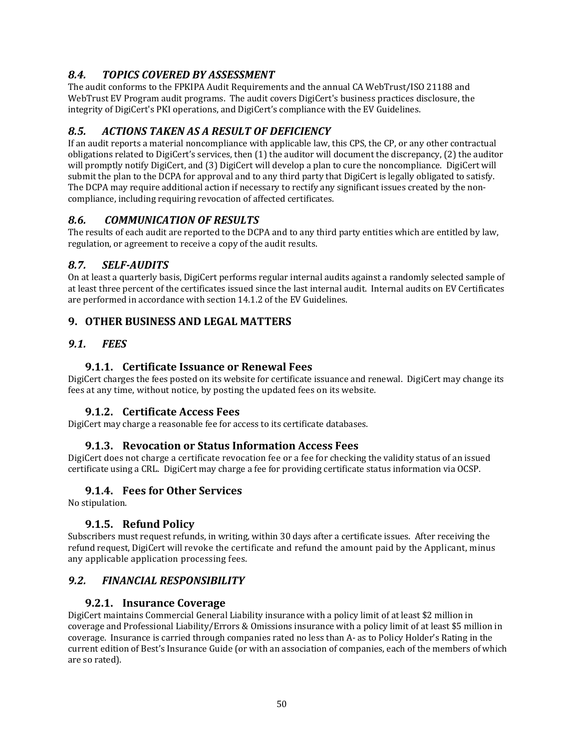### *8.4. TOPICS COVERED BY ASSESSMENT*

The audit conforms to the FPKIPA Audit Requirements and the annual CA WebTrust/ISO 21188 and WebTrust EV Program audit programs. The audit covers DigiCert's business practices disclosure, the integrity of DigiCert's PKI operations, and DigiCert's compliance with the EV Guidelines.

### *8.5. ACTIONS TAKEN AS A RESULT OF DEFICIENCY*

If an audit reports a material noncompliance with applicable law, this CPS, the CP, or any other contractual obligations related to DigiCert's services, then (1) the auditor will document the discrepancy, (2) the auditor will promptly notify DigiCert, and (3) DigiCert will develop a plan to cure the noncompliance. DigiCert will submit the plan to the DCPA for approval and to any third party that DigiCert is legally obligated to satisfy. The DCPA may require additional action if necessary to rectify any significant issues created by the non-compliance, including requiring revocation of affected certificates.

### *8.6. COMMUNICATION OF RESULTS*

The results of each audit are reported to the DCPA and to any third party entities which are entitled by law, regulation, or agreement to receive a copy of the audit results.

### *8.7. SELF-AUDITS*

On at least a quarterly basis, DigiCert performs regular internal audits against a randomly selected sample of at least three percent of the certificates issued since the last internal audit. Internal audits on EV Certificates are performed in accordance with section 14.1.2 of the EV Guidelines.

## 9. OTHER BUSINESS AND LEGAL MATTERS

### *9.1. FEES*

#### 9.1.1. Certificate Issuance or Renewal Fees

DigiCert charges the fees posted on its website for certificate issuance and renewal. DigiCert may change its fees at any time, without notice, by posting the updated fees on its website.

#### 9.1.2. Certificate Access Fees

DigiCert may charge a reasonable fee for access to its certificate databases.

#### 9.1.3. Revocation or Status Information Access Fees

DigiCert does not charge a certificate revocation fee or a fee for checking the validity status of an issued certificate using a CRL. DigiCert may charge a fee for providing certificate status information via OCSP.

#### 9.1.4. Fees for Other Services

No stipulation.

#### 9.1.5. Refund Policy

Subscribers must request refunds, in writing, within 30 days after a certificate issues. After receiving the refund request, DigiCert will revoke the certificate and refund the amount paid by the Applicant, minus any applicable application processing fees.

### *9.2. FINANCIAL RESPONSIBILITY*

#### 9.2.1. Insurance Coverage

DigiCert maintains Commercial General Liability insurance with a policy limit of at least $2 million in coverage and Professional Liability/Errors & Omissions insurance with a policy limit of at least $5 million in coverage. Insurance is carried through companies rated no less than A- as to Policy Holder's Rating in the current edition of Best's Insurance Guide (or with an association of companies, each of the members of which are so rated).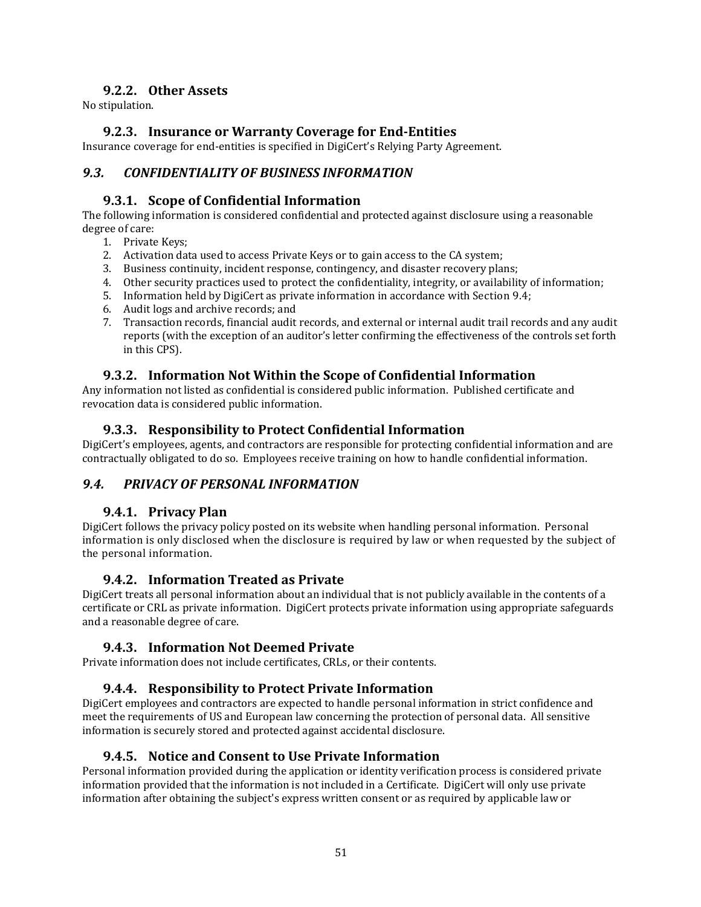### 9.2.2. Other Assets

No stipulation.

### 9.2.3. Insurance or Warranty Coverage for End-Entities

Insurance coverage for end-entities is specified in DigiCert's Relying Party Agreement.

## *9.3. CONFIDENTIALITY OF BUSINESS INFORMATION*

### 9.3.1. Scope of Confidential Information

The following information is considered confidential and protected against disclosure using a reasonable degree of care:

1. Private Keys;
2. Activation data used to access Private Keys or to gain access to the CA system;
3. Business continuity, incident response, contingency, and disaster recovery plans;
4. Other security practices used to protect the confidentiality, integrity, or availability of information;
5. Information held by DigiCert as private information in accordance with Section 9.4;
6. Audit logs and archive records; and
7. Transaction records, financial audit records, and external or internal audit trail records and any audit reports (with the exception of an auditor's letter confirming the effectiveness of the controls set forth in this CPS).

### 9.3.2. Information Not Within the Scope of Confidential Information

Any information not listed as confidential is considered public information. Published certificate and revocation data is considered public information.

### 9.3.3. Responsibility to Protect Confidential Information

DigiCert's employees, agents, and contractors are responsible for protecting confidential information and are contractually obligated to do so. Employees receive training on how to handle confidential information.

## *9.4. PRIVACY OF PERSONAL INFORMATION*

### 9.4.1. Privacy Plan

DigiCert follows the privacy policy posted on its website when handling personal information. Personal information is only disclosed when the disclosure is required by law or when requested by the subject of the personal information.

### 9.4.2. Information Treated as Private

DigiCert treats all personal information about an individual that is not publicly available in the contents of a certificate or CRL as private information. DigiCert protects private information using appropriate safeguards and a reasonable degree of care.

### 9.4.3. Information Not Deemed Private

Private information does not include certificates, CRLs, or their contents.

### 9.4.4. Responsibility to Protect Private Information

DigiCert employees and contractors are expected to handle personal information in strict confidence and meet the requirements of US and European law concerning the protection of personal data. All sensitive information is securely stored and protected against accidental disclosure.

### 9.4.5. Notice and Consent to Use Private Information

Personal information provided during the application or identity verification process is considered private information provided that the information is not included in a Certificate. DigiCert will only use private information after obtaining the subject's express written consent or as required by applicable law or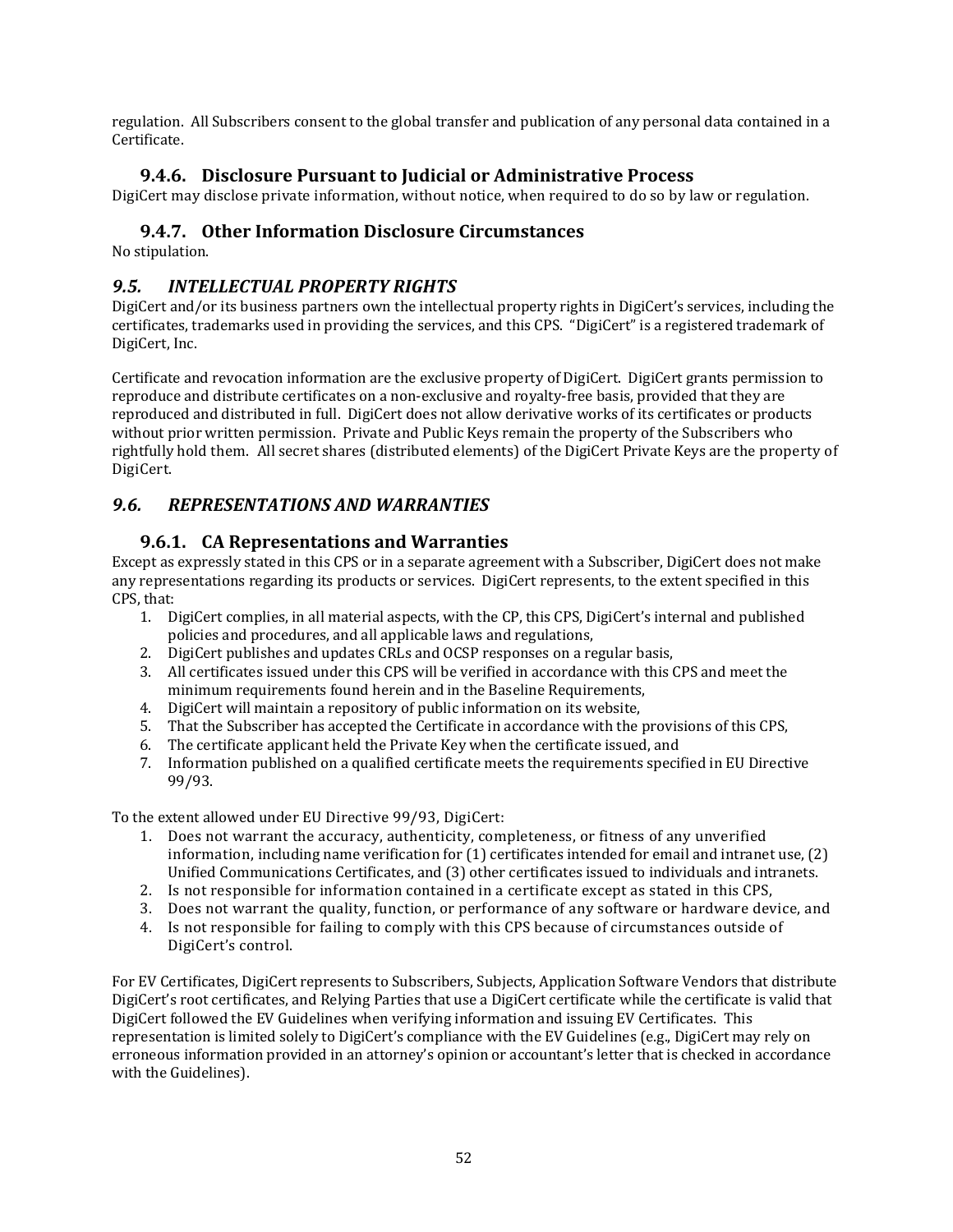regulation. All Subscribers consent to the global transfer and publication of any personal data contained in a Certificate.

### 9.4.6. Disclosure Pursuant to Judicial or Administrative Process

DigiCert may disclose private information, without notice, when required to do so by law or regulation.

### 9.4.7. Other Information Disclosure Circumstances

No stipulation.

## *9.5. INTELLECTUAL PROPERTY RIGHTS*

DigiCert and/or its business partners own the intellectual property rights in DigiCert's services, including the certificates, trademarks used in providing the services, and this CPS. "DigiCert" is a registered trademark of DigiCert, Inc.

Certificate and revocation information are the exclusive property of DigiCert. DigiCert grants permission to reproduce and distribute certificates on a non-exclusive and royalty-free basis, provided that they are reproduced and distributed in full. DigiCert does not allow derivative works of its certificates or products without prior written permission. Private and Public Keys remain the property of the Subscribers who rightfully hold them. All secret shares (distributed elements) of the DigiCert Private Keys are the property of DigiCert.

## *9.6. REPRESENTATIONS AND WARRANTIES*

### 9.6.1. CA Representations and Warranties

Except as expressly stated in this CPS or in a separate agreement with a Subscriber, DigiCert does not make any representations regarding its products or services. DigiCert represents, to the extent specified in this CPS, that:

1. DigiCert complies, in all material aspects, with the CP, this CPS, DigiCert's internal and published policies and procedures, and all applicable laws and regulations,
2. DigiCert publishes and updates CRLs and OCSP responses on a regular basis,
3. All certificates issued under this CPS will be verified in accordance with this CPS and meet the minimum requirements found herein and in the Baseline Requirements,
4. DigiCert will maintain a repository of public information on its website,
5. That the Subscriber has accepted the Certificate in accordance with the provisions of this CPS,
6. The certificate applicant held the Private Key when the certificate issued, and
7. Information published on a qualified certificate meets the requirements specified in EU Directive 99/93.

To the extent allowed under EU Directive 99/93, DigiCert:

1. Does not warrant the accuracy, authenticity, completeness, or fitness of any unverified information, including name verification for (1) certificates intended for email and intranet use, (2) Unified Communications Certificates, and (3) other certificates issued to individuals and intranets.
2. Is not responsible for information contained in a certificate except as stated in this CPS,
3. Does not warrant the quality, function, or performance of any software or hardware device, and
4. Is not responsible for failing to comply with this CPS because of circumstances outside of DigiCert's control.

For EV Certificates, DigiCert represents to Subscribers, Subjects, Application Software Vendors that distribute DigiCert's root certificates, and Relying Parties that use a DigiCert certificate while the certificate is valid that DigiCert followed the EV Guidelines when verifying information and issuing EV Certificates. This representation is limited solely to DigiCert's compliance with the EV Guidelines (e.g., DigiCert may rely on erroneous information provided in an attorney's opinion or accountant's letter that is checked in accordance with the Guidelines).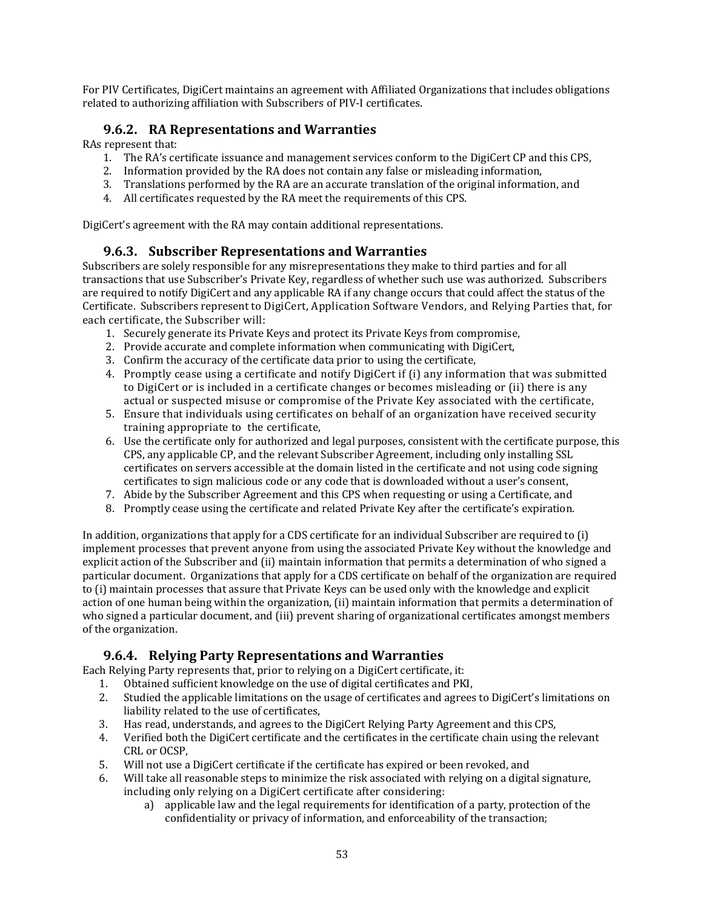For PIV Certificates, DigiCert maintains an agreement with Affiliated Organizations that includes obligations related to authorizing affiliation with Subscribers of PIV-I certificates.

### 9.6.2. RA Representations and Warranties

RAs represent that:

1. The RA's certificate issuance and management services conform to the DigiCert CP and this CPS,
2. Information provided by the RA does not contain any false or misleading information,
3. Translations performed by the RA are an accurate translation of the original information, and
4. All certificates requested by the RA meet the requirements of this CPS.

DigiCert's agreement with the RA may contain additional representations.

### 9.6.3. Subscriber Representations and Warranties

Subscribers are solely responsible for any misrepresentations they make to third parties and for all transactions that use Subscriber's Private Key, regardless of whether such use was authorized. Subscribers are required to notify DigiCert and any applicable RA if any change occurs that could affect the status of the Certificate. Subscribers represent to DigiCert, Application Software Vendors, and Relying Parties that, for each certificate, the Subscriber will:

1. Securely generate its Private Keys and protect its Private Keys from compromise,
2. Provide accurate and complete information when communicating with DigiCert,
3. Confirm the accuracy of the certificate data prior to using the certificate,
4. Promptly cease using a certificate and notify DigiCert if (i) any information that was submitted to DigiCert or is included in a certificate changes or becomes misleading or (ii) there is any actual or suspected misuse or compromise of the Private Key associated with the certificate,
5. Ensure that individuals using certificates on behalf of an organization have received security training appropriate to the certificate,
6. Use the certificate only for authorized and legal purposes, consistent with the certificate purpose, this CPS, any applicable CP, and the relevant Subscriber Agreement, including only installing SSL certificates on servers accessible at the domain listed in the certificate and not using code signing certificates to sign malicious code or any code that is downloaded without a user's consent,
7. Abide by the Subscriber Agreement and this CPS when requesting or using a Certificate, and
8. Promptly cease using the certificate and related Private Key after the certificate's expiration.

In addition, organizations that apply for a CDS certificate for an individual Subscriber are required to (i) implement processes that prevent anyone from using the associated Private Key without the knowledge and explicit action of the Subscriber and (ii) maintain information that permits a determination of who signed a particular document. Organizations that apply for a CDS certificate on behalf of the organization are required to (i) maintain processes that assure that Private Keys can be used only with the knowledge and explicit action of one human being within the organization, (ii) maintain information that permits a determination of who signed a particular document, and (iii) prevent sharing of organizational certificates amongst members of the organization.

### 9.6.4. Relying Party Representations and Warranties

Each Relying Party represents that, prior to relying on a DigiCert certificate, it:

1. Obtained sufficient knowledge on the use of digital certificates and PKI,
2. Studied the applicable limitations on the usage of certificates and agrees to DigiCert's limitations on liability related to the use of certificates,
3. Has read, understands, and agrees to the DigiCert Relying Party Agreement and this CPS,
4. Verified both the DigiCert certificate and the certificates in the certificate chain using the relevant CRL or OCSP,
5. Will not use a DigiCert certificate if the certificate has expired or been revoked, and
6. Will take all reasonable steps to minimize the risk associated with relying on a digital signature, including only relying on a DigiCert certificate after considering:
    a) applicable law and the legal requirements for identification of a party, protection of the confidentiality or privacy of information, and enforceability of the transaction;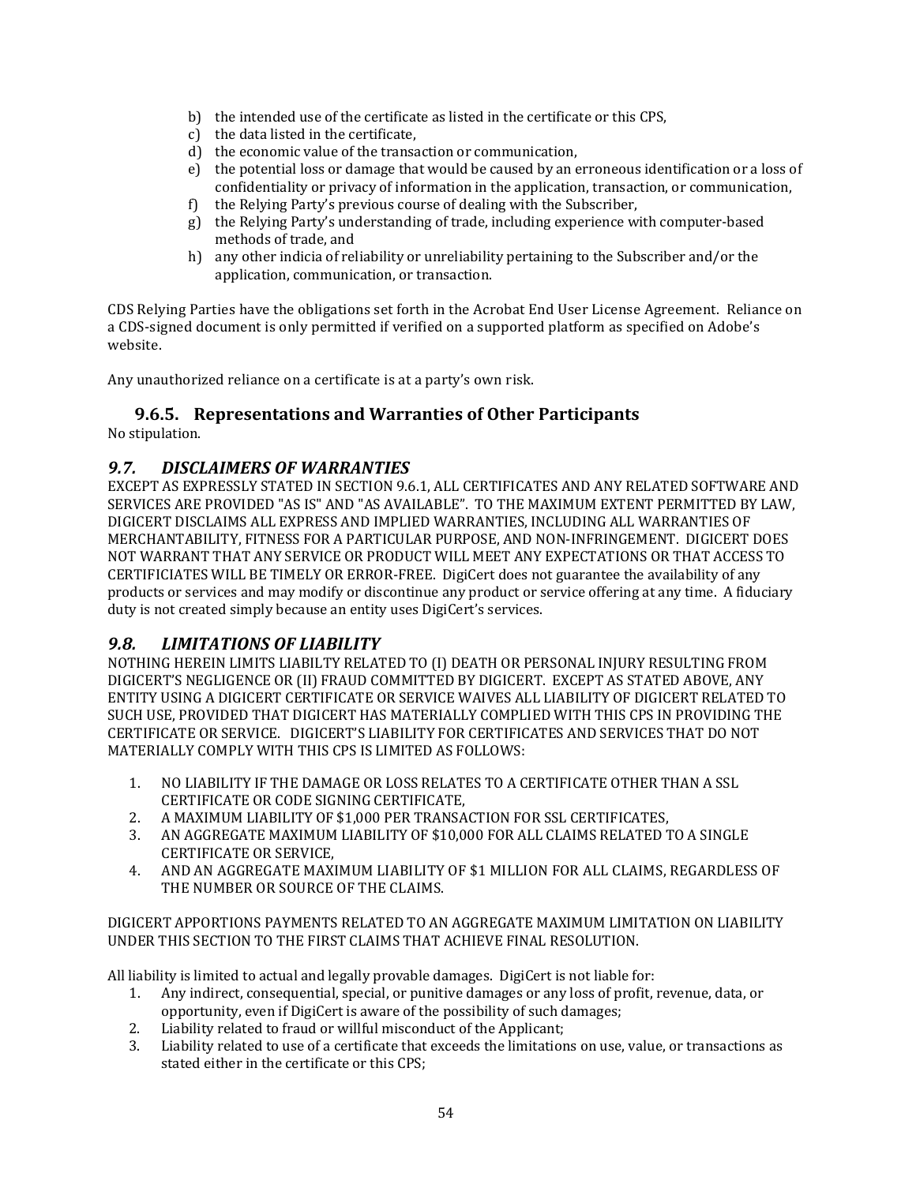b) the intended use of the certificate as listed in the certificate or this CPS,
c) the data listed in the certificate,
d) the economic value of the transaction or communication,
e) the potential loss or damage that would be caused by an erroneous identification or a loss of confidentiality or privacy of information in the application, transaction, or communication,
f) the Relying Party's previous course of dealing with the Subscriber,
g) the Relying Party's understanding of trade, including experience with computer-based methods of trade, and
h) any other indicia of reliability or unreliability pertaining to the Subscriber and/or the application, communication, or transaction.

CDS Relying Parties have the obligations set forth in the Acrobat End User License Agreement. Reliance on a CDS-signed document is only permitted if verified on a supported platform as specified on Adobe's website.

Any unauthorized reliance on a certificate is at a party's own risk.

### 9.6.5. Representations and Warranties of Other Participants

No stipulation.

## *9.7. DISCLAIMERS OF WARRANTIES*

EXCEPT AS EXPRESSLY STATED IN SECTION 9.6.1, ALL CERTIFICATES AND ANY RELATED SOFTWARE AND SERVICES ARE PROVIDED "AS IS" AND "AS AVAILABLE". TO THE MAXIMUM EXTENT PERMITTED BY LAW, DIGICERT DISCLAIMS ALL EXPRESS AND IMPLIED WARRANTIES, INCLUDING ALL WARRANTIES OF MERCHANTABILITY, FITNESS FOR A PARTICULAR PURPOSE, AND NON-INFRINGEMENT. DIGICERT DOES NOT WARRANT THAT ANY SERVICE OR PRODUCT WILL MEET ANY EXPECTATIONS OR THAT ACCESS TO CERTIFICIATES WILL BE TIMELY OR ERROR-FREE. DigiCert does not guarantee the availability of any products or services and may modify or discontinue any product or service offering at any time. A fiduciary duty is not created simply because an entity uses DigiCert's services.

## *9.8. LIMITATIONS OF LIABILITY*

NOTHING HEREIN LIMITS LIABILTY RELATED TO (I) DEATH OR PERSONAL INJURY RESULTING FROM DIGICERT'S NEGLIGENCE OR (II) FRAUD COMMITTED BY DIGICERT. EXCEPT AS STATED ABOVE, ANY ENTITY USING A DIGICERT CERTIFICATE OR SERVICE WAIVES ALL LIABILITY OF DIGICERT RELATED TO SUCH USE, PROVIDED THAT DIGICERT HAS MATERIALLY COMPLIED WITH THIS CPS IN PROVIDING THE CERTIFICATE OR SERVICE. DIGICERT'S LIABILITY FOR CERTIFICATES AND SERVICES THAT DO NOT MATERIALLY COMPLY WITH THIS CPS IS LIMITED AS FOLLOWS:

1. NO LIABILITY IF THE DAMAGE OR LOSS RELATES TO A CERTIFICATE OTHER THAN A SSL CERTIFICATE OR CODE SIGNING CERTIFICATE,
2. A MAXIMUM LIABILITY OF $1,000 PER TRANSACTION FOR SSL CERTIFICATES,
3. AN AGGREGATE MAXIMUM LIABILITY OF $10,000 FOR ALL CLAIMS RELATED TO A SINGLE CERTIFICATE OR SERVICE,
4. AND AN AGGREGATE MAXIMUM LIABILITY OF $1 MILLION FOR ALL CLAIMS, REGARDLESS OF THE NUMBER OR SOURCE OF THE CLAIMS.

DIGICERT APPORTIONS PAYMENTS RELATED TO AN AGGREGATE MAXIMUM LIMITATION ON LIABILITY UNDER THIS SECTION TO THE FIRST CLAIMS THAT ACHIEVE FINAL RESOLUTION.

All liability is limited to actual and legally provable damages. DigiCert is not liable for:

1. Any indirect, consequential, special, or punitive damages or any loss of profit, revenue, data, or opportunity, even if DigiCert is aware of the possibility of such damages;
2. Liability related to fraud or willful misconduct of the Applicant;
3. Liability related to use of a certificate that exceeds the limitations on use, value, or transactions as stated either in the certificate or this CPS;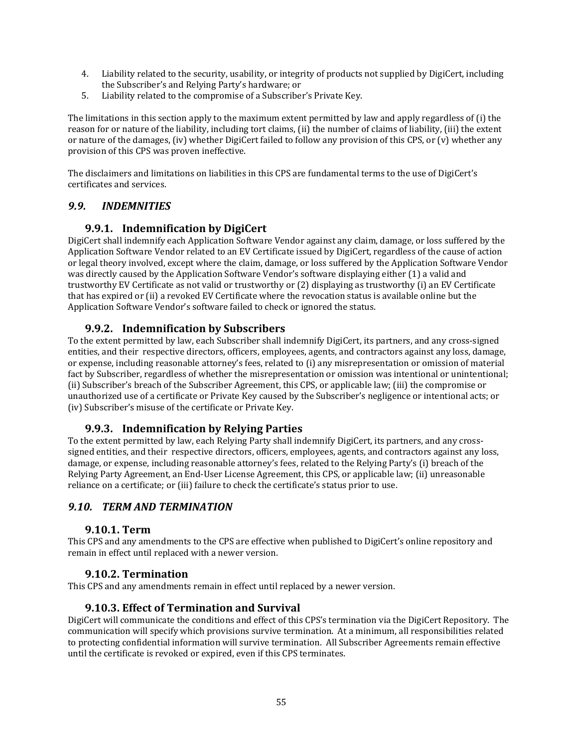4. Liability related to the security, usability, or integrity of products not supplied by DigiCert, including the Subscriber's and Relying Party's hardware; or
5. Liability related to the compromise of a Subscriber's Private Key.

The limitations in this section apply to the maximum extent permitted by law and apply regardless of (i) the reason for or nature of the liability, including tort claims, (ii) the number of claims of liability, (iii) the extent or nature of the damages, (iv) whether DigiCert failed to follow any provision of this CPS, or (v) whether any provision of this CPS was proven ineffective.

The disclaimers and limitations on liabilities in this CPS are fundamental terms to the use of DigiCert's certificates and services.

## *9.9. INDEMNITIES*

### 9.9.1. Indemnification by DigiCert

DigiCert shall indemnify each Application Software Vendor against any claim, damage, or loss suffered by the Application Software Vendor related to an EV Certificate issued by DigiCert, regardless of the cause of action or legal theory involved, except where the claim, damage, or loss suffered by the Application Software Vendor was directly caused by the Application Software Vendor's software displaying either (1) a valid and trustworthy EV Certificate as not valid or trustworthy or (2) displaying as trustworthy (i) an EV Certificate that has expired or (ii) a revoked EV Certificate where the revocation status is available online but the Application Software Vendor's software failed to check or ignored the status.

### 9.9.2. Indemnification by Subscribers

To the extent permitted by law, each Subscriber shall indemnify DigiCert, its partners, and any cross-signed entities, and their respective directors, officers, employees, agents, and contractors against any loss, damage, or expense, including reasonable attorney's fees, related to (i) any misrepresentation or omission of material fact by Subscriber, regardless of whether the misrepresentation or omission was intentional or unintentional; (ii) Subscriber's breach of the Subscriber Agreement, this CPS, or applicable law; (iii) the compromise or unauthorized use of a certificate or Private Key caused by the Subscriber's negligence or intentional acts; or (iv) Subscriber's misuse of the certificate or Private Key.

### 9.9.3. Indemnification by Relying Parties

To the extent permitted by law, each Relying Party shall indemnify DigiCert, its partners, and any cross-signed entities, and their respective directors, officers, employees, agents, and contractors against any loss, damage, or expense, including reasonable attorney's fees, related to the Relying Party's (i) breach of the Relying Party Agreement, an End-User License Agreement, this CPS, or applicable law; (ii) unreasonable reliance on a certificate; or (iii) failure to check the certificate's status prior to use.

## *9.10. TERM AND TERMINATION*

### 9.10.1. Term

This CPS and any amendments to the CPS are effective when published to DigiCert's online repository and remain in effect until replaced with a newer version.

### 9.10.2. Termination

This CPS and any amendments remain in effect until replaced by a newer version.

### 9.10.3. Effect of Termination and Survival

DigiCert will communicate the conditions and effect of this CPS's termination via the DigiCert Repository. The communication will specify which provisions survive termination. At a minimum, all responsibilities related to protecting confidential information will survive termination. All Subscriber Agreements remain effective until the certificate is revoked or expired, even if this CPS terminates.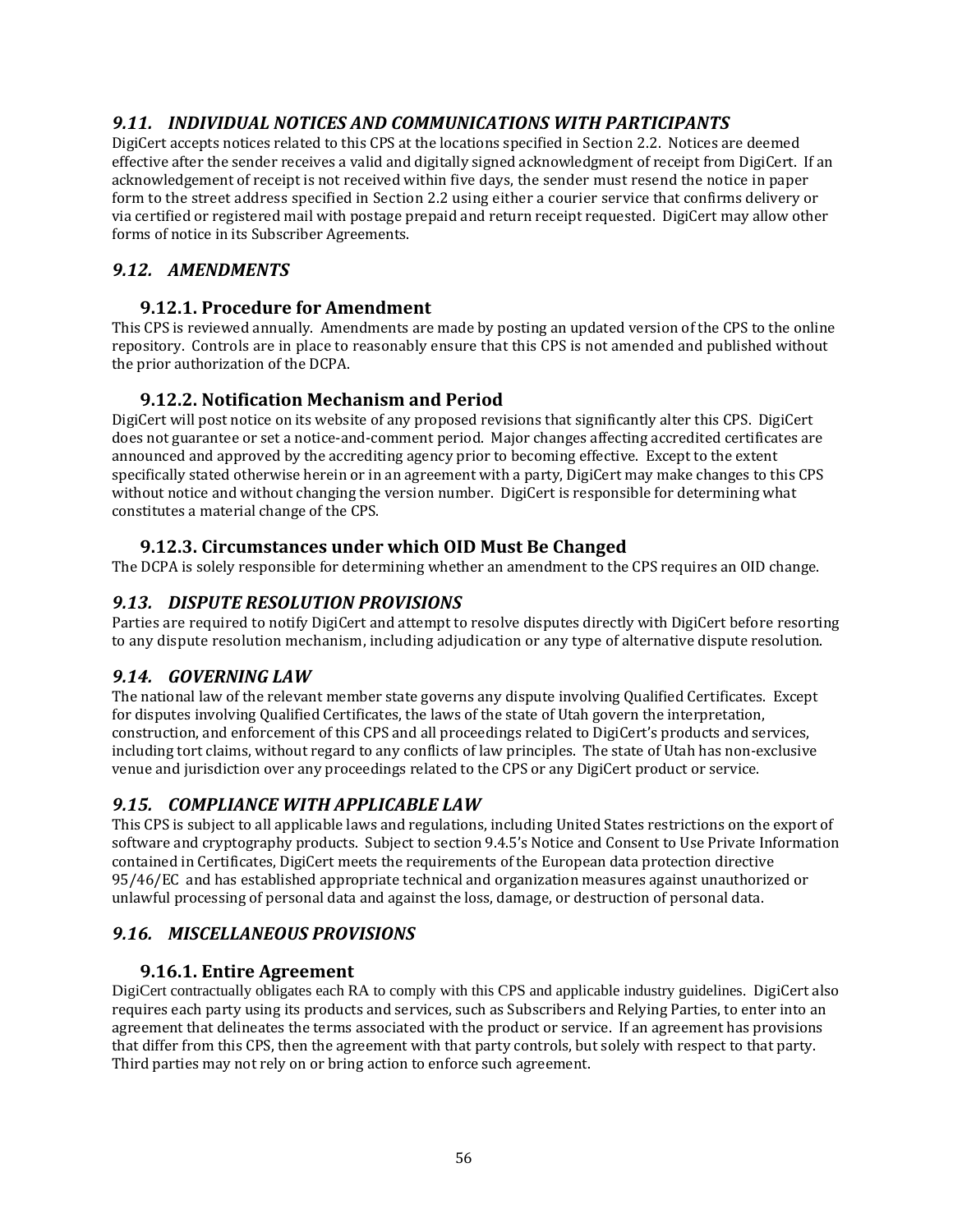## *9.11. INDIVIDUAL NOTICES AND COMMUNICATIONS WITH PARTICIPANTS*

DigiCert accepts notices related to this CPS at the locations specified in Section 2.2. Notices are deemed effective after the sender receives a valid and digitally signed acknowledgment of receipt from DigiCert. If an acknowledgement of receipt is not received within five days, the sender must resend the notice in paper form to the street address specified in Section 2.2 using either a courier service that confirms delivery or via certified or registered mail with postage prepaid and return receipt requested. DigiCert may allow other forms of notice in its Subscriber Agreements.

## *9.12. AMENDMENTS*

### 9.12.1. Procedure for Amendment

This CPS is reviewed annually. Amendments are made by posting an updated version of the CPS to the online repository. Controls are in place to reasonably ensure that this CPS is not amended and published without the prior authorization of the DCPA.

### 9.12.2. Notification Mechanism and Period

DigiCert will post notice on its website of any proposed revisions that significantly alter this CPS. DigiCert does not guarantee or set a notice-and-comment period. Major changes affecting accredited certificates are announced and approved by the accrediting agency prior to becoming effective. Except to the extent specifically stated otherwise herein or in an agreement with a party, DigiCert may make changes to this CPS without notice and without changing the version number. DigiCert is responsible for determining what constitutes a material change of the CPS.

### 9.12.3. Circumstances under which OID Must Be Changed

The DCPA is solely responsible for determining whether an amendment to the CPS requires an OID change.

## *9.13. DISPUTE RESOLUTION PROVISIONS*

Parties are required to notify DigiCert and attempt to resolve disputes directly with DigiCert before resorting to any dispute resolution mechanism, including adjudication or any type of alternative dispute resolution.

## *9.14. GOVERNING LAW*

The national law of the relevant member state governs any dispute involving Qualified Certificates. Except for disputes involving Qualified Certificates, the laws of the state of Utah govern the interpretation, construction, and enforcement of this CPS and all proceedings related to DigiCert's products and services, including tort claims, without regard to any conflicts of law principles. The state of Utah has non-exclusive venue and jurisdiction over any proceedings related to the CPS or any DigiCert product or service.

## *9.15. COMPLIANCE WITH APPLICABLE LAW*

This CPS is subject to all applicable laws and regulations, including United States restrictions on the export of software and cryptography products. Subject to section 9.4.5's Notice and Consent to Use Private Information contained in Certificates, DigiCert meets the requirements of the European data protection directive 95/46/EC and has established appropriate technical and organization measures against unauthorized or unlawful processing of personal data and against the loss, damage, or destruction of personal data.

## *9.16. MISCELLANEOUS PROVISIONS*

### 9.16.1. Entire Agreement

DigiCert contractually obligates each RA to comply with this CPS and applicable industry guidelines. DigiCert also requires each party using its products and services, such as Subscribers and Relying Parties, to enter into an agreement that delineates the terms associated with the product or service. If an agreement has provisions that differ from this CPS, then the agreement with that party controls, but solely with respect to that party. Third parties may not rely on or bring action to enforce such agreement.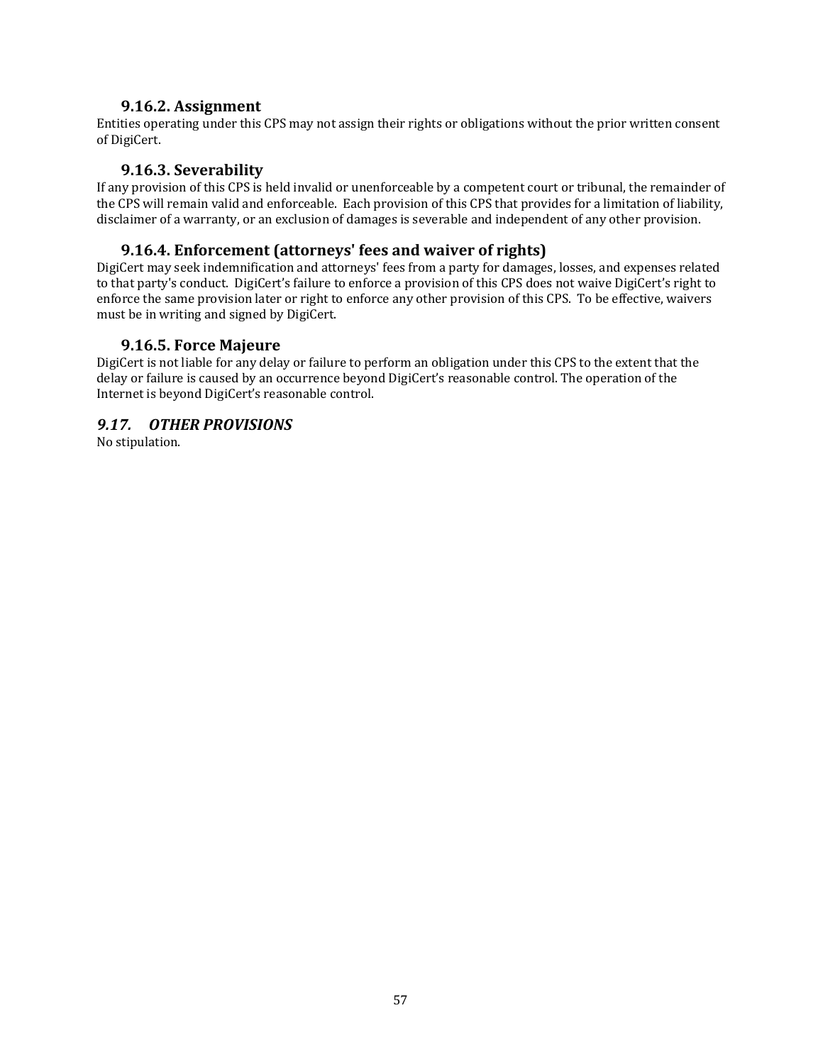### 9.16.2. Assignment

Entities operating under this CPS may not assign their rights or obligations without the prior written consent of DigiCert.

### 9.16.3. Severability

If any provision of this CPS is held invalid or unenforceable by a competent court or tribunal, the remainder of the CPS will remain valid and enforceable. Each provision of this CPS that provides for a limitation of liability, disclaimer of a warranty, or an exclusion of damages is severable and independent of any other provision.

### 9.16.4. Enforcement (attorneys' fees and waiver of rights)

DigiCert may seek indemnification and attorneys' fees from a party for damages, losses, and expenses related to that party's conduct. DigiCert's failure to enforce a provision of this CPS does not waive DigiCert's right to enforce the same provision later or right to enforce any other provision of this CPS. To be effective, waivers must be in writing and signed by DigiCert.

### 9.16.5. Force Majeure

DigiCert is not liable for any delay or failure to perform an obligation under this CPS to the extent that the delay or failure is caused by an occurrence beyond DigiCert's reasonable control. The operation of the Internet is beyond DigiCert's reasonable control.

## *9.17. OTHER PROVISIONS*

No stipulation.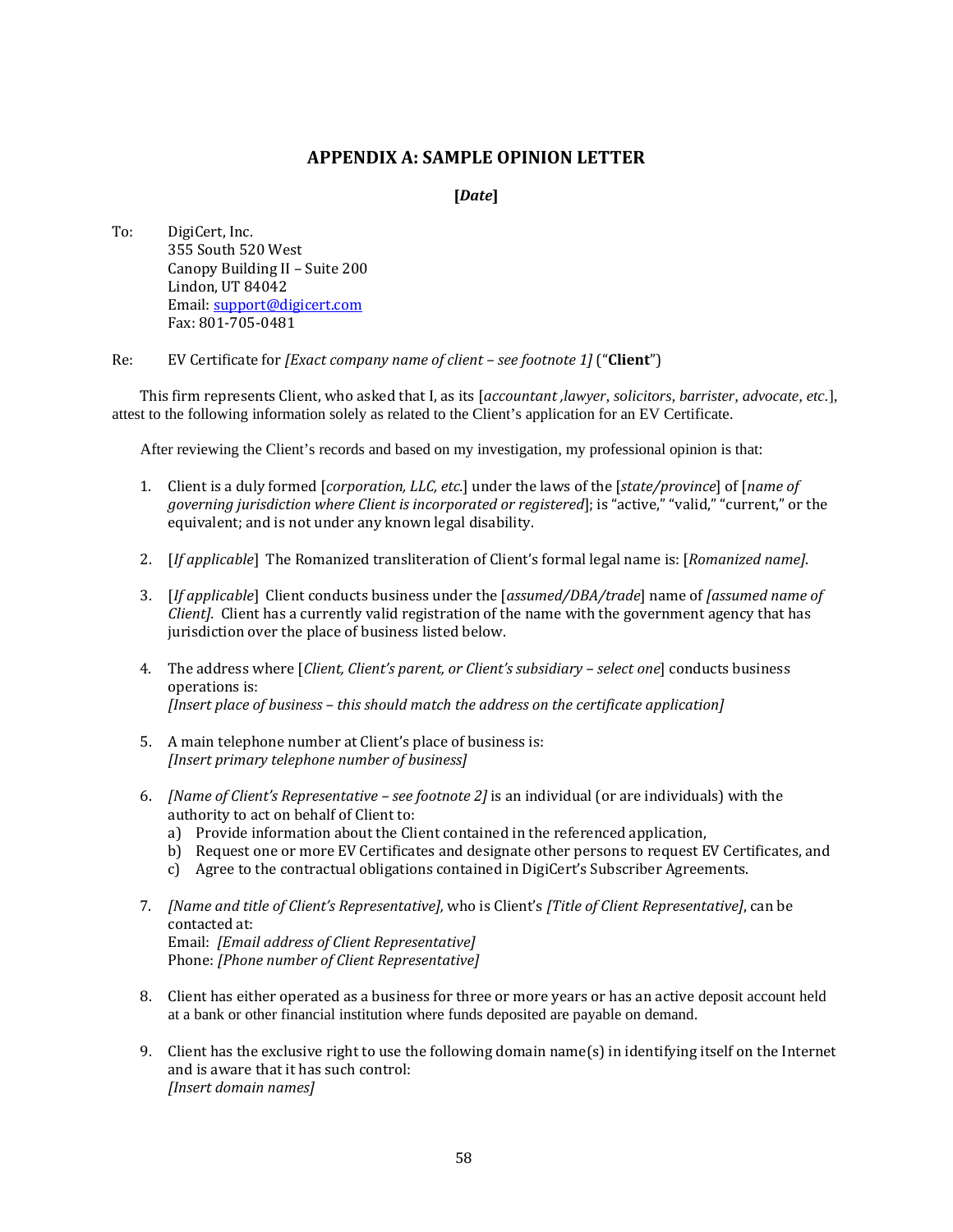## APPENDIX A: SAMPLE OPINION LETTER

**[*Date*]**

To: DigiCert, Inc.
355 South 520 West
Canopy Building II – Suite 200
Lindon, UT 84042
Email: support@digicert.com
Fax: 801-705-0481

Re: EV Certificate for *[Exact company name of client – see footnote 1]* ("**Client**")

This firm represents Client, who asked that I, as its [*accountant ,lawyer*, *solicitors*, *barrister*, *advocate*, *etc*.], attest to the following information solely as related to the Client's application for an EV Certificate.

After reviewing the Client's records and based on my investigation, my professional opinion is that:

1. Client is a duly formed [*corporation, LLC, etc.*] under the laws of the [*state/province*] of [*name of governing jurisdiction where Client is incorporated or registered*]; is "active," "valid," "current," or the equivalent; and is not under any known legal disability.

2. [*If applicable*] The Romanized transliteration of Client's formal legal name is: [*Romanized name]*.

3. [*If applicable*] Client conducts business under the [*assumed/DBA/trade*] name of *[assumed name of Client].* Client has a currently valid registration of the name with the government agency that has jurisdiction over the place of business listed below.

4. The address where [*Client, Client's parent, or Client's subsidiary – select one*] conducts business operations is:
*[Insert place of business – this should match the address on the certificate application]*

5. A main telephone number at Client's place of business is:
*[Insert primary telephone number of business]*

6. *[Name of Client's Representative – see footnote 2]* is an individual (or are individuals) with the authority to act on behalf of Client to:
   a) Provide information about the Client contained in the referenced application,
   b) Request one or more EV Certificates and designate other persons to request EV Certificates, and
   c) Agree to the contractual obligations contained in DigiCert's Subscriber Agreements.

7. *[Name and title of Client's Representative],* who is Client's *[Title of Client Representative]*, can be contacted at:
Email: *[Email address of Client Representative]*
Phone: *[Phone number of Client Representative]*

8. Client has either operated as a business for three or more years or has an active deposit account held at a bank or other financial institution where funds deposited are payable on demand.

9. Client has the exclusive right to use the following domain name(s) in identifying itself on the Internet and is aware that it has such control:
*[Insert domain names]*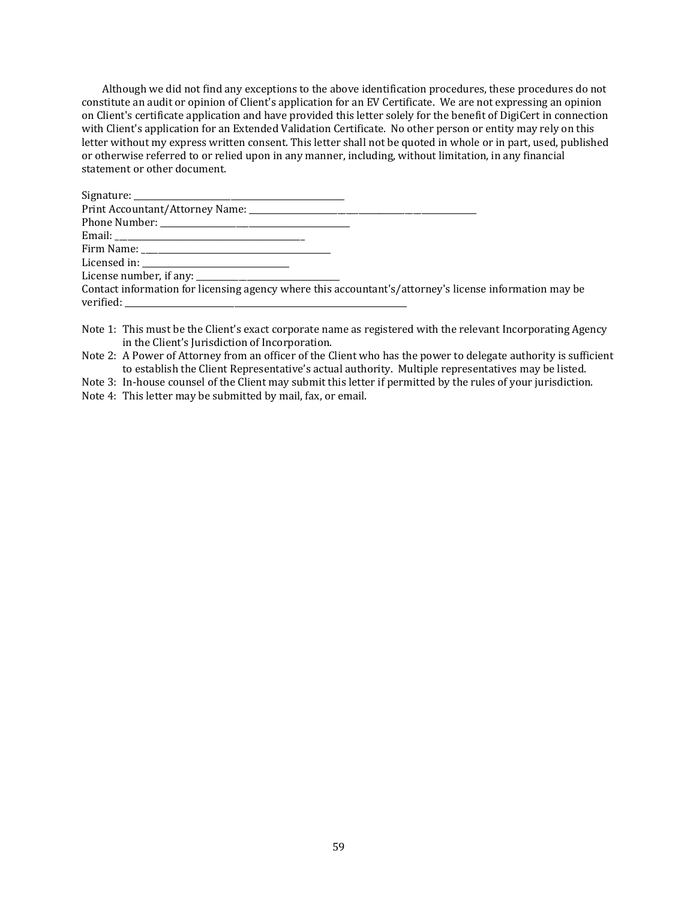Although we did not find any exceptions to the above identification procedures, these procedures do not constitute an audit or opinion of Client's application for an EV Certificate. We are not expressing an opinion on Client's certificate application and have provided this letter solely for the benefit of DigiCert in connection with Client's application for an Extended Validation Certificate. No other person or entity may rely on this letter without my express written consent. This letter shall not be quoted in whole or in part, used, published or otherwise referred to or relied upon in any manner, including, without limitation, in any financial statement or other document.

Signature: ______________________________________________
Print Accountant/Attorney Name: ______________________________________________
Phone Number: ________________________________________
Email: _________________________________________
Firm Name: _________________________________________
Licensed in: ________________________________
License number, if any: ________________________________
Contact information for licensing agency where this accountant's/attorney's license information may be verified: ______________________________________________________________________

Note 1: This must be the Client's exact corporate name as registered with the relevant Incorporating Agency in the Client's Jurisdiction of Incorporation.
Note 2: A Power of Attorney from an officer of the Client who has the power to delegate authority is sufficient to establish the Client Representative's actual authority. Multiple representatives may be listed.
Note 3: In-house counsel of the Client may submit this letter if permitted by the rules of your jurisdiction.
Note 4: This letter may be submitted by mail, fax, or email.